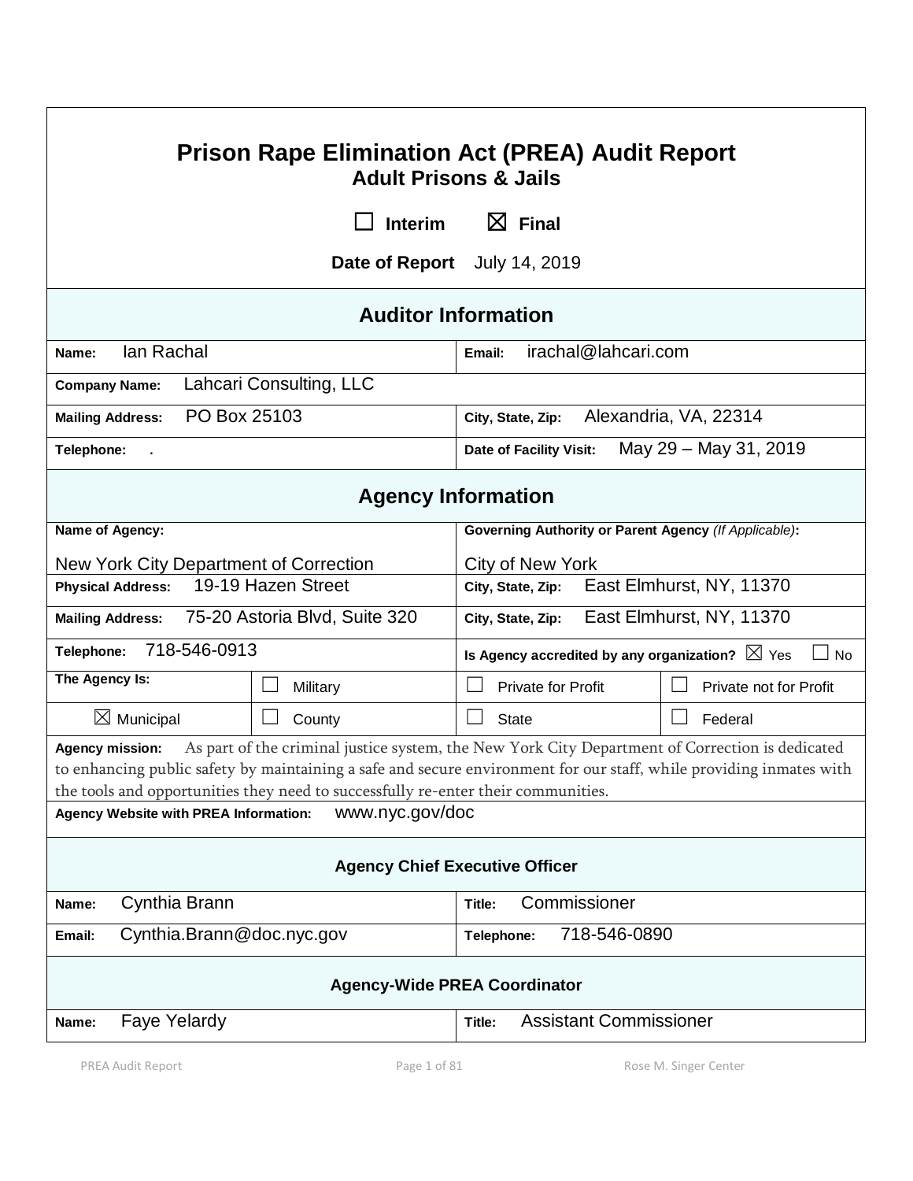# Prison Rape Elimination Act (PREA) Audit Report

## Adult Prisons & Jails

☐ Interim ☒ Final

**Date of Report** July 14, 2019

| Auditor Information | |
|---|---|
| **Name:** Ian Rachal | **Email:** irachal@lahcari.com |
| **Company Name:** Lahcari Consulting, LLC | |
| **Mailing Address:** PO Box 25103 | **City, State, Zip:** Alexandria, VA, 22314 |
| **Telephone:** . | **Date of Facility Visit:** May 29 – May 31, 2019 |

| Agency Information | | | |
|---|---|---|---|
| **Name of Agency:** New York City Department of Correction | | **Governing Authority or Parent Agency** *(If Applicable)***:** City of New York | |
| **Physical Address:** 19-19 Hazen Street | | **City, State, Zip:** East Elmhurst, NY, 11370 | |
| **Mailing Address:** 75-20 Astoria Blvd, Suite 320 | | **City, State, Zip:** East Elmhurst, NY, 11370 | |
| **Telephone:** 718-546-0913 | | **Is Agency accredited by any organization?** ☒ Yes ☐ No | |
| **The Agency Is:** | ☐ Military | ☐ Private for Profit | ☐ Private not for Profit |
| ☒ Municipal | ☐ County | ☐ State | ☐ Federal |

**Agency mission:** As part of the criminal justice system, the New York City Department of Correction is dedicated to enhancing public safety by maintaining a safe and secure environment for our staff, while providing inmates with the tools and opportunities they need to successfully re-enter their communities.

**Agency Website with PREA Information:** www.nyc.gov/doc

| Agency Chief Executive Officer | |
|---|---|
| **Name:** Cynthia Brann | **Title:** Commissioner |
| **Email:** Cynthia.Brann@doc.nyc.gov | **Telephone:** 718-546-0890 |

| Agency-Wide PREA Coordinator | |
|---|---|
| **Name:** Faye Yelardy | **Title:** Assistant Commissioner |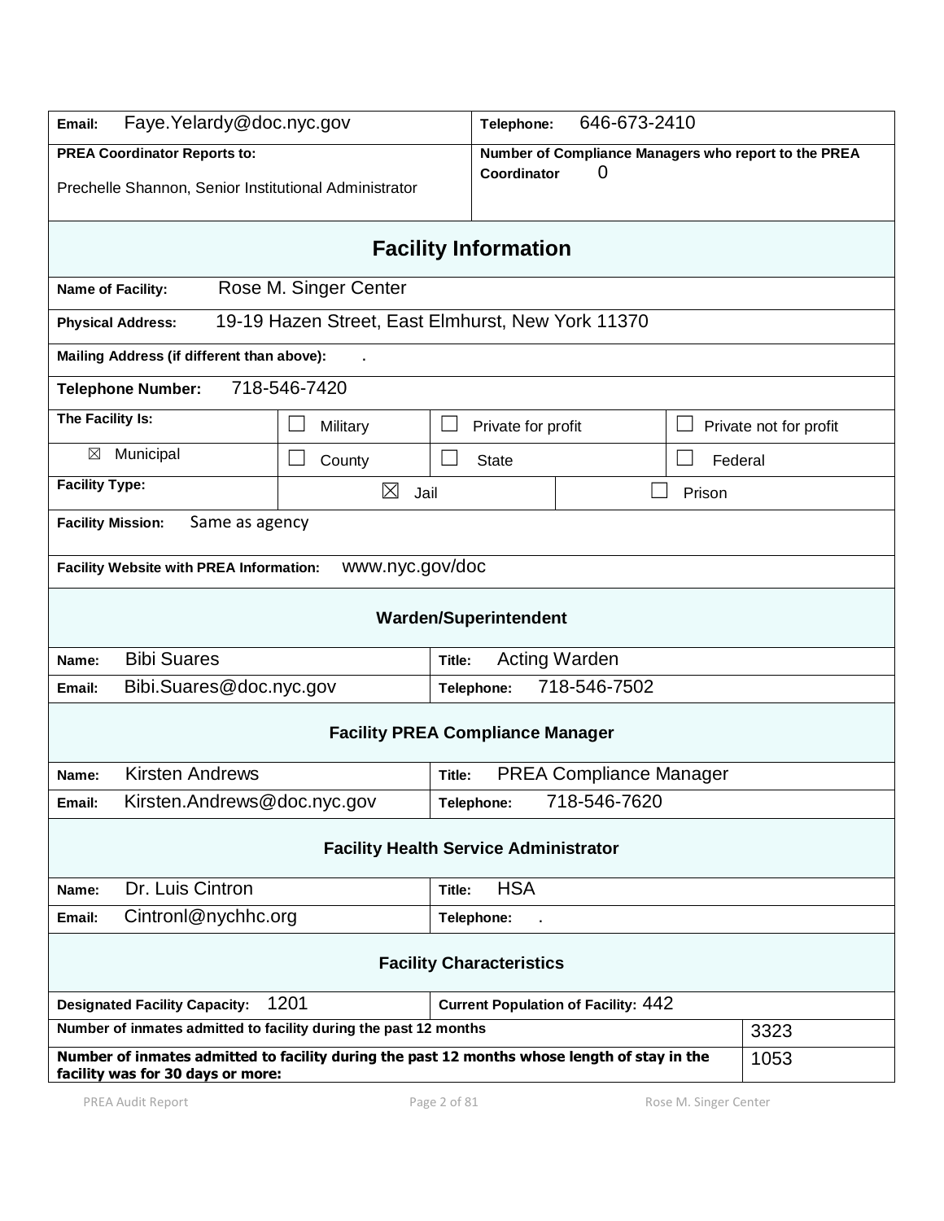| | |
|---|---|
| **Email:** Faye.Yelardy@doc.nyc.gov | **Telephone:** 646-673-2410 |
| **PREA Coordinator Reports to:** Prechelle Shannon, Senior Institutional Administrator | **Number of Compliance Managers who report to the PREA Coordinator** 0 |

## Facility Information

| | | | |
|---|---|---|---|
| **Name of Facility:** Rose M. Singer Center | | | |
| **Physical Address:** 19-19 Hazen Street, East Elmhurst, New York 11370 | | | |
| **Mailing Address (if different than above):** . | | | |
| **Telephone Number:** 718-546-7420 | | | |
| **The Facility Is:** | ☐ Military | ☐ Private for profit | ☐ Private not for profit |
| ☒ Municipal | ☐ County | ☐ State | ☐ Federal |
| **Facility Type:** | ☒ Jail | ☐ Prison | |
| **Facility Mission:** Same as agency | | | |
| **Facility Website with PREA Information:** www.nyc.gov/doc | | | |

### Warden/Superintendent

| | |
|---|---|
| **Name:** Bibi Suares | **Title:** Acting Warden |
| **Email:** Bibi.Suares@doc.nyc.gov | **Telephone:** 718-546-7502 |

### Facility PREA Compliance Manager

| | |
|---|---|
| **Name:** Kirsten Andrews | **Title:** PREA Compliance Manager |
| **Email:** Kirsten.Andrews@doc.nyc.gov | **Telephone:** 718-546-7620 |

### Facility Health Service Administrator

| | |
|---|---|
| **Name:** Dr. Luis Cintron | **Title:** HSA |
| **Email:** Cintronl@nychhc.org | **Telephone:** . |

### Facility Characteristics

| | | |
|---|---|---|
| **Designated Facility Capacity:** 1201 | **Current Population of Facility:** 442 | |
| **Number of inmates admitted to facility during the past 12 months** | | 3323 |
| **Number of inmates admitted to facility during the past 12 months whose length of stay in the facility was for 30 days or more:** | | 1053 |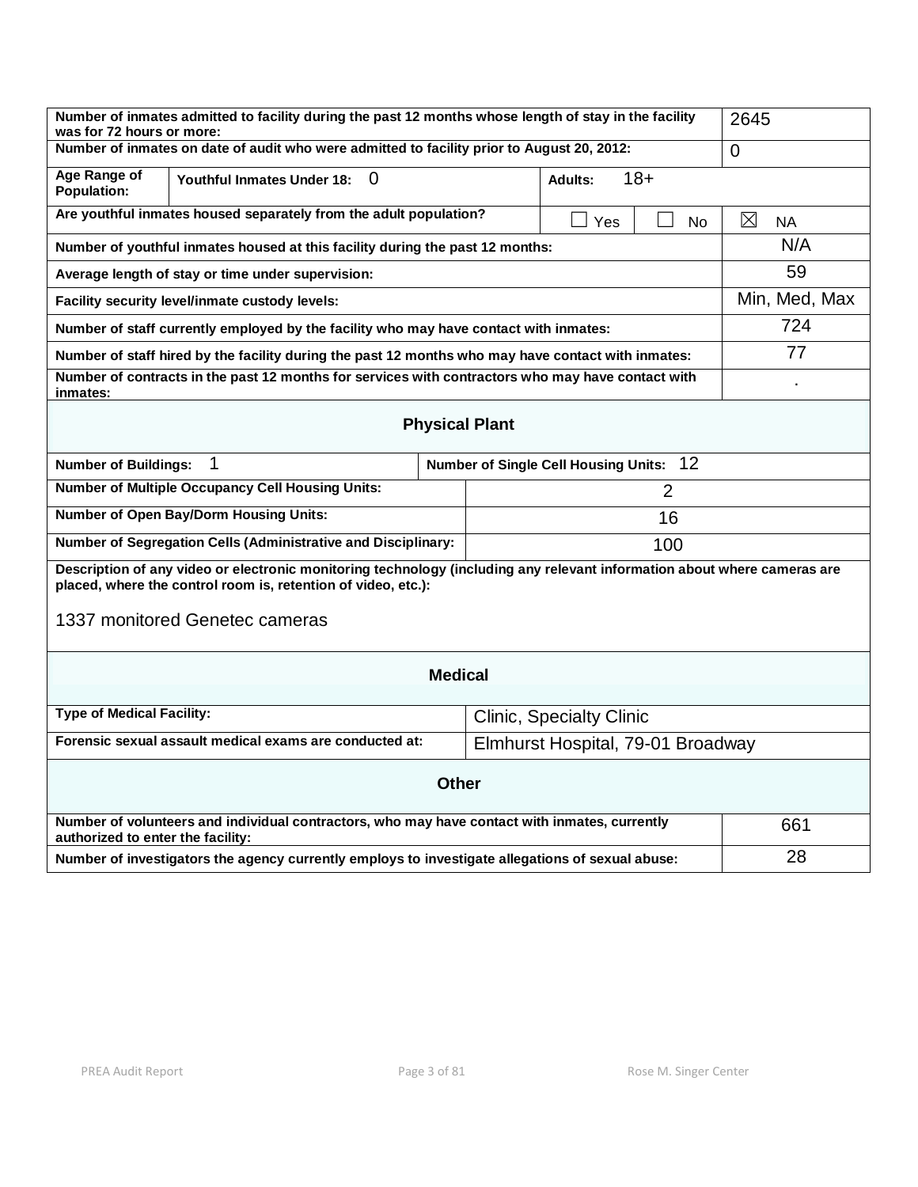| | |
|---|---|
| **Number of inmates admitted to facility during the past 12 months whose length of stay in the facility was for 72 hours or more:** | 2645 |
| **Number of inmates on date of audit who were admitted to facility prior to August 20, 2012:** | 0 |

| **Age Range of Population:** | **Youthful Inmates Under 18:** 0 | **Adults:** 18+ |
|---|---|---|

| **Are youthful inmates housed separately from the adult population?** | ☐ Yes | ☐ No | ☒ NA |
|---|---|---|---|

| | |
|---|---|
| **Number of youthful inmates housed at this facility during the past 12 months:** | N/A |
| **Average length of stay or time under supervision:** | 59 |
| **Facility security level/inmate custody levels:** | Min, Med, Max |
| **Number of staff currently employed by the facility who may have contact with inmates:** | 724 |
| **Number of staff hired by the facility during the past 12 months who may have contact with inmates:** | 77 |
| **Number of contracts in the past 12 months for services with contractors who may have contact with inmates:** | . |

## Physical Plant

| **Number of Buildings:** 1 | **Number of Single Cell Housing Units:** 12 |
|---|---|
| **Number of Multiple Occupancy Cell Housing Units:** | 2 |
| **Number of Open Bay/Dorm Housing Units:** | 16 |
| **Number of Segregation Cells (Administrative and Disciplinary:** | 100 |

**Description of any video or electronic monitoring technology (including any relevant information about where cameras are placed, where the control room is, retention of video, etc.):**

1337 monitored Genetec cameras

## Medical

| | |
|---|---|
| **Type of Medical Facility:** | Clinic, Specialty Clinic |
| **Forensic sexual assault medical exams are conducted at:** | Elmhurst Hospital, 79-01 Broadway |

## Other

| | |
|---|---|
| **Number of volunteers and individual contractors, who may have contact with inmates, currently authorized to enter the facility:** | 661 |
| **Number of investigators the agency currently employs to investigate allegations of sexual abuse:** | 28 |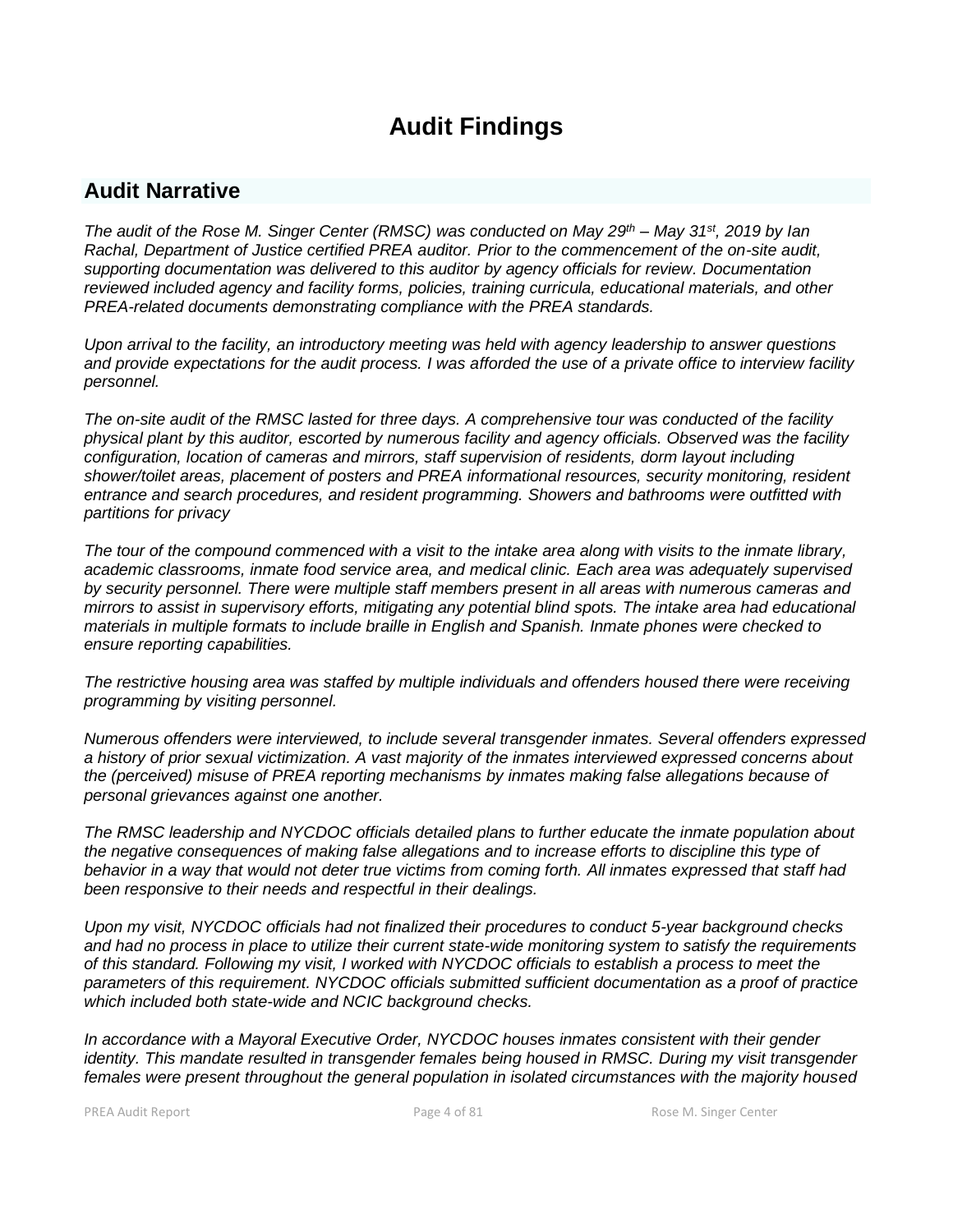# Audit Findings

## Audit Narrative

*The audit of the Rose M. Singer Center (RMSC) was conducted on May 29th – May 31st, 2019 by Ian Rachal, Department of Justice certified PREA auditor. Prior to the commencement of the on-site audit, supporting documentation was delivered to this auditor by agency officials for review. Documentation reviewed included agency and facility forms, policies, training curricula, educational materials, and other PREA-related documents demonstrating compliance with the PREA standards.*

*Upon arrival to the facility, an introductory meeting was held with agency leadership to answer questions and provide expectations for the audit process. I was afforded the use of a private office to interview facility personnel.*

*The on-site audit of the RMSC lasted for three days. A comprehensive tour was conducted of the facility physical plant by this auditor, escorted by numerous facility and agency officials. Observed was the facility configuration, location of cameras and mirrors, staff supervision of residents, dorm layout including shower/toilet areas, placement of posters and PREA informational resources, security monitoring, resident entrance and search procedures, and resident programming. Showers and bathrooms were outfitted with partitions for privacy*

*The tour of the compound commenced with a visit to the intake area along with visits to the inmate library, academic classrooms, inmate food service area, and medical clinic. Each area was adequately supervised by security personnel. There were multiple staff members present in all areas with numerous cameras and mirrors to assist in supervisory efforts, mitigating any potential blind spots. The intake area had educational materials in multiple formats to include braille in English and Spanish. Inmate phones were checked to ensure reporting capabilities.*

*The restrictive housing area was staffed by multiple individuals and offenders housed there were receiving programming by visiting personnel.*

*Numerous offenders were interviewed, to include several transgender inmates. Several offenders expressed a history of prior sexual victimization. A vast majority of the inmates interviewed expressed concerns about the (perceived) misuse of PREA reporting mechanisms by inmates making false allegations because of personal grievances against one another.*

*The RMSC leadership and NYCDOC officials detailed plans to further educate the inmate population about the negative consequences of making false allegations and to increase efforts to discipline this type of behavior in a way that would not deter true victims from coming forth. All inmates expressed that staff had been responsive to their needs and respectful in their dealings.*

*Upon my visit, NYCDOC officials had not finalized their procedures to conduct 5-year background checks and had no process in place to utilize their current state-wide monitoring system to satisfy the requirements of this standard. Following my visit, I worked with NYCDOC officials to establish a process to meet the parameters of this requirement. NYCDOC officials submitted sufficient documentation as a proof of practice which included both state-wide and NCIC background checks.*

*In accordance with a Mayoral Executive Order, NYCDOC houses inmates consistent with their gender identity. This mandate resulted in transgender females being housed in RMSC. During my visit transgender females were present throughout the general population in isolated circumstances with the majority housed*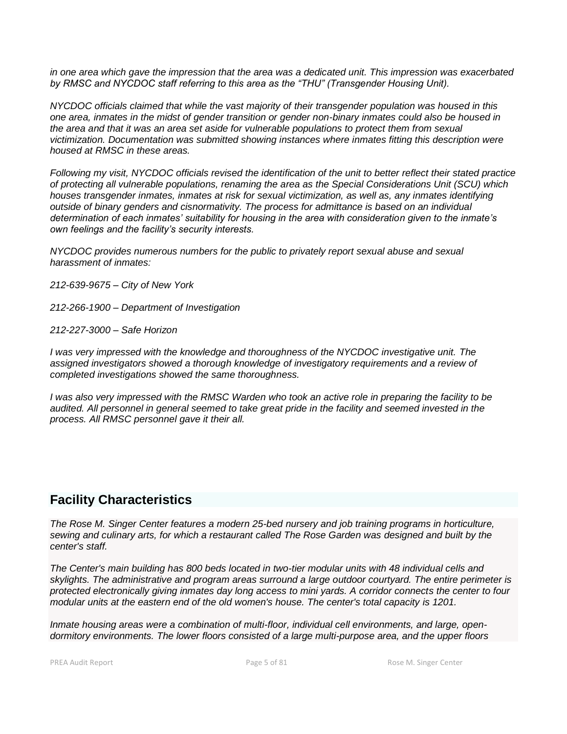*in one area which gave the impression that the area was a dedicated unit. This impression was exacerbated by RMSC and NYCDOC staff referring to this area as the "THU" (Transgender Housing Unit).*

*NYCDOC officials claimed that while the vast majority of their transgender population was housed in this one area, inmates in the midst of gender transition or gender non-binary inmates could also be housed in the area and that it was an area set aside for vulnerable populations to protect them from sexual victimization. Documentation was submitted showing instances where inmates fitting this description were housed at RMSC in these areas.*

*Following my visit, NYCDOC officials revised the identification of the unit to better reflect their stated practice of protecting all vulnerable populations, renaming the area as the Special Considerations Unit (SCU) which houses transgender inmates, inmates at risk for sexual victimization, as well as, any inmates identifying outside of binary genders and cisnormativity. The process for admittance is based on an individual determination of each inmates' suitability for housing in the area with consideration given to the inmate's own feelings and the facility's security interests.*

*NYCDOC provides numerous numbers for the public to privately report sexual abuse and sexual harassment of inmates:*

*212-639-9675 – City of New York*

*212-266-1900 – Department of Investigation*

*212-227-3000 – Safe Horizon*

*I was very impressed with the knowledge and thoroughness of the NYCDOC investigative unit. The assigned investigators showed a thorough knowledge of investigatory requirements and a review of completed investigations showed the same thoroughness.*

*I was also very impressed with the RMSC Warden who took an active role in preparing the facility to be audited. All personnel in general seemed to take great pride in the facility and seemed invested in the process. All RMSC personnel gave it their all.*

## Facility Characteristics

*The Rose M. Singer Center features a modern 25-bed nursery and job training programs in horticulture, sewing and culinary arts, for which a restaurant called The Rose Garden was designed and built by the center's staff.*

*The Center's main building has 800 beds located in two-tier modular units with 48 individual cells and skylights. The administrative and program areas surround a large outdoor courtyard. The entire perimeter is protected electronically giving inmates day long access to mini yards. A corridor connects the center to four modular units at the eastern end of the old women's house. The center's total capacity is 1201.*

*Inmate housing areas were a combination of multi-floor, individual cell environments, and large, open-dormitory environments. The lower floors consisted of a large multi-purpose area, and the upper floors*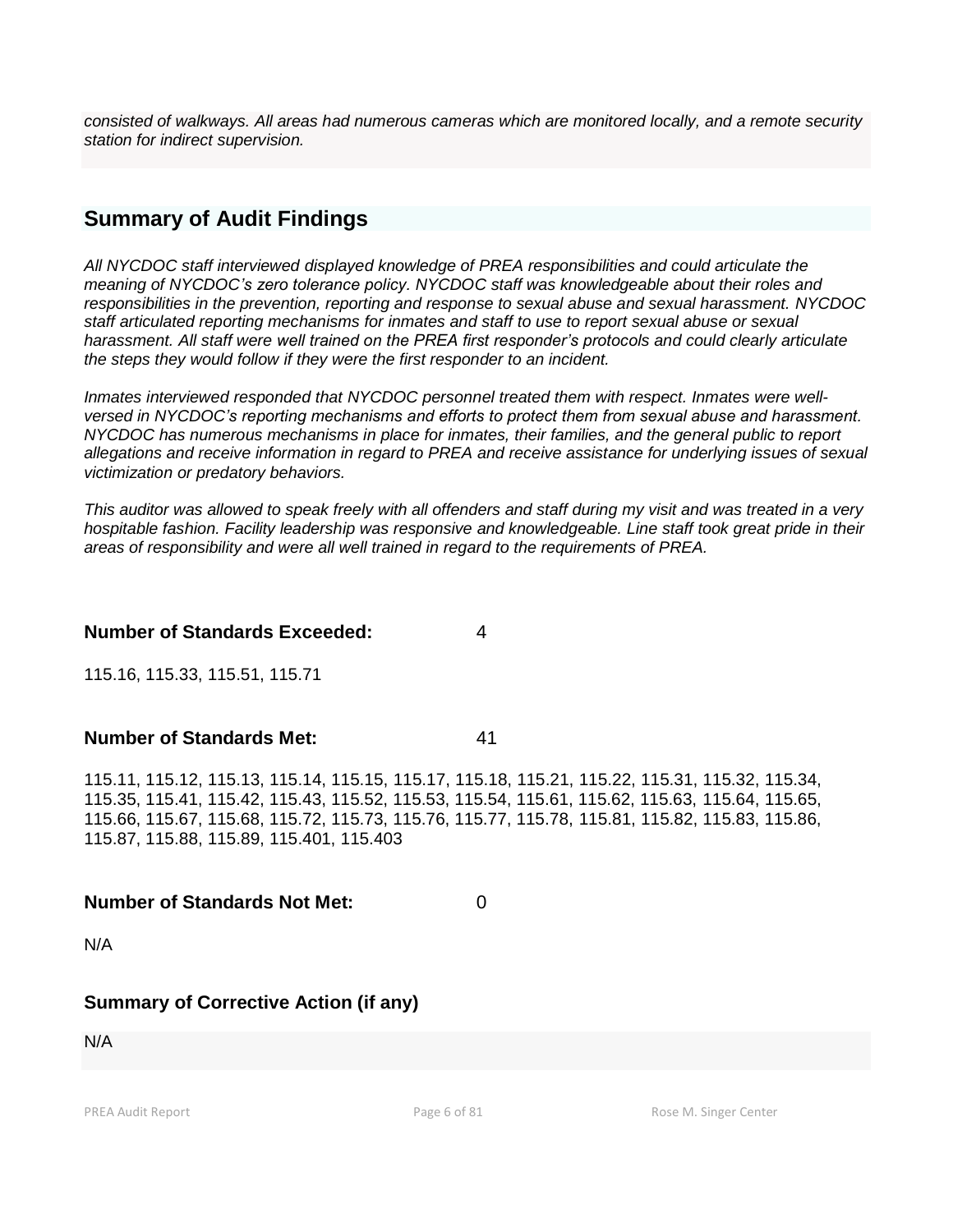*consisted of walkways. All areas had numerous cameras which are monitored locally, and a remote security station for indirect supervision.*

## Summary of Audit Findings

*All NYCDOC staff interviewed displayed knowledge of PREA responsibilities and could articulate the meaning of NYCDOC's zero tolerance policy. NYCDOC staff was knowledgeable about their roles and responsibilities in the prevention, reporting and response to sexual abuse and sexual harassment. NYCDOC staff articulated reporting mechanisms for inmates and staff to use to report sexual abuse or sexual harassment. All staff were well trained on the PREA first responder's protocols and could clearly articulate the steps they would follow if they were the first responder to an incident.*

*Inmates interviewed responded that NYCDOC personnel treated them with respect. Inmates were well-versed in NYCDOC's reporting mechanisms and efforts to protect them from sexual abuse and harassment. NYCDOC has numerous mechanisms in place for inmates, their families, and the general public to report allegations and receive information in regard to PREA and receive assistance for underlying issues of sexual victimization or predatory behaviors.*

*This auditor was allowed to speak freely with all offenders and staff during my visit and was treated in a very hospitable fashion. Facility leadership was responsive and knowledgeable. Line staff took great pride in their areas of responsibility and were all well trained in regard to the requirements of PREA.*

**Number of Standards Exceeded:** 4

115.16, 115.33, 115.51, 115.71

**Number of Standards Met:** 41

115.11, 115.12, 115.13, 115.14, 115.15, 115.17, 115.18, 115.21, 115.22, 115.31, 115.32, 115.34, 115.35, 115.41, 115.42, 115.43, 115.52, 115.53, 115.54, 115.61, 115.62, 115.63, 115.64, 115.65, 115.66, 115.67, 115.68, 115.72, 115.73, 115.76, 115.77, 115.78, 115.81, 115.82, 115.83, 115.86, 115.87, 115.88, 115.89, 115.401, 115.403

**Number of Standards Not Met:** 0

N/A

### Summary of Corrective Action (if any)

N/A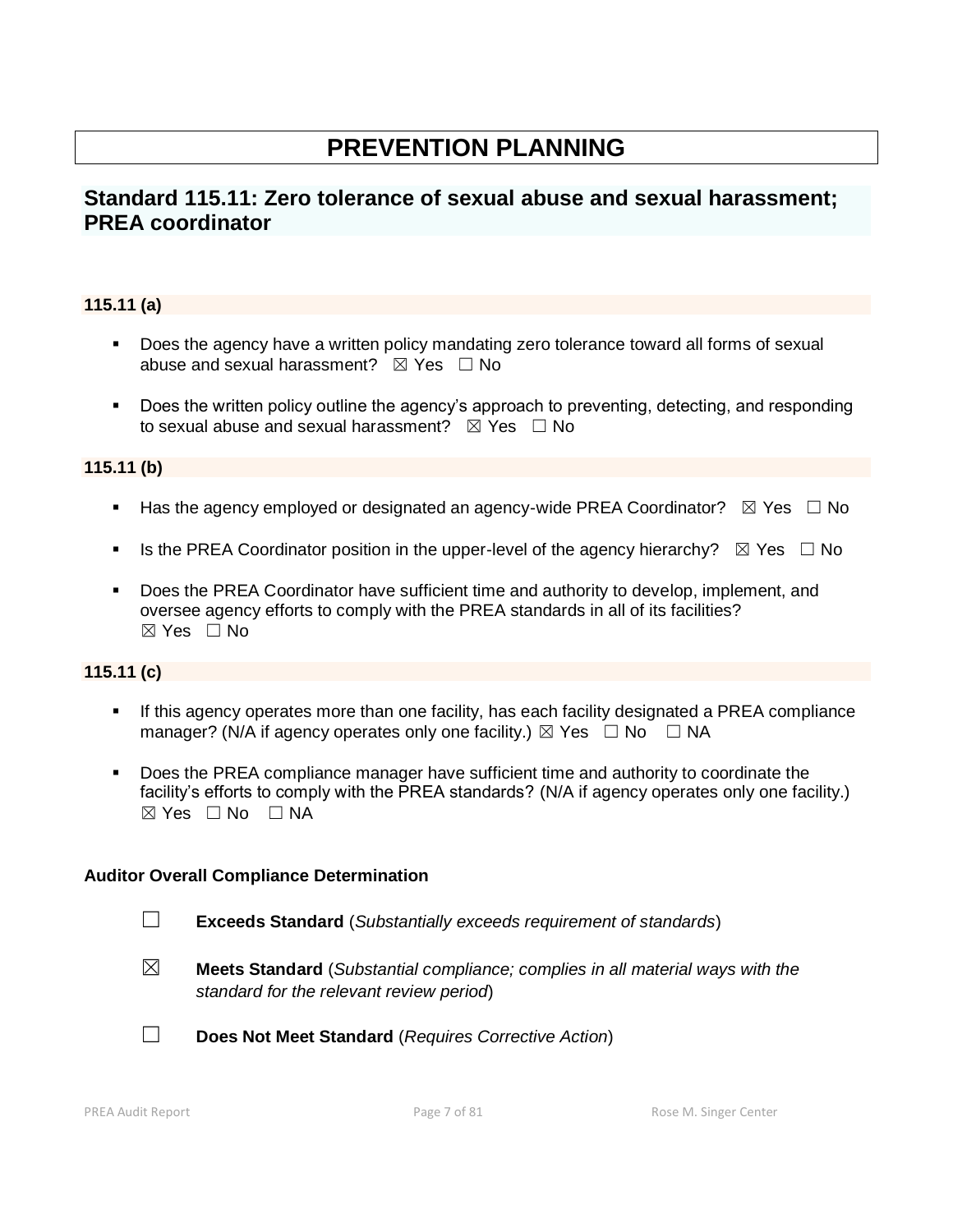# PREVENTION PLANNING

## Standard 115.11: Zero tolerance of sexual abuse and sexual harassment; PREA coordinator

### 115.11 (a)

- Does the agency have a written policy mandating zero tolerance toward all forms of sexual abuse and sexual harassment? ☒ Yes ☐ No
- Does the written policy outline the agency's approach to preventing, detecting, and responding to sexual abuse and sexual harassment? ☒ Yes ☐ No

### 115.11 (b)

- Has the agency employed or designated an agency-wide PREA Coordinator? ☒ Yes ☐ No
- Is the PREA Coordinator position in the upper-level of the agency hierarchy? ☒ Yes ☐ No
- Does the PREA Coordinator have sufficient time and authority to develop, implement, and oversee agency efforts to comply with the PREA standards in all of its facilities? ☒ Yes ☐ No

### 115.11 (c)

- If this agency operates more than one facility, has each facility designated a PREA compliance manager? (N/A if agency operates only one facility.) ☒ Yes ☐ No ☐ NA
- Does the PREA compliance manager have sufficient time and authority to coordinate the facility's efforts to comply with the PREA standards? (N/A if agency operates only one facility.) ☒ Yes ☐ No ☐ NA

**Auditor Overall Compliance Determination**

☐ **Exceeds Standard** (*Substantially exceeds requirement of standards*)

☒ **Meets Standard** (*Substantial compliance; complies in all material ways with the standard for the relevant review period*)

☐ **Does Not Meet Standard** (*Requires Corrective Action*)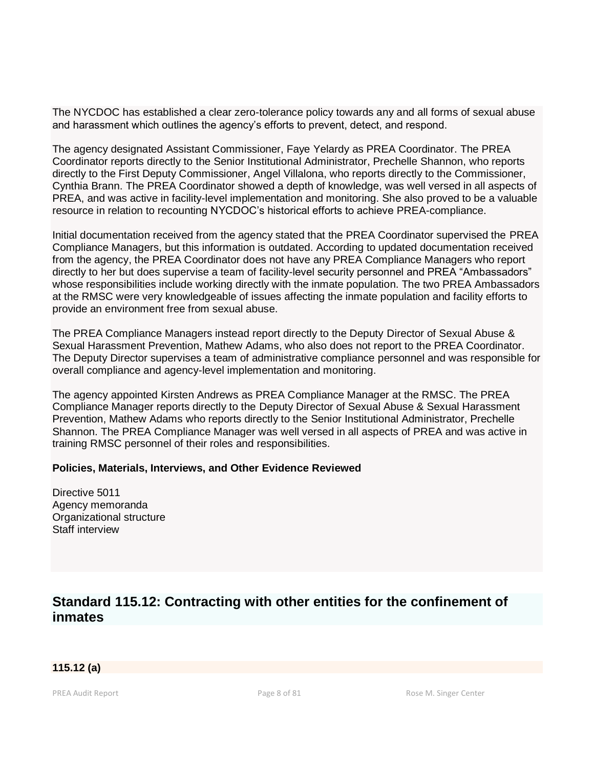The NYCDOC has established a clear zero-tolerance policy towards any and all forms of sexual abuse and harassment which outlines the agency's efforts to prevent, detect, and respond.

The agency designated Assistant Commissioner, Faye Yelardy as PREA Coordinator. The PREA Coordinator reports directly to the Senior Institutional Administrator, Prechelle Shannon, who reports directly to the First Deputy Commissioner, Angel Villalona, who reports directly to the Commissioner, Cynthia Brann. The PREA Coordinator showed a depth of knowledge, was well versed in all aspects of PREA, and was active in facility-level implementation and monitoring. She also proved to be a valuable resource in relation to recounting NYCDOC's historical efforts to achieve PREA-compliance.

Initial documentation received from the agency stated that the PREA Coordinator supervised the PREA Compliance Managers, but this information is outdated. According to updated documentation received from the agency, the PREA Coordinator does not have any PREA Compliance Managers who report directly to her but does supervise a team of facility-level security personnel and PREA "Ambassadors" whose responsibilities include working directly with the inmate population. The two PREA Ambassadors at the RMSC were very knowledgeable of issues affecting the inmate population and facility efforts to provide an environment free from sexual abuse.

The PREA Compliance Managers instead report directly to the Deputy Director of Sexual Abuse & Sexual Harassment Prevention, Mathew Adams, who also does not report to the PREA Coordinator. The Deputy Director supervises a team of administrative compliance personnel and was responsible for overall compliance and agency-level implementation and monitoring.

The agency appointed Kirsten Andrews as PREA Compliance Manager at the RMSC. The PREA Compliance Manager reports directly to the Deputy Director of Sexual Abuse & Sexual Harassment Prevention, Mathew Adams who reports directly to the Senior Institutional Administrator, Prechelle Shannon. The PREA Compliance Manager was well versed in all aspects of PREA and was active in training RMSC personnel of their roles and responsibilities.

**Policies, Materials, Interviews, and Other Evidence Reviewed**

Directive 5011
Agency memoranda
Organizational structure
Staff interview

## Standard 115.12: Contracting with other entities for the confinement of inmates

**115.12 (a)**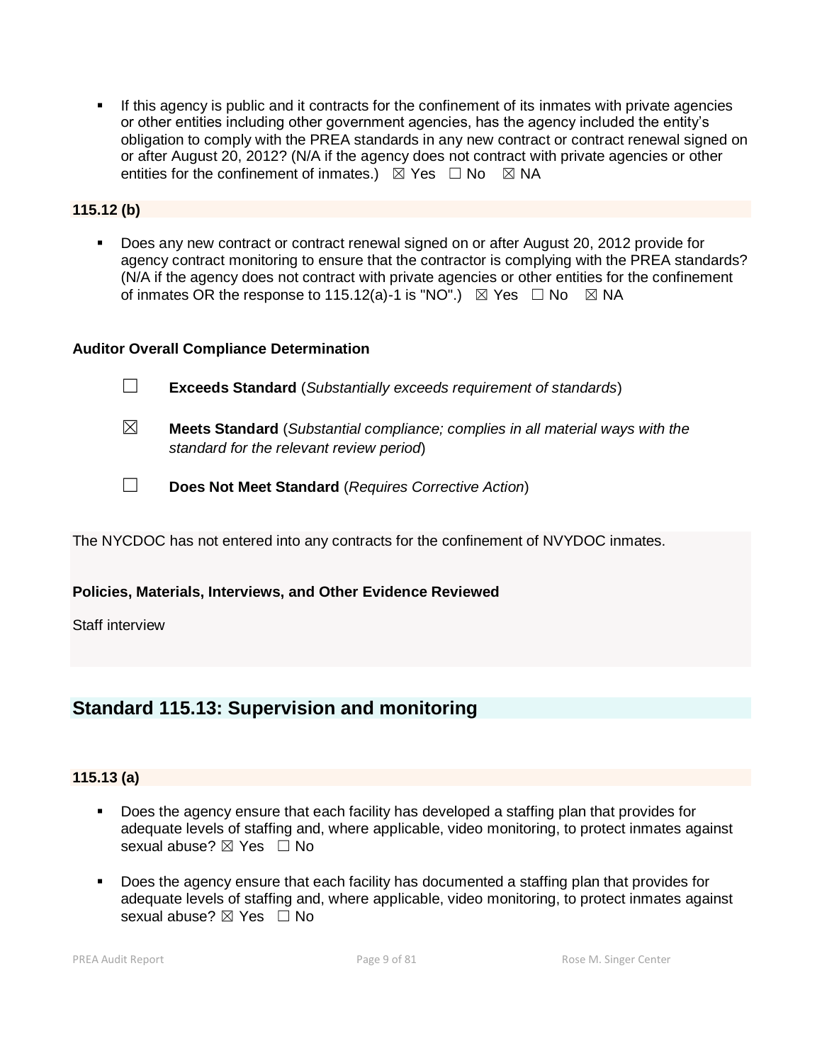- If this agency is public and it contracts for the confinement of its inmates with private agencies or other entities including other government agencies, has the agency included the entity's obligation to comply with the PREA standards in any new contract or contract renewal signed on or after August 20, 2012? (N/A if the agency does not contract with private agencies or other entities for the confinement of inmates.) ☒ Yes ☐ No ☒ NA

**115.12 (b)**

- Does any new contract or contract renewal signed on or after August 20, 2012 provide for agency contract monitoring to ensure that the contractor is complying with the PREA standards? (N/A if the agency does not contract with private agencies or other entities for the confinement of inmates OR the response to 115.12(a)-1 is "NO".) ☒ Yes ☐ No ☒ NA

**Auditor Overall Compliance Determination**

☐ **Exceeds Standard** (*Substantially exceeds requirement of standards*)

☒ **Meets Standard** (*Substantial compliance; complies in all material ways with the standard for the relevant review period*)

☐ **Does Not Meet Standard** (*Requires Corrective Action*)

The NYCDOC has not entered into any contracts for the confinement of NVYDOC inmates.

**Policies, Materials, Interviews, and Other Evidence Reviewed**

Staff interview

## Standard 115.13: Supervision and monitoring

**115.13 (a)**

- Does the agency ensure that each facility has developed a staffing plan that provides for adequate levels of staffing and, where applicable, video monitoring, to protect inmates against sexual abuse? ☒ Yes ☐ No

- Does the agency ensure that each facility has documented a staffing plan that provides for adequate levels of staffing and, where applicable, video monitoring, to protect inmates against sexual abuse? ☒ Yes ☐ No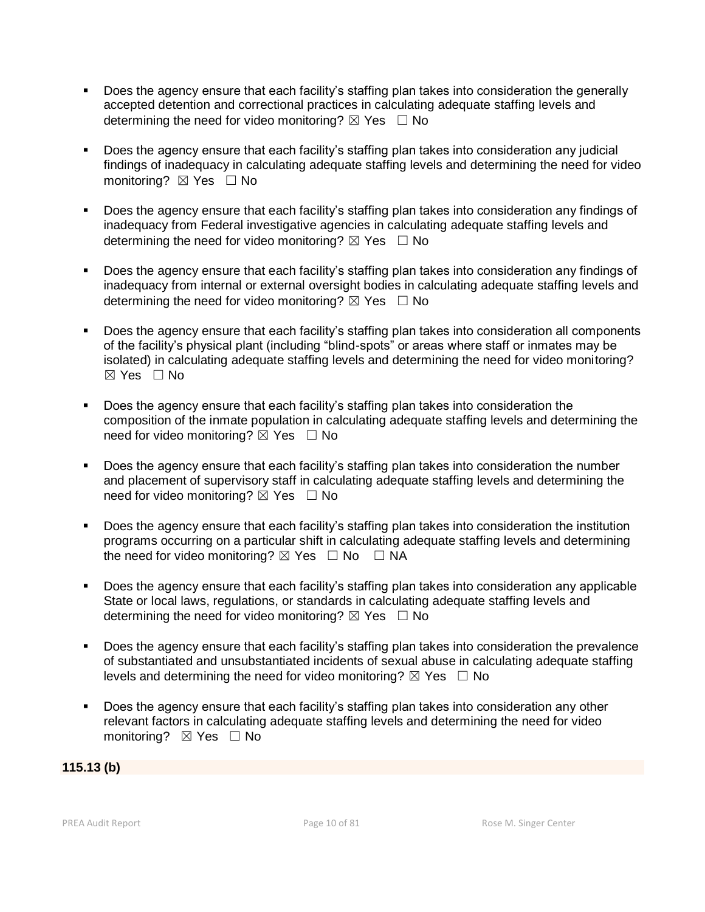- Does the agency ensure that each facility's staffing plan takes into consideration the generally accepted detention and correctional practices in calculating adequate staffing levels and determining the need for video monitoring? ☒ Yes ☐ No

- Does the agency ensure that each facility's staffing plan takes into consideration any judicial findings of inadequacy in calculating adequate staffing levels and determining the need for video monitoring? ☒ Yes ☐ No

- Does the agency ensure that each facility's staffing plan takes into consideration any findings of inadequacy from Federal investigative agencies in calculating adequate staffing levels and determining the need for video monitoring? ☒ Yes ☐ No

- Does the agency ensure that each facility's staffing plan takes into consideration any findings of inadequacy from internal or external oversight bodies in calculating adequate staffing levels and determining the need for video monitoring? ☒ Yes ☐ No

- Does the agency ensure that each facility's staffing plan takes into consideration all components of the facility's physical plant (including "blind-spots" or areas where staff or inmates may be isolated) in calculating adequate staffing levels and determining the need for video monitoring? ☒ Yes ☐ No

- Does the agency ensure that each facility's staffing plan takes into consideration the composition of the inmate population in calculating adequate staffing levels and determining the need for video monitoring? ☒ Yes ☐ No

- Does the agency ensure that each facility's staffing plan takes into consideration the number and placement of supervisory staff in calculating adequate staffing levels and determining the need for video monitoring? ☒ Yes ☐ No

- Does the agency ensure that each facility's staffing plan takes into consideration the institution programs occurring on a particular shift in calculating adequate staffing levels and determining the need for video monitoring? ☒ Yes ☐ No ☐ NA

- Does the agency ensure that each facility's staffing plan takes into consideration any applicable State or local laws, regulations, or standards in calculating adequate staffing levels and determining the need for video monitoring? ☒ Yes ☐ No

- Does the agency ensure that each facility's staffing plan takes into consideration the prevalence of substantiated and unsubstantiated incidents of sexual abuse in calculating adequate staffing levels and determining the need for video monitoring? ☒ Yes ☐ No

- Does the agency ensure that each facility's staffing plan takes into consideration any other relevant factors in calculating adequate staffing levels and determining the need for video monitoring? ☒ Yes ☐ No

**115.13 (b)**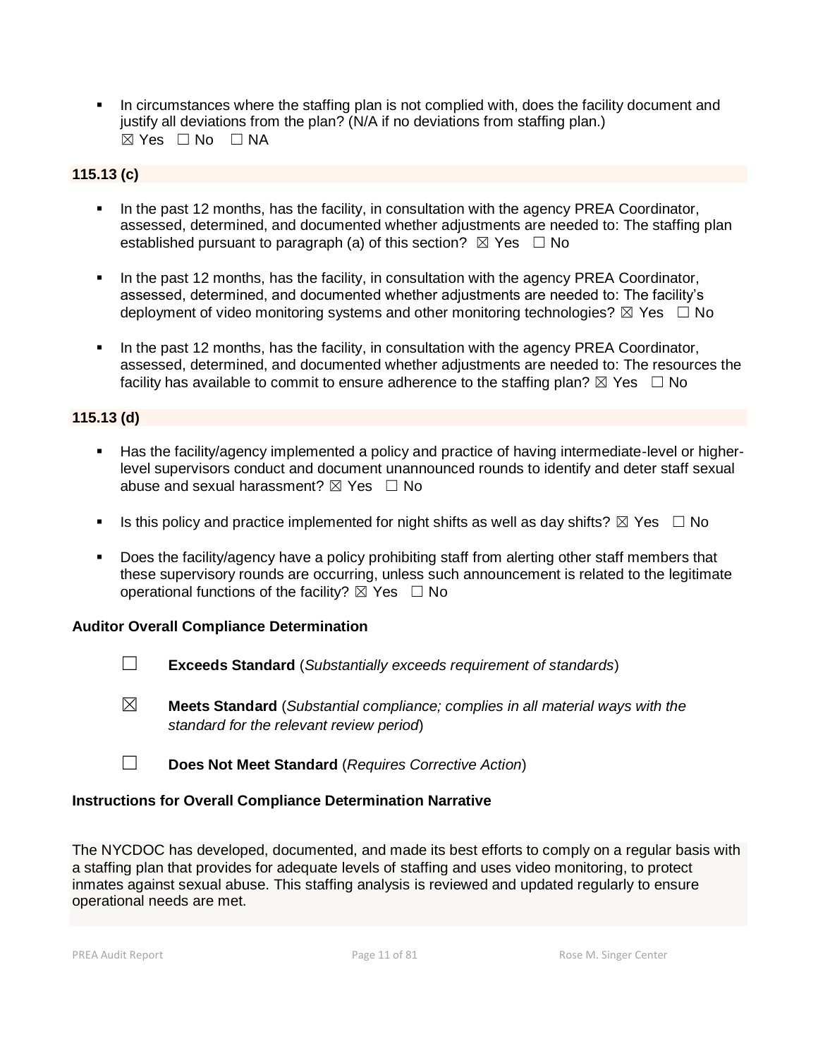- In circumstances where the staffing plan is not complied with, does the facility document and justify all deviations from the plan? (N/A if no deviations from staffing plan.)
  ☒ Yes ☐ No ☐ NA

**115.13 (c)**

- In the past 12 months, has the facility, in consultation with the agency PREA Coordinator, assessed, determined, and documented whether adjustments are needed to: The staffing plan established pursuant to paragraph (a) of this section? ☒ Yes ☐ No

- In the past 12 months, has the facility, in consultation with the agency PREA Coordinator, assessed, determined, and documented whether adjustments are needed to: The facility's deployment of video monitoring systems and other monitoring technologies? ☒ Yes ☐ No

- In the past 12 months, has the facility, in consultation with the agency PREA Coordinator, assessed, determined, and documented whether adjustments are needed to: The resources the facility has available to commit to ensure adherence to the staffing plan? ☒ Yes ☐ No

**115.13 (d)**

- Has the facility/agency implemented a policy and practice of having intermediate-level or higher-level supervisors conduct and document unannounced rounds to identify and deter staff sexual abuse and sexual harassment? ☒ Yes ☐ No

- Is this policy and practice implemented for night shifts as well as day shifts? ☒ Yes ☐ No

- Does the facility/agency have a policy prohibiting staff from alerting other staff members that these supervisory rounds are occurring, unless such announcement is related to the legitimate operational functions of the facility? ☒ Yes ☐ No

**Auditor Overall Compliance Determination**

☐ **Exceeds Standard** (*Substantially exceeds requirement of standards*)

☒ **Meets Standard** (*Substantial compliance; complies in all material ways with the standard for the relevant review period*)

☐ **Does Not Meet Standard** (*Requires Corrective Action*)

**Instructions for Overall Compliance Determination Narrative**

The NYCDOC has developed, documented, and made its best efforts to comply on a regular basis with a staffing plan that provides for adequate levels of staffing and uses video monitoring, to protect inmates against sexual abuse. This staffing analysis is reviewed and updated regularly to ensure operational needs are met.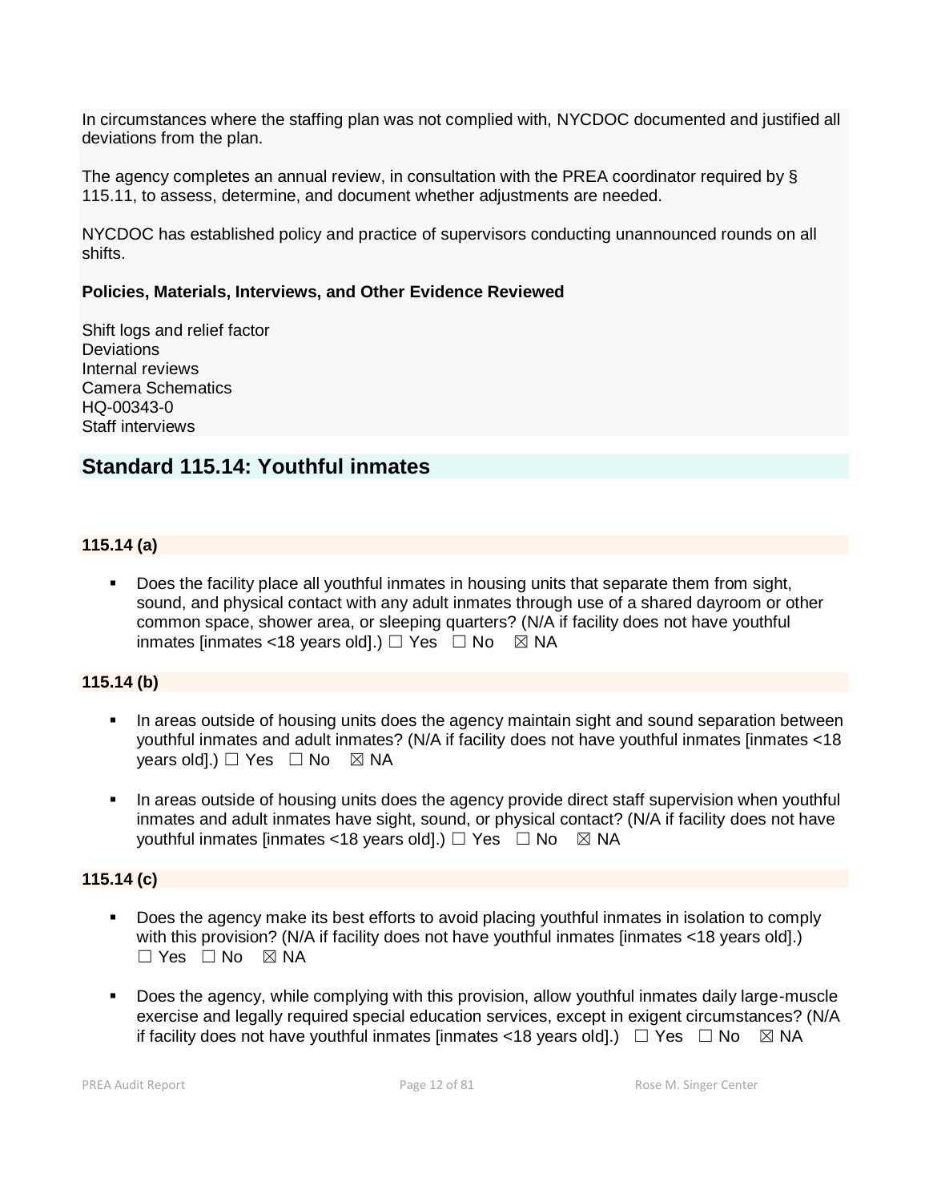In circumstances where the staffing plan was not complied with, NYCDOC documented and justified all deviations from the plan.

The agency completes an annual review, in consultation with the PREA coordinator required by § 115.11, to assess, determine, and document whether adjustments are needed.

NYCDOC has established policy and practice of supervisors conducting unannounced rounds on all shifts.

**Policies, Materials, Interviews, and Other Evidence Reviewed**

Shift logs and relief factor
Deviations
Internal reviews
Camera Schematics
HQ-00343-0
Staff interviews

## Standard 115.14: Youthful inmates

### 115.14 (a)

- Does the facility place all youthful inmates in housing units that separate them from sight, sound, and physical contact with any adult inmates through use of a shared dayroom or other common space, shower area, or sleeping quarters? (N/A if facility does not have youthful inmates [inmates <18 years old].) ☐ Yes ☐ No ☒ NA

### 115.14 (b)

- In areas outside of housing units does the agency maintain sight and sound separation between youthful inmates and adult inmates? (N/A if facility does not have youthful inmates [inmates <18 years old].) ☐ Yes ☐ No ☒ NA

- In areas outside of housing units does the agency provide direct staff supervision when youthful inmates and adult inmates have sight, sound, or physical contact? (N/A if facility does not have youthful inmates [inmates <18 years old].) ☐ Yes ☐ No ☒ NA

### 115.14 (c)

- Does the agency make its best efforts to avoid placing youthful inmates in isolation to comply with this provision? (N/A if facility does not have youthful inmates [inmates <18 years old].) ☐ Yes ☐ No ☒ NA

- Does the agency, while complying with this provision, allow youthful inmates daily large-muscle exercise and legally required special education services, except in exigent circumstances? (N/A if facility does not have youthful inmates [inmates <18 years old].) ☐ Yes ☐ No ☒ NA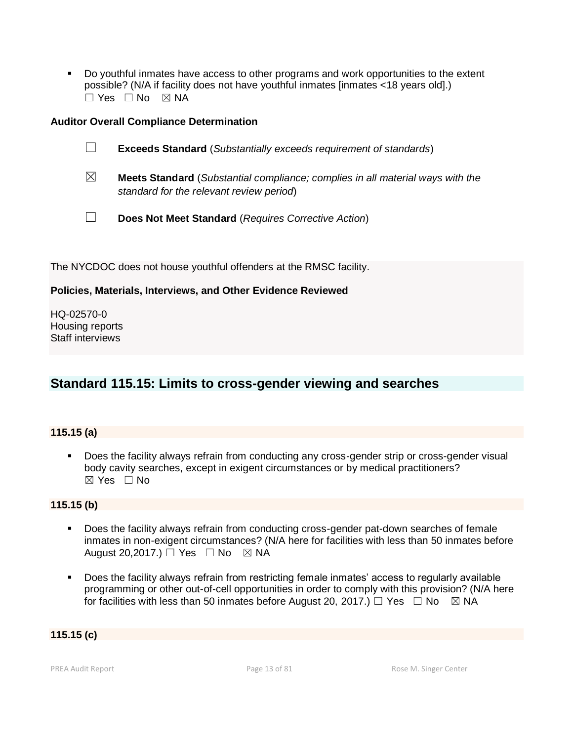- Do youthful inmates have access to other programs and work opportunities to the extent possible? (N/A if facility does not have youthful inmates [inmates <18 years old].)
  ☐ Yes ☐ No ☒ NA

**Auditor Overall Compliance Determination**

☐ **Exceeds Standard** (*Substantially exceeds requirement of standards*)

☒ **Meets Standard** (*Substantial compliance; complies in all material ways with the standard for the relevant review period*)

☐ **Does Not Meet Standard** (*Requires Corrective Action*)

The NYCDOC does not house youthful offenders at the RMSC facility.

**Policies, Materials, Interviews, and Other Evidence Reviewed**

HQ-02570-0
Housing reports
Staff interviews

## Standard 115.15: Limits to cross-gender viewing and searches

**115.15 (a)**

- Does the facility always refrain from conducting any cross-gender strip or cross-gender visual body cavity searches, except in exigent circumstances or by medical practitioners?
  ☒ Yes ☐ No

**115.15 (b)**

- Does the facility always refrain from conducting cross-gender pat-down searches of female inmates in non-exigent circumstances? (N/A here for facilities with less than 50 inmates before August 20,2017.) ☐ Yes ☐ No ☒ NA

- Does the facility always refrain from restricting female inmates' access to regularly available programming or other out-of-cell opportunities in order to comply with this provision? (N/A here for facilities with less than 50 inmates before August 20, 2017.) ☐ Yes ☐ No ☒ NA

**115.15 (c)**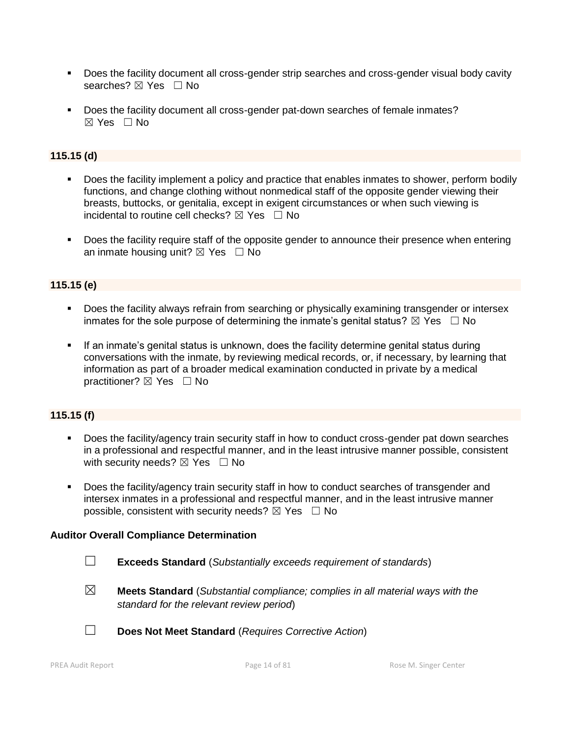- Does the facility document all cross-gender strip searches and cross-gender visual body cavity searches? ☒ Yes ☐ No

- Does the facility document all cross-gender pat-down searches of female inmates? ☒ Yes ☐ No

**115.15 (d)**

- Does the facility implement a policy and practice that enables inmates to shower, perform bodily functions, and change clothing without nonmedical staff of the opposite gender viewing their breasts, buttocks, or genitalia, except in exigent circumstances or when such viewing is incidental to routine cell checks? ☒ Yes ☐ No

- Does the facility require staff of the opposite gender to announce their presence when entering an inmate housing unit? ☒ Yes ☐ No

**115.15 (e)**

- Does the facility always refrain from searching or physically examining transgender or intersex inmates for the sole purpose of determining the inmate's genital status? ☒ Yes ☐ No

- If an inmate's genital status is unknown, does the facility determine genital status during conversations with the inmate, by reviewing medical records, or, if necessary, by learning that information as part of a broader medical examination conducted in private by a medical practitioner? ☒ Yes ☐ No

**115.15 (f)**

- Does the facility/agency train security staff in how to conduct cross-gender pat down searches in a professional and respectful manner, and in the least intrusive manner possible, consistent with security needs? ☒ Yes ☐ No

- Does the facility/agency train security staff in how to conduct searches of transgender and intersex inmates in a professional and respectful manner, and in the least intrusive manner possible, consistent with security needs? ☒ Yes ☐ No

**Auditor Overall Compliance Determination**

☐ **Exceeds Standard** (*Substantially exceeds requirement of standards*)

☒ **Meets Standard** (*Substantial compliance; complies in all material ways with the standard for the relevant review period*)

☐ **Does Not Meet Standard** (*Requires Corrective Action*)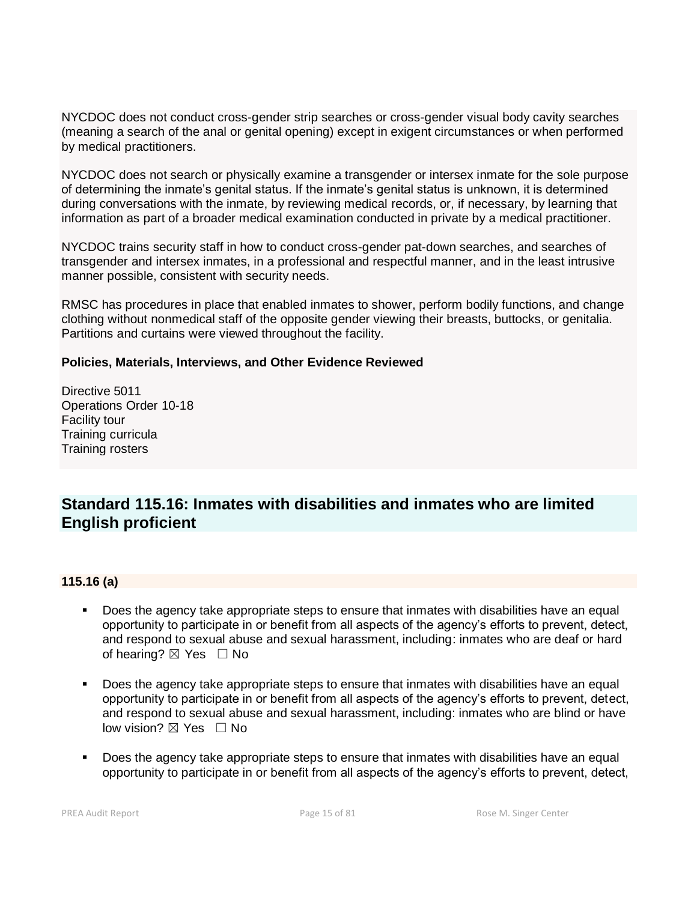NYCDOC does not conduct cross-gender strip searches or cross-gender visual body cavity searches (meaning a search of the anal or genital opening) except in exigent circumstances or when performed by medical practitioners.

NYCDOC does not search or physically examine a transgender or intersex inmate for the sole purpose of determining the inmate's genital status. If the inmate's genital status is unknown, it is determined during conversations with the inmate, by reviewing medical records, or, if necessary, by learning that information as part of a broader medical examination conducted in private by a medical practitioner.

NYCDOC trains security staff in how to conduct cross-gender pat-down searches, and searches of transgender and intersex inmates, in a professional and respectful manner, and in the least intrusive manner possible, consistent with security needs.

RMSC has procedures in place that enabled inmates to shower, perform bodily functions, and change clothing without nonmedical staff of the opposite gender viewing their breasts, buttocks, or genitalia. Partitions and curtains were viewed throughout the facility.

**Policies, Materials, Interviews, and Other Evidence Reviewed**

Directive 5011
Operations Order 10-18
Facility tour
Training curricula
Training rosters

## Standard 115.16: Inmates with disabilities and inmates who are limited English proficient

### 115.16 (a)

- Does the agency take appropriate steps to ensure that inmates with disabilities have an equal opportunity to participate in or benefit from all aspects of the agency's efforts to prevent, detect, and respond to sexual abuse and sexual harassment, including: inmates who are deaf or hard of hearing? ☒ Yes ☐ No

- Does the agency take appropriate steps to ensure that inmates with disabilities have an equal opportunity to participate in or benefit from all aspects of the agency's efforts to prevent, detect, and respond to sexual abuse and sexual harassment, including: inmates who are blind or have low vision? ☒ Yes ☐ No

- Does the agency take appropriate steps to ensure that inmates with disabilities have an equal opportunity to participate in or benefit from all aspects of the agency's efforts to prevent, detect,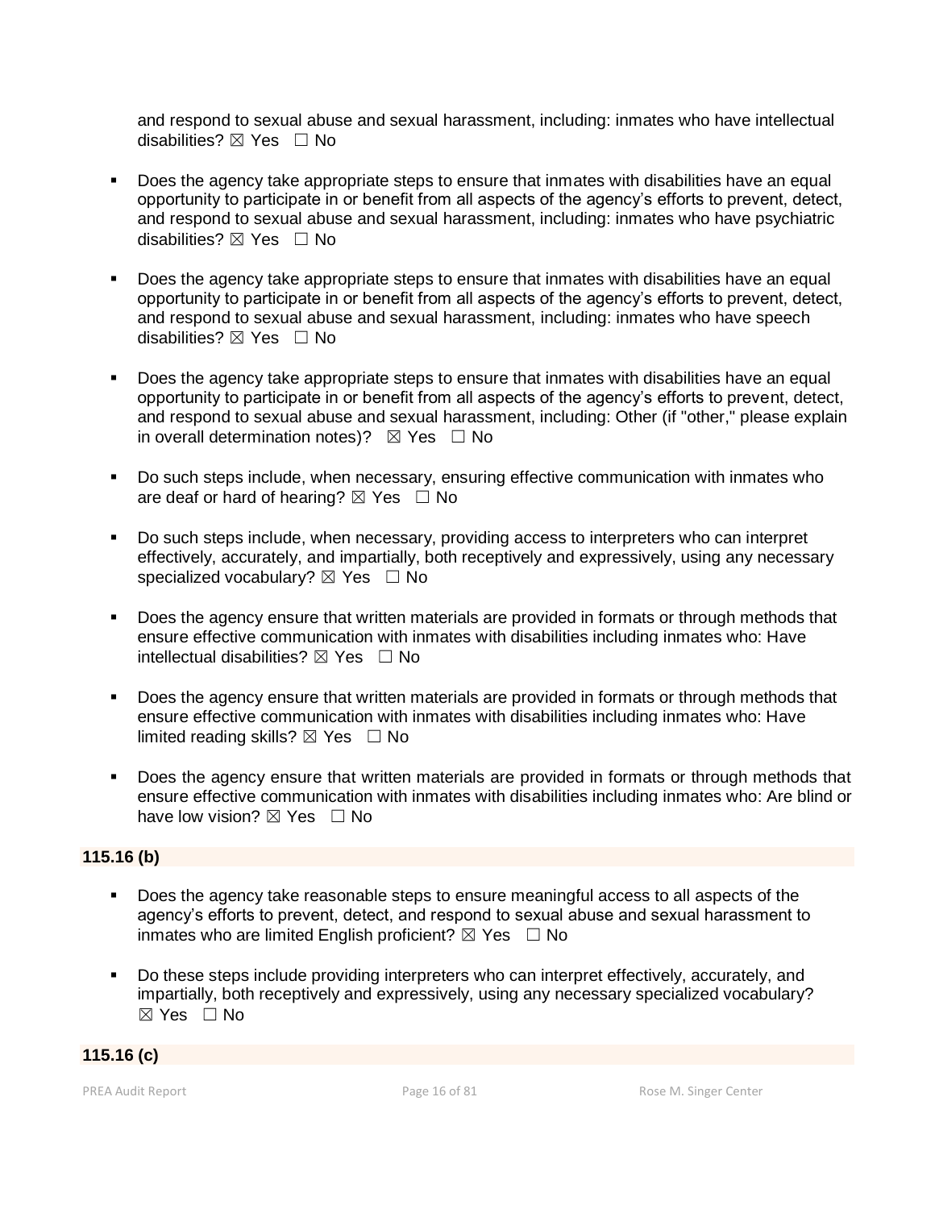and respond to sexual abuse and sexual harassment, including: inmates who have intellectual disabilities? ☒ Yes ☐ No

- Does the agency take appropriate steps to ensure that inmates with disabilities have an equal opportunity to participate in or benefit from all aspects of the agency's efforts to prevent, detect, and respond to sexual abuse and sexual harassment, including: inmates who have psychiatric disabilities? ☒ Yes ☐ No

- Does the agency take appropriate steps to ensure that inmates with disabilities have an equal opportunity to participate in or benefit from all aspects of the agency's efforts to prevent, detect, and respond to sexual abuse and sexual harassment, including: inmates who have speech disabilities? ☒ Yes ☐ No

- Does the agency take appropriate steps to ensure that inmates with disabilities have an equal opportunity to participate in or benefit from all aspects of the agency's efforts to prevent, detect, and respond to sexual abuse and sexual harassment, including: Other (if "other," please explain in overall determination notes)? ☒ Yes ☐ No

- Do such steps include, when necessary, ensuring effective communication with inmates who are deaf or hard of hearing? ☒ Yes ☐ No

- Do such steps include, when necessary, providing access to interpreters who can interpret effectively, accurately, and impartially, both receptively and expressively, using any necessary specialized vocabulary? ☒ Yes ☐ No

- Does the agency ensure that written materials are provided in formats or through methods that ensure effective communication with inmates with disabilities including inmates who: Have intellectual disabilities? ☒ Yes ☐ No

- Does the agency ensure that written materials are provided in formats or through methods that ensure effective communication with inmates with disabilities including inmates who: Have limited reading skills? ☒ Yes ☐ No

- Does the agency ensure that written materials are provided in formats or through methods that ensure effective communication with inmates with disabilities including inmates who: Are blind or have low vision? ☒ Yes ☐ No

**115.16 (b)**

- Does the agency take reasonable steps to ensure meaningful access to all aspects of the agency's efforts to prevent, detect, and respond to sexual abuse and sexual harassment to inmates who are limited English proficient? ☒ Yes ☐ No

- Do these steps include providing interpreters who can interpret effectively, accurately, and impartially, both receptively and expressively, using any necessary specialized vocabulary? ☒ Yes ☐ No

**115.16 (c)**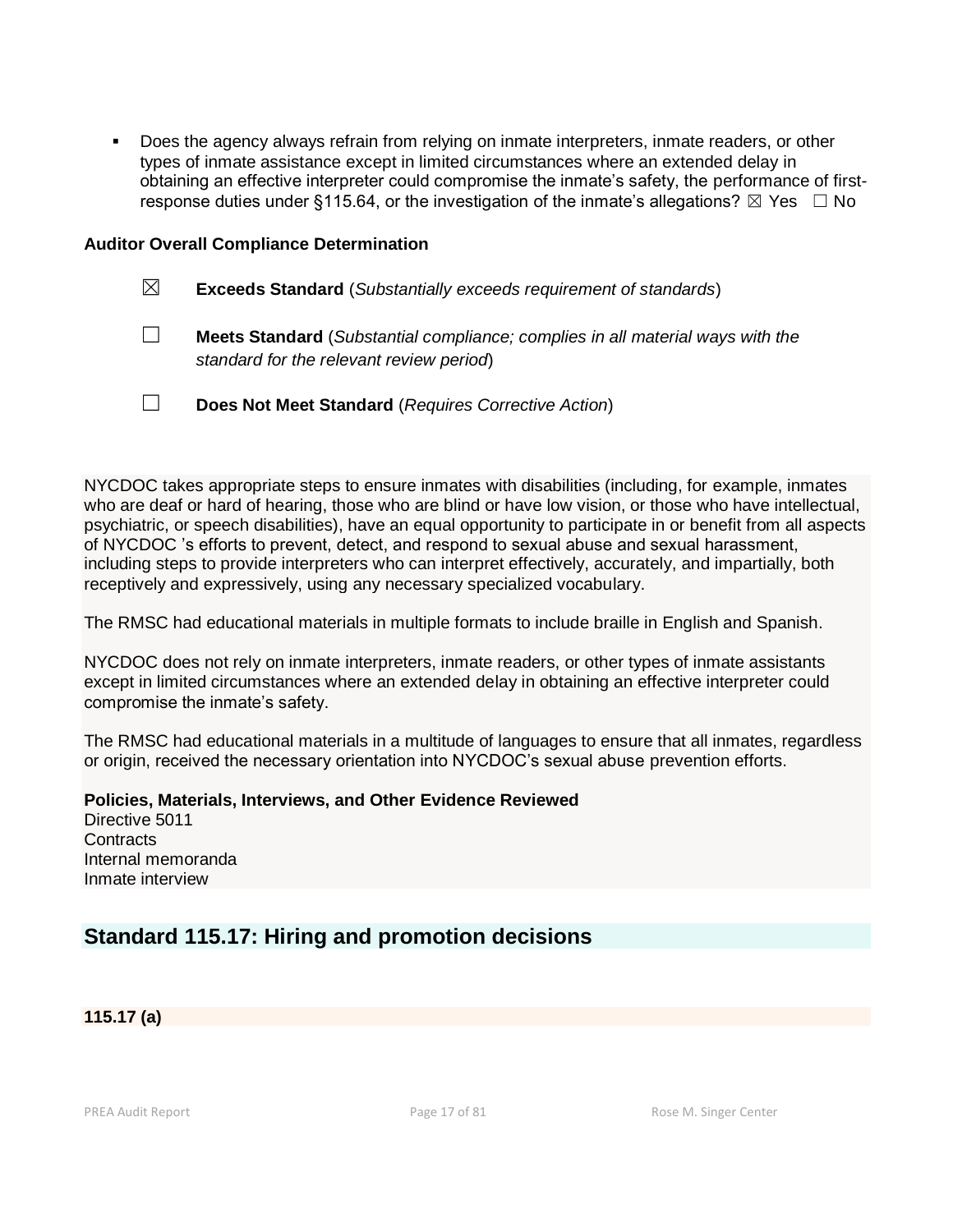- Does the agency always refrain from relying on inmate interpreters, inmate readers, or other types of inmate assistance except in limited circumstances where an extended delay in obtaining an effective interpreter could compromise the inmate's safety, the performance of first-response duties under §115.64, or the investigation of the inmate's allegations? ☒ Yes ☐ No

**Auditor Overall Compliance Determination**

☒ **Exceeds Standard** (*Substantially exceeds requirement of standards*)

☐ **Meets Standard** (*Substantial compliance; complies in all material ways with the standard for the relevant review period*)

☐ **Does Not Meet Standard** (*Requires Corrective Action*)

NYCDOC takes appropriate steps to ensure inmates with disabilities (including, for example, inmates who are deaf or hard of hearing, those who are blind or have low vision, or those who have intellectual, psychiatric, or speech disabilities), have an equal opportunity to participate in or benefit from all aspects of NYCDOC 's efforts to prevent, detect, and respond to sexual abuse and sexual harassment, including steps to provide interpreters who can interpret effectively, accurately, and impartially, both receptively and expressively, using any necessary specialized vocabulary.

The RMSC had educational materials in multiple formats to include braille in English and Spanish.

NYCDOC does not rely on inmate interpreters, inmate readers, or other types of inmate assistants except in limited circumstances where an extended delay in obtaining an effective interpreter could compromise the inmate's safety.

The RMSC had educational materials in a multitude of languages to ensure that all inmates, regardless or origin, received the necessary orientation into NYCDOC's sexual abuse prevention efforts.

**Policies, Materials, Interviews, and Other Evidence Reviewed**
Directive 5011
Contracts
Internal memoranda
Inmate interview

## Standard 115.17: Hiring and promotion decisions

**115.17 (a)**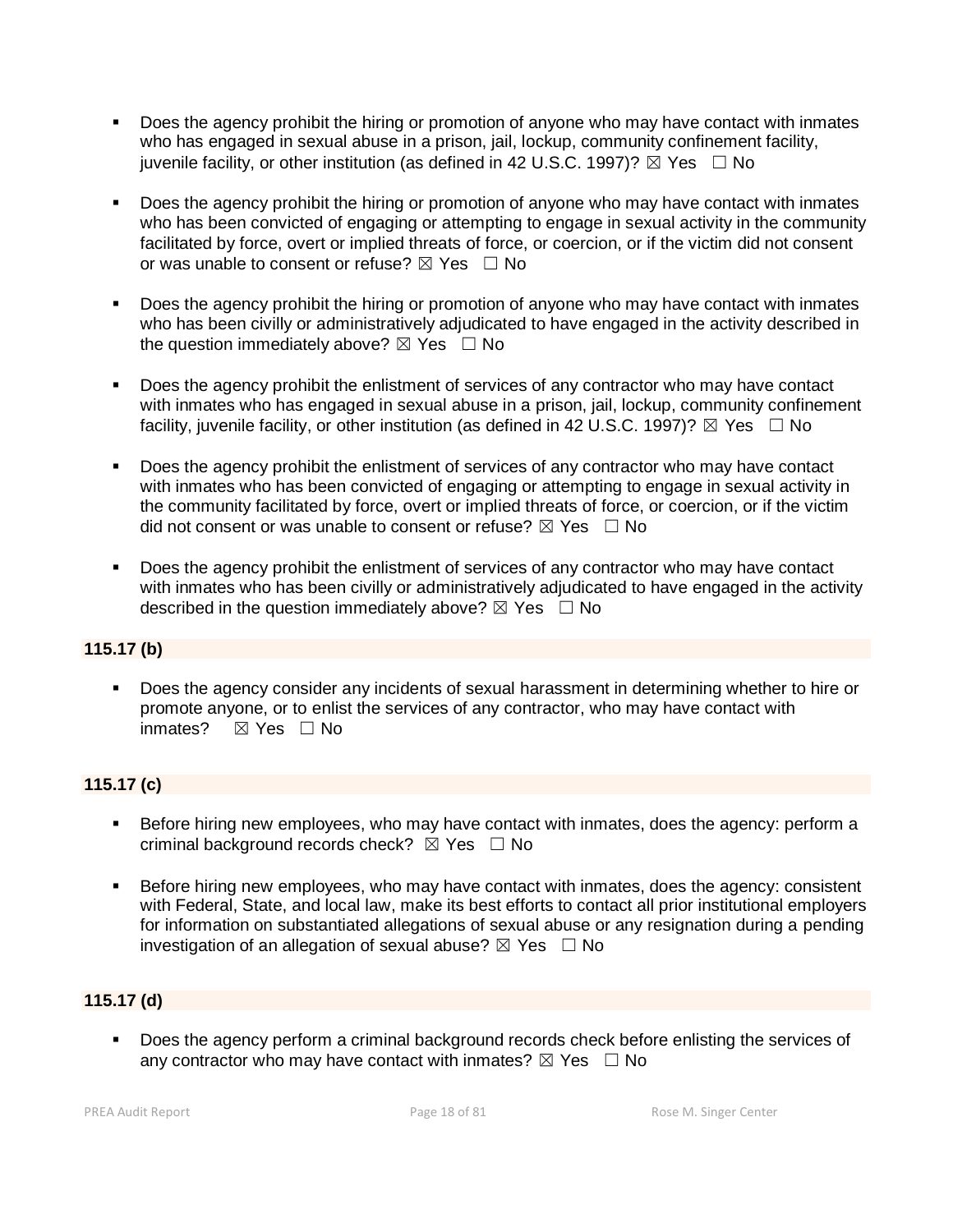- Does the agency prohibit the hiring or promotion of anyone who may have contact with inmates who has engaged in sexual abuse in a prison, jail, lockup, community confinement facility, juvenile facility, or other institution (as defined in 42 U.S.C. 1997)? ☒ Yes ☐ No

- Does the agency prohibit the hiring or promotion of anyone who may have contact with inmates who has been convicted of engaging or attempting to engage in sexual activity in the community facilitated by force, overt or implied threats of force, or coercion, or if the victim did not consent or was unable to consent or refuse? ☒ Yes ☐ No

- Does the agency prohibit the hiring or promotion of anyone who may have contact with inmates who has been civilly or administratively adjudicated to have engaged in the activity described in the question immediately above? ☒ Yes ☐ No

- Does the agency prohibit the enlistment of services of any contractor who may have contact with inmates who has engaged in sexual abuse in a prison, jail, lockup, community confinement facility, juvenile facility, or other institution (as defined in 42 U.S.C. 1997)? ☒ Yes ☐ No

- Does the agency prohibit the enlistment of services of any contractor who may have contact with inmates who has been convicted of engaging or attempting to engage in sexual activity in the community facilitated by force, overt or implied threats of force, or coercion, or if the victim did not consent or was unable to consent or refuse? ☒ Yes ☐ No

- Does the agency prohibit the enlistment of services of any contractor who may have contact with inmates who has been civilly or administratively adjudicated to have engaged in the activity described in the question immediately above? ☒ Yes ☐ No

**115.17 (b)**

- Does the agency consider any incidents of sexual harassment in determining whether to hire or promote anyone, or to enlist the services of any contractor, who may have contact with inmates? ☒ Yes ☐ No

**115.17 (c)**

- Before hiring new employees, who may have contact with inmates, does the agency: perform a criminal background records check? ☒ Yes ☐ No

- Before hiring new employees, who may have contact with inmates, does the agency: consistent with Federal, State, and local law, make its best efforts to contact all prior institutional employers for information on substantiated allegations of sexual abuse or any resignation during a pending investigation of an allegation of sexual abuse? ☒ Yes ☐ No

**115.17 (d)**

- Does the agency perform a criminal background records check before enlisting the services of any contractor who may have contact with inmates? ☒ Yes ☐ No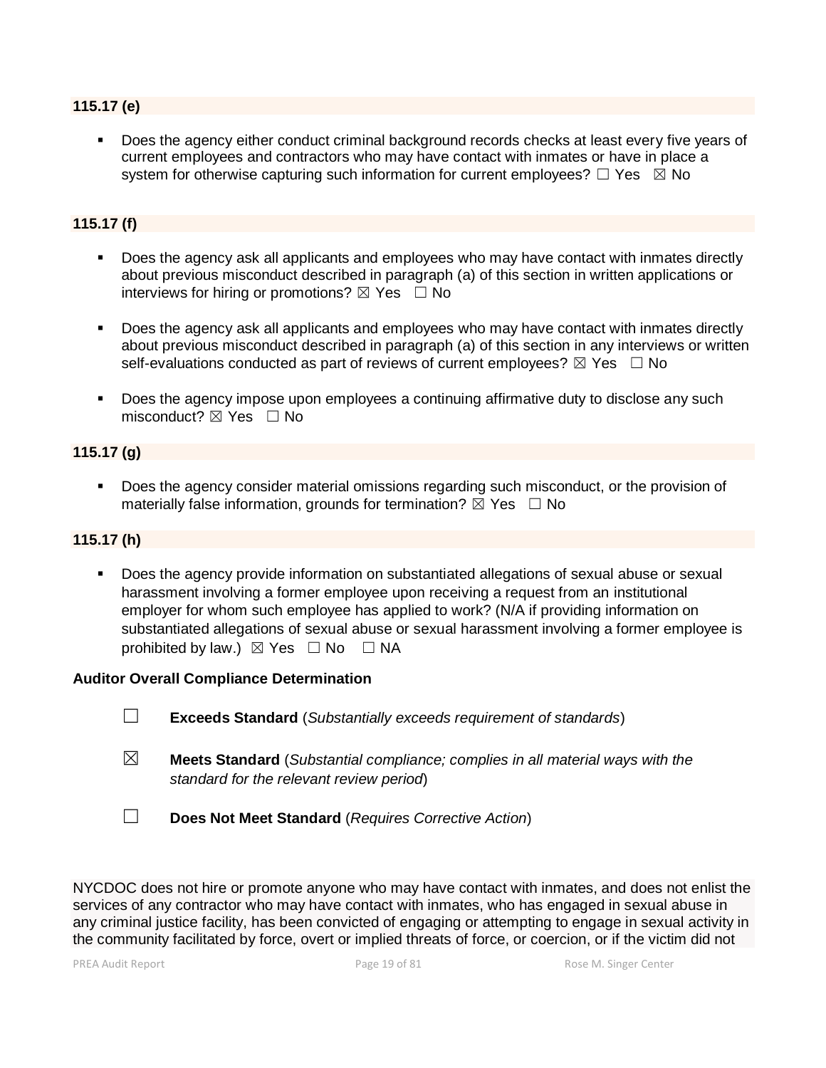**115.17 (e)**

- Does the agency either conduct criminal background records checks at least every five years of current employees and contractors who may have contact with inmates or have in place a system for otherwise capturing such information for current employees? ☐ Yes ☒ No

**115.17 (f)**

- Does the agency ask all applicants and employees who may have contact with inmates directly about previous misconduct described in paragraph (a) of this section in written applications or interviews for hiring or promotions? ☒ Yes ☐ No

- Does the agency ask all applicants and employees who may have contact with inmates directly about previous misconduct described in paragraph (a) of this section in any interviews or written self-evaluations conducted as part of reviews of current employees? ☒ Yes ☐ No

- Does the agency impose upon employees a continuing affirmative duty to disclose any such misconduct? ☒ Yes ☐ No

**115.17 (g)**

- Does the agency consider material omissions regarding such misconduct, or the provision of materially false information, grounds for termination? ☒ Yes ☐ No

**115.17 (h)**

- Does the agency provide information on substantiated allegations of sexual abuse or sexual harassment involving a former employee upon receiving a request from an institutional employer for whom such employee has applied to work? (N/A if providing information on substantiated allegations of sexual abuse or sexual harassment involving a former employee is prohibited by law.) ☒ Yes ☐ No ☐ NA

**Auditor Overall Compliance Determination**

☐ **Exceeds Standard** (*Substantially exceeds requirement of standards*)

☒ **Meets Standard** (*Substantial compliance; complies in all material ways with the standard for the relevant review period*)

☐ **Does Not Meet Standard** (*Requires Corrective Action*)

NYCDOC does not hire or promote anyone who may have contact with inmates, and does not enlist the services of any contractor who may have contact with inmates, who has engaged in sexual abuse in any criminal justice facility, has been convicted of engaging or attempting to engage in sexual activity in the community facilitated by force, overt or implied threats of force, or coercion, or if the victim did not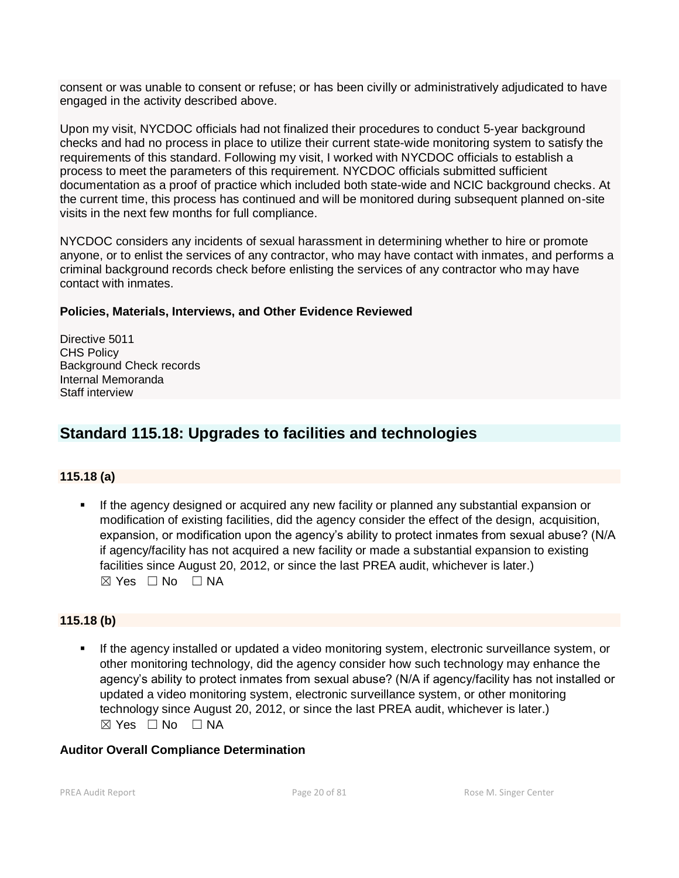consent or was unable to consent or refuse; or has been civilly or administratively adjudicated to have engaged in the activity described above.

Upon my visit, NYCDOC officials had not finalized their procedures to conduct 5-year background checks and had no process in place to utilize their current state-wide monitoring system to satisfy the requirements of this standard. Following my visit, I worked with NYCDOC officials to establish a process to meet the parameters of this requirement. NYCDOC officials submitted sufficient documentation as a proof of practice which included both state-wide and NCIC background checks. At the current time, this process has continued and will be monitored during subsequent planned on-site visits in the next few months for full compliance.

NYCDOC considers any incidents of sexual harassment in determining whether to hire or promote anyone, or to enlist the services of any contractor, who may have contact with inmates, and performs a criminal background records check before enlisting the services of any contractor who may have contact with inmates.

**Policies, Materials, Interviews, and Other Evidence Reviewed**

Directive 5011
CHS Policy
Background Check records
Internal Memoranda
Staff interview

## Standard 115.18: Upgrades to facilities and technologies

**115.18 (a)**

- If the agency designed or acquired any new facility or planned any substantial expansion or modification of existing facilities, did the agency consider the effect of the design, acquisition, expansion, or modification upon the agency's ability to protect inmates from sexual abuse? (N/A if agency/facility has not acquired a new facility or made a substantial expansion to existing facilities since August 20, 2012, or since the last PREA audit, whichever is later.)
  ☒ Yes ☐ No ☐ NA

**115.18 (b)**

- If the agency installed or updated a video monitoring system, electronic surveillance system, or other monitoring technology, did the agency consider how such technology may enhance the agency's ability to protect inmates from sexual abuse? (N/A if agency/facility has not installed or updated a video monitoring system, electronic surveillance system, or other monitoring technology since August 20, 2012, or since the last PREA audit, whichever is later.)
  ☒ Yes ☐ No ☐ NA

**Auditor Overall Compliance Determination**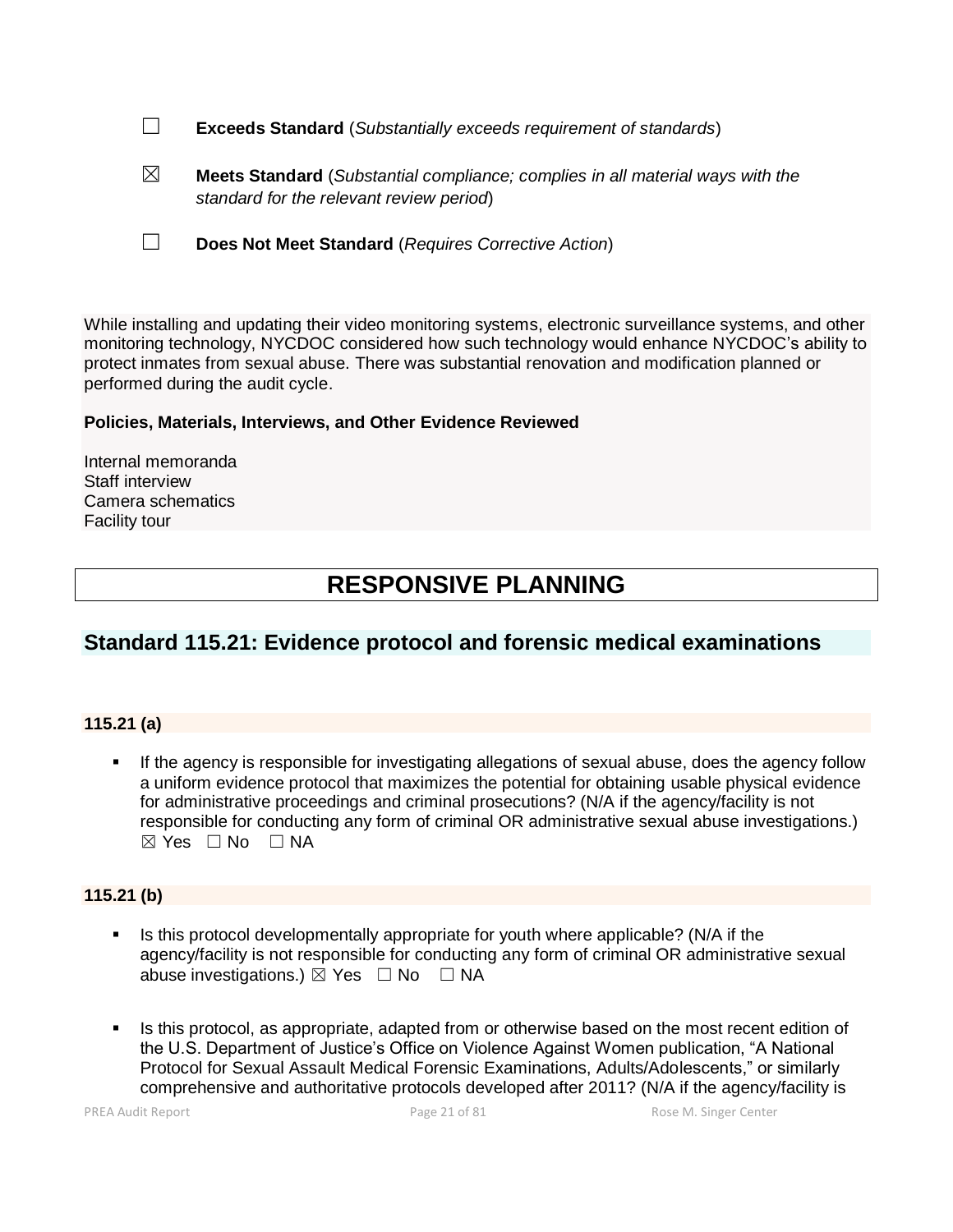☐ **Exceeds Standard** (*Substantially exceeds requirement of standards*)

☒ **Meets Standard** (*Substantial compliance; complies in all material ways with the standard for the relevant review period*)

☐ **Does Not Meet Standard** (*Requires Corrective Action*)

While installing and updating their video monitoring systems, electronic surveillance systems, and other monitoring technology, NYCDOC considered how such technology would enhance NYCDOC's ability to protect inmates from sexual abuse. There was substantial renovation and modification planned or performed during the audit cycle.

**Policies, Materials, Interviews, and Other Evidence Reviewed**

Internal memoranda
Staff interview
Camera schematics
Facility tour

# RESPONSIVE PLANNING

## Standard 115.21: Evidence protocol and forensic medical examinations

**115.21 (a)**

- If the agency is responsible for investigating allegations of sexual abuse, does the agency follow a uniform evidence protocol that maximizes the potential for obtaining usable physical evidence for administrative proceedings and criminal prosecutions? (N/A if the agency/facility is not responsible for conducting any form of criminal OR administrative sexual abuse investigations.) ☒ Yes ☐ No ☐ NA

**115.21 (b)**

- Is this protocol developmentally appropriate for youth where applicable? (N/A if the agency/facility is not responsible for conducting any form of criminal OR administrative sexual abuse investigations.) ☒ Yes ☐ No ☐ NA

- Is this protocol, as appropriate, adapted from or otherwise based on the most recent edition of the U.S. Department of Justice's Office on Violence Against Women publication, "A National Protocol for Sexual Assault Medical Forensic Examinations, Adults/Adolescents," or similarly comprehensive and authoritative protocols developed after 2011? (N/A if the agency/facility is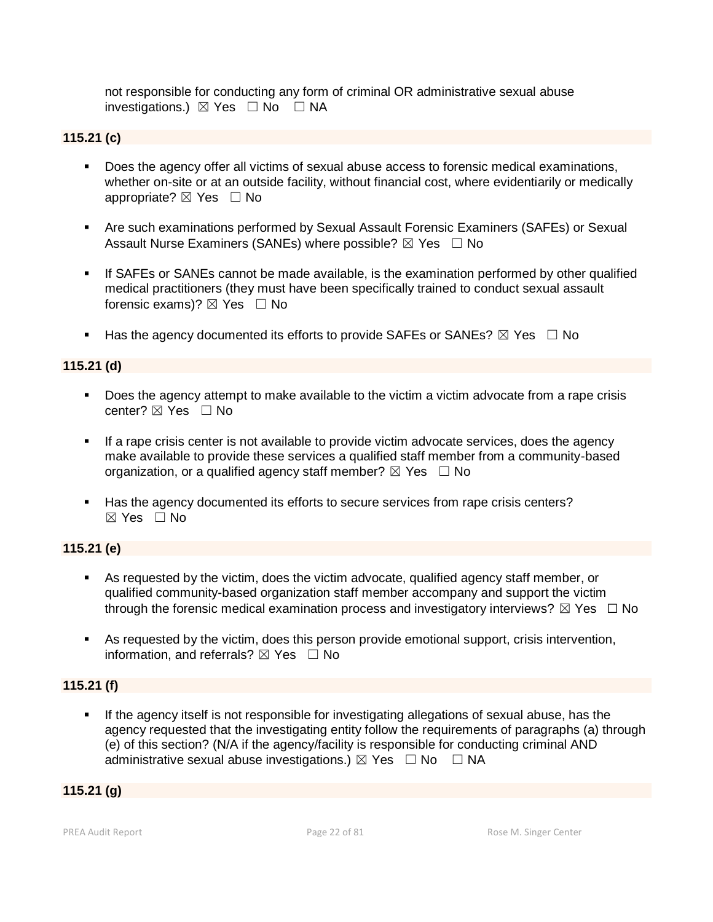not responsible for conducting any form of criminal OR administrative sexual abuse investigations.) ☒ Yes ☐ No ☐ NA

**115.21 (c)**

- Does the agency offer all victims of sexual abuse access to forensic medical examinations, whether on-site or at an outside facility, without financial cost, where evidentiarily or medically appropriate? ☒ Yes ☐ No
- Are such examinations performed by Sexual Assault Forensic Examiners (SAFEs) or Sexual Assault Nurse Examiners (SANEs) where possible? ☒ Yes ☐ No
- If SAFEs or SANEs cannot be made available, is the examination performed by other qualified medical practitioners (they must have been specifically trained to conduct sexual assault forensic exams)? ☒ Yes ☐ No
- Has the agency documented its efforts to provide SAFEs or SANEs? ☒ Yes ☐ No

**115.21 (d)**

- Does the agency attempt to make available to the victim a victim advocate from a rape crisis center? ☒ Yes ☐ No
- If a rape crisis center is not available to provide victim advocate services, does the agency make available to provide these services a qualified staff member from a community-based organization, or a qualified agency staff member? ☒ Yes ☐ No
- Has the agency documented its efforts to secure services from rape crisis centers? ☒ Yes ☐ No

**115.21 (e)**

- As requested by the victim, does the victim advocate, qualified agency staff member, or qualified community-based organization staff member accompany and support the victim through the forensic medical examination process and investigatory interviews? ☒ Yes ☐ No
- As requested by the victim, does this person provide emotional support, crisis intervention, information, and referrals? ☒ Yes ☐ No

**115.21 (f)**

- If the agency itself is not responsible for investigating allegations of sexual abuse, has the agency requested that the investigating entity follow the requirements of paragraphs (a) through (e) of this section? (N/A if the agency/facility is responsible for conducting criminal AND administrative sexual abuse investigations.) ☒ Yes ☐ No ☐ NA

**115.21 (g)**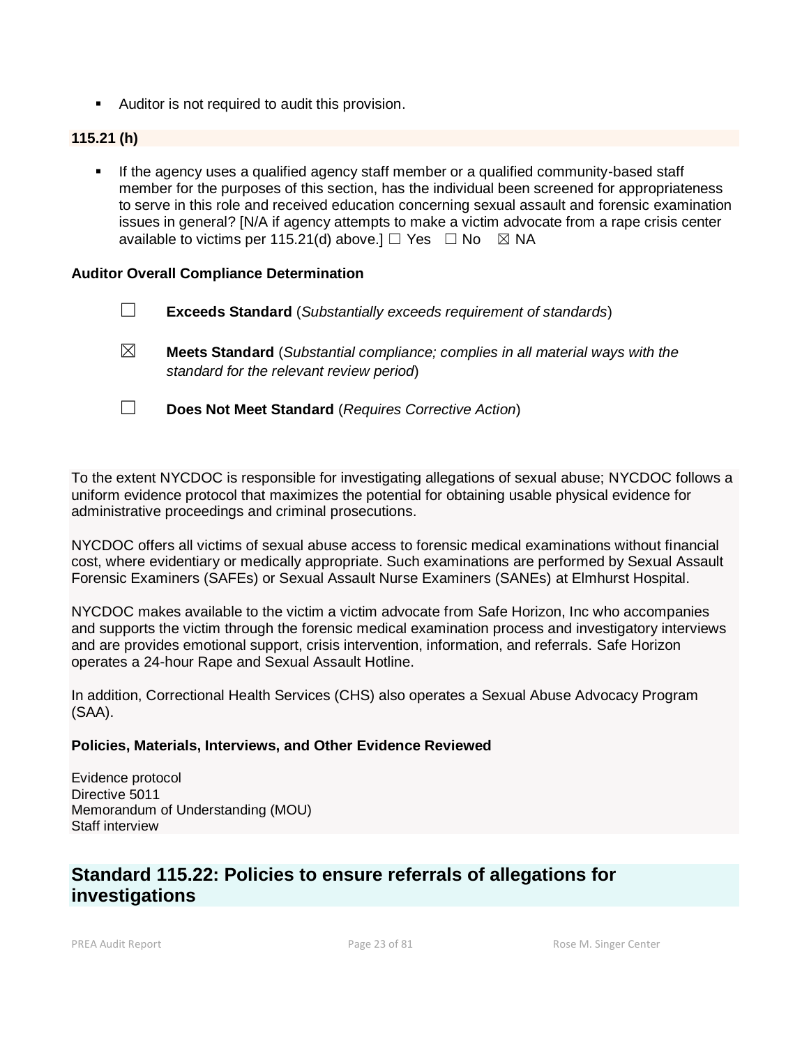- Auditor is not required to audit this provision.

**115.21 (h)**

- If the agency uses a qualified agency staff member or a qualified community-based staff member for the purposes of this section, has the individual been screened for appropriateness to serve in this role and received education concerning sexual assault and forensic examination issues in general? [N/A if agency attempts to make a victim advocate from a rape crisis center available to victims per 115.21(d) above.] ☐ Yes ☐ No ☒ NA

**Auditor Overall Compliance Determination**

☐ **Exceeds Standard** (*Substantially exceeds requirement of standards*)

☒ **Meets Standard** (*Substantial compliance; complies in all material ways with the standard for the relevant review period*)

☐ **Does Not Meet Standard** (*Requires Corrective Action*)

To the extent NYCDOC is responsible for investigating allegations of sexual abuse; NYCDOC follows a uniform evidence protocol that maximizes the potential for obtaining usable physical evidence for administrative proceedings and criminal prosecutions.

NYCDOC offers all victims of sexual abuse access to forensic medical examinations without financial cost, where evidentiary or medically appropriate. Such examinations are performed by Sexual Assault Forensic Examiners (SAFEs) or Sexual Assault Nurse Examiners (SANEs) at Elmhurst Hospital.

NYCDOC makes available to the victim a victim advocate from Safe Horizon, Inc who accompanies and supports the victim through the forensic medical examination process and investigatory interviews and are provides emotional support, crisis intervention, information, and referrals. Safe Horizon operates a 24-hour Rape and Sexual Assault Hotline.

In addition, Correctional Health Services (CHS) also operates a Sexual Abuse Advocacy Program (SAA).

**Policies, Materials, Interviews, and Other Evidence Reviewed**

Evidence protocol
Directive 5011
Memorandum of Understanding (MOU)
Staff interview

## Standard 115.22: Policies to ensure referrals of allegations for investigations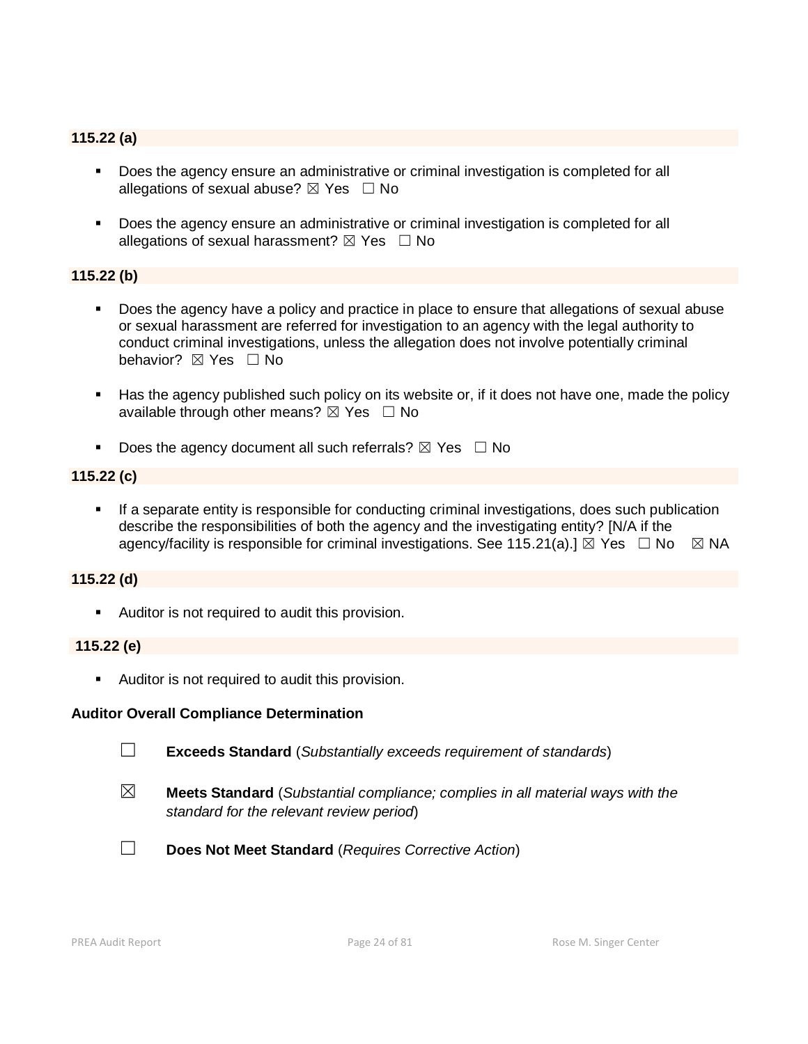**115.22 (a)**

- Does the agency ensure an administrative or criminal investigation is completed for all allegations of sexual abuse? ☒ Yes ☐ No

- Does the agency ensure an administrative or criminal investigation is completed for all allegations of sexual harassment? ☒ Yes ☐ No

**115.22 (b)**

- Does the agency have a policy and practice in place to ensure that allegations of sexual abuse or sexual harassment are referred for investigation to an agency with the legal authority to conduct criminal investigations, unless the allegation does not involve potentially criminal behavior? ☒ Yes ☐ No

- Has the agency published such policy on its website or, if it does not have one, made the policy available through other means? ☒ Yes ☐ No

- Does the agency document all such referrals? ☒ Yes ☐ No

**115.22 (c)**

- If a separate entity is responsible for conducting criminal investigations, does such publication describe the responsibilities of both the agency and the investigating entity? [N/A if the agency/facility is responsible for criminal investigations. See 115.21(a).] ☒ Yes ☐ No ☒ NA

**115.22 (d)**

- Auditor is not required to audit this provision.

**115.22 (e)**

- Auditor is not required to audit this provision.

**Auditor Overall Compliance Determination**

☐ **Exceeds Standard** (*Substantially exceeds requirement of standards*)

☒ **Meets Standard** (*Substantial compliance; complies in all material ways with the standard for the relevant review period*)

☐ **Does Not Meet Standard** (*Requires Corrective Action*)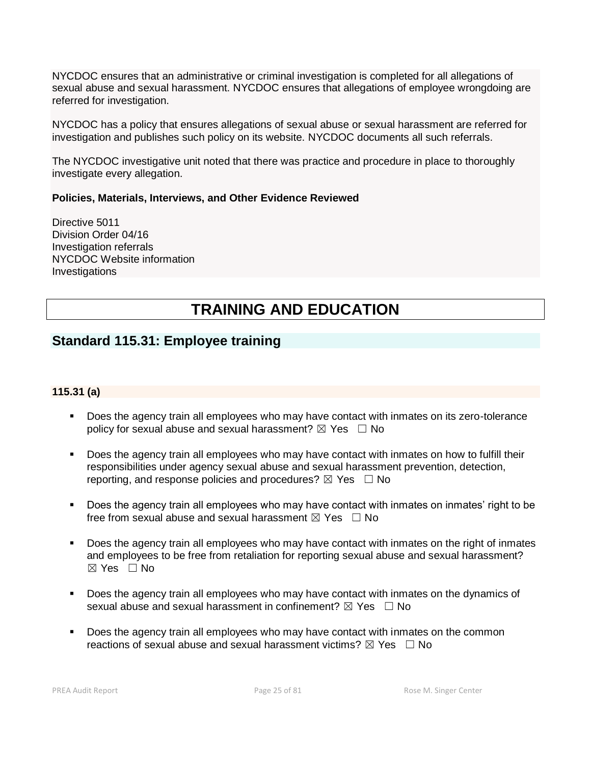NYCDOC ensures that an administrative or criminal investigation is completed for all allegations of sexual abuse and sexual harassment. NYCDOC ensures that allegations of employee wrongdoing are referred for investigation.

NYCDOC has a policy that ensures allegations of sexual abuse or sexual harassment are referred for investigation and publishes such policy on its website. NYCDOC documents all such referrals.

The NYCDOC investigative unit noted that there was practice and procedure in place to thoroughly investigate every allegation.

**Policies, Materials, Interviews, and Other Evidence Reviewed**

Directive 5011
Division Order 04/16
Investigation referrals
NYCDOC Website information
Investigations

# TRAINING AND EDUCATION

## Standard 115.31: Employee training

**115.31 (a)**

- Does the agency train all employees who may have contact with inmates on its zero-tolerance policy for sexual abuse and sexual harassment? ☒ Yes ☐ No
- Does the agency train all employees who may have contact with inmates on how to fulfill their responsibilities under agency sexual abuse and sexual harassment prevention, detection, reporting, and response policies and procedures? ☒ Yes ☐ No
- Does the agency train all employees who may have contact with inmates on inmates' right to be free from sexual abuse and sexual harassment ☒ Yes ☐ No
- Does the agency train all employees who may have contact with inmates on the right of inmates and employees to be free from retaliation for reporting sexual abuse and sexual harassment? ☒ Yes ☐ No
- Does the agency train all employees who may have contact with inmates on the dynamics of sexual abuse and sexual harassment in confinement? ☒ Yes ☐ No
- Does the agency train all employees who may have contact with inmates on the common reactions of sexual abuse and sexual harassment victims? ☒ Yes ☐ No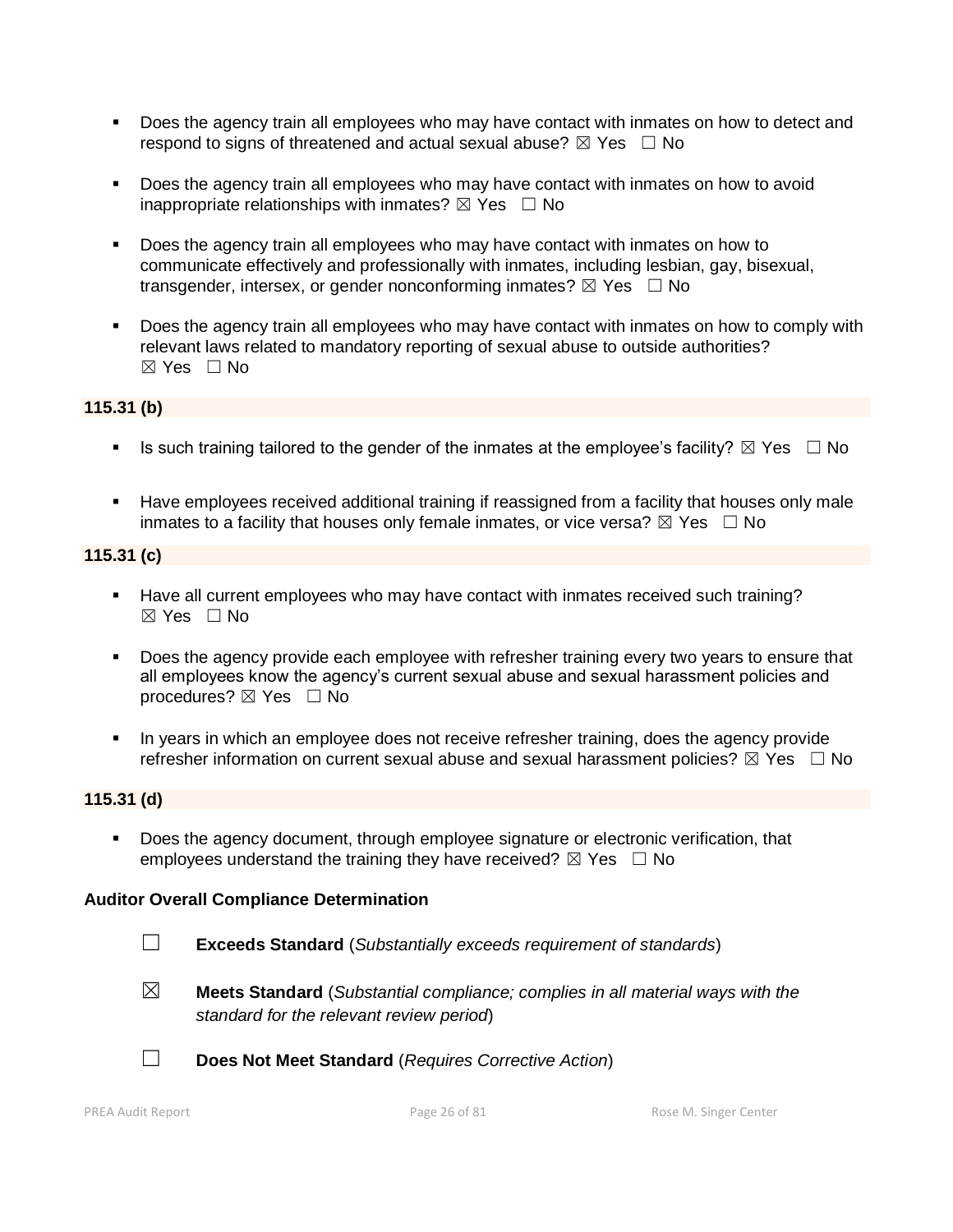- Does the agency train all employees who may have contact with inmates on how to detect and respond to signs of threatened and actual sexual abuse? ☒ Yes ☐ No

- Does the agency train all employees who may have contact with inmates on how to avoid inappropriate relationships with inmates? ☒ Yes ☐ No

- Does the agency train all employees who may have contact with inmates on how to communicate effectively and professionally with inmates, including lesbian, gay, bisexual, transgender, intersex, or gender nonconforming inmates? ☒ Yes ☐ No

- Does the agency train all employees who may have contact with inmates on how to comply with relevant laws related to mandatory reporting of sexual abuse to outside authorities? ☒ Yes ☐ No

**115.31 (b)**

- Is such training tailored to the gender of the inmates at the employee's facility? ☒ Yes ☐ No

- Have employees received additional training if reassigned from a facility that houses only male inmates to a facility that houses only female inmates, or vice versa? ☒ Yes ☐ No

**115.31 (c)**

- Have all current employees who may have contact with inmates received such training? ☒ Yes ☐ No

- Does the agency provide each employee with refresher training every two years to ensure that all employees know the agency's current sexual abuse and sexual harassment policies and procedures? ☒ Yes ☐ No

- In years in which an employee does not receive refresher training, does the agency provide refresher information on current sexual abuse and sexual harassment policies? ☒ Yes ☐ No

**115.31 (d)**

- Does the agency document, through employee signature or electronic verification, that employees understand the training they have received? ☒ Yes ☐ No

**Auditor Overall Compliance Determination**

☐ **Exceeds Standard** (*Substantially exceeds requirement of standards*)

☒ **Meets Standard** (*Substantial compliance; complies in all material ways with the standard for the relevant review period*)

☐ **Does Not Meet Standard** (*Requires Corrective Action*)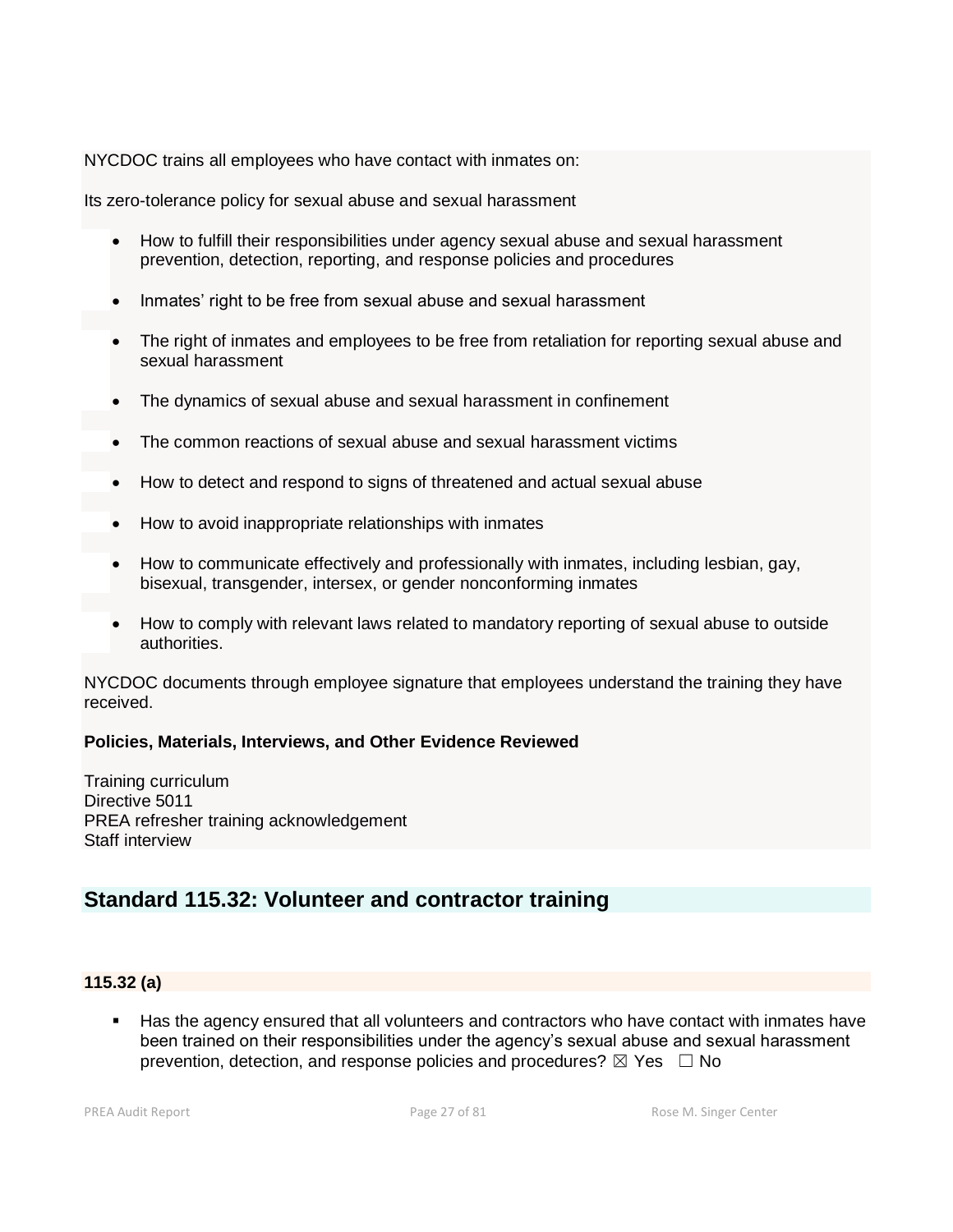NYCDOC trains all employees who have contact with inmates on:

Its zero-tolerance policy for sexual abuse and sexual harassment

- How to fulfill their responsibilities under agency sexual abuse and sexual harassment prevention, detection, reporting, and response policies and procedures
- Inmates' right to be free from sexual abuse and sexual harassment
- The right of inmates and employees to be free from retaliation for reporting sexual abuse and sexual harassment
- The dynamics of sexual abuse and sexual harassment in confinement
- The common reactions of sexual abuse and sexual harassment victims
- How to detect and respond to signs of threatened and actual sexual abuse
- How to avoid inappropriate relationships with inmates
- How to communicate effectively and professionally with inmates, including lesbian, gay, bisexual, transgender, intersex, or gender nonconforming inmates
- How to comply with relevant laws related to mandatory reporting of sexual abuse to outside authorities.

NYCDOC documents through employee signature that employees understand the training they have received.

**Policies, Materials, Interviews, and Other Evidence Reviewed**

Training curriculum
Directive 5011
PREA refresher training acknowledgement
Staff interview

## Standard 115.32: Volunteer and contractor training

**115.32 (a)**

- Has the agency ensured that all volunteers and contractors who have contact with inmates have been trained on their responsibilities under the agency's sexual abuse and sexual harassment prevention, detection, and response policies and procedures? ☒ Yes ☐ No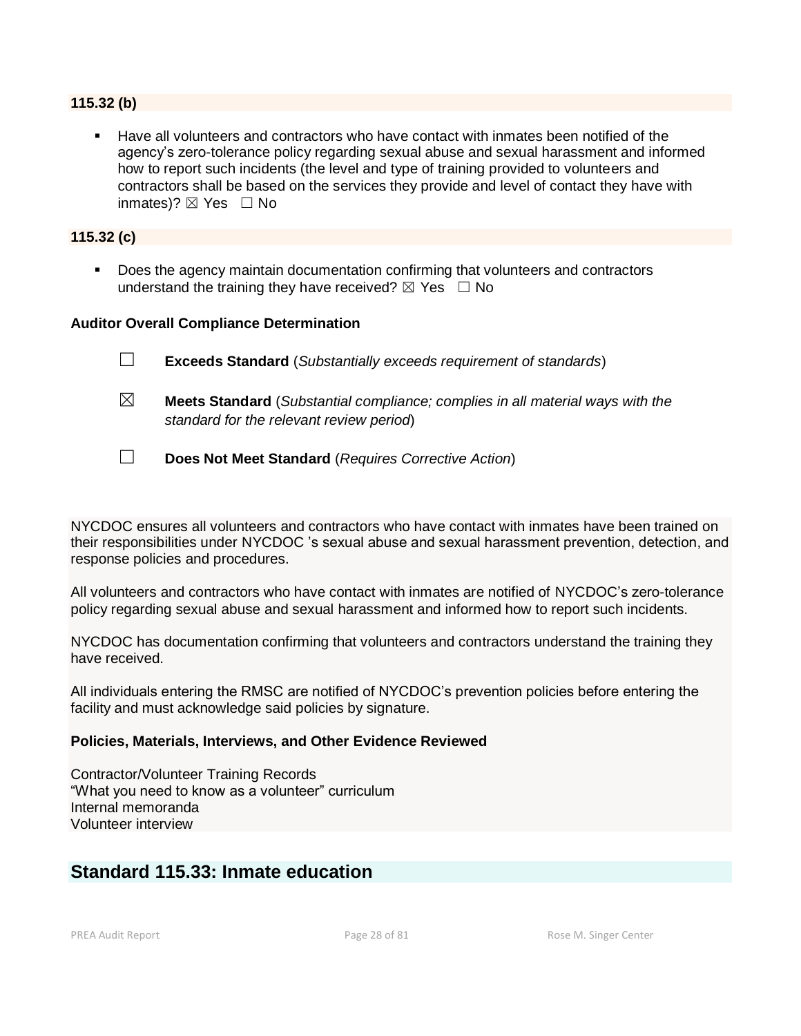**115.32 (b)**

- Have all volunteers and contractors who have contact with inmates been notified of the agency's zero-tolerance policy regarding sexual abuse and sexual harassment and informed how to report such incidents (the level and type of training provided to volunteers and contractors shall be based on the services they provide and level of contact they have with inmates)? ☒ Yes ☐ No

**115.32 (c)**

- Does the agency maintain documentation confirming that volunteers and contractors understand the training they have received? ☒ Yes ☐ No

**Auditor Overall Compliance Determination**

☐ **Exceeds Standard** (*Substantially exceeds requirement of standards*)

☒ **Meets Standard** (*Substantial compliance; complies in all material ways with the standard for the relevant review period*)

☐ **Does Not Meet Standard** (*Requires Corrective Action*)

NYCDOC ensures all volunteers and contractors who have contact with inmates have been trained on their responsibilities under NYCDOC 's sexual abuse and sexual harassment prevention, detection, and response policies and procedures.

All volunteers and contractors who have contact with inmates are notified of NYCDOC's zero-tolerance policy regarding sexual abuse and sexual harassment and informed how to report such incidents.

NYCDOC has documentation confirming that volunteers and contractors understand the training they have received.

All individuals entering the RMSC are notified of NYCDOC's prevention policies before entering the facility and must acknowledge said policies by signature.

**Policies, Materials, Interviews, and Other Evidence Reviewed**

Contractor/Volunteer Training Records
"What you need to know as a volunteer" curriculum
Internal memoranda
Volunteer interview

## Standard 115.33: Inmate education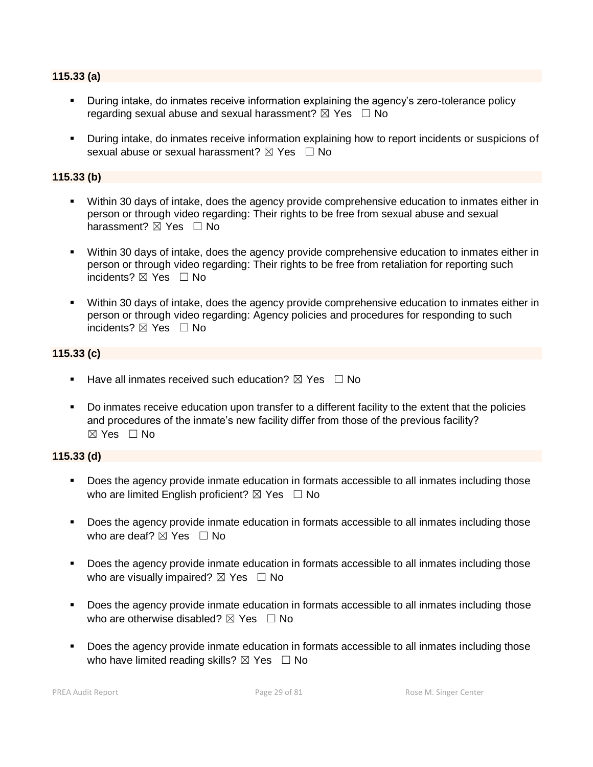### 115.33 (a)

- During intake, do inmates receive information explaining the agency's zero-tolerance policy regarding sexual abuse and sexual harassment? ☒ Yes ☐ No
- During intake, do inmates receive information explaining how to report incidents or suspicions of sexual abuse or sexual harassment? ☒ Yes ☐ No

### 115.33 (b)

- Within 30 days of intake, does the agency provide comprehensive education to inmates either in person or through video regarding: Their rights to be free from sexual abuse and sexual harassment? ☒ Yes ☐ No
- Within 30 days of intake, does the agency provide comprehensive education to inmates either in person or through video regarding: Their rights to be free from retaliation for reporting such incidents? ☒ Yes ☐ No
- Within 30 days of intake, does the agency provide comprehensive education to inmates either in person or through video regarding: Agency policies and procedures for responding to such incidents? ☒ Yes ☐ No

### 115.33 (c)

- Have all inmates received such education? ☒ Yes ☐ No
- Do inmates receive education upon transfer to a different facility to the extent that the policies and procedures of the inmate's new facility differ from those of the previous facility? ☒ Yes ☐ No

### 115.33 (d)

- Does the agency provide inmate education in formats accessible to all inmates including those who are limited English proficient? ☒ Yes ☐ No
- Does the agency provide inmate education in formats accessible to all inmates including those who are deaf? ☒ Yes ☐ No
- Does the agency provide inmate education in formats accessible to all inmates including those who are visually impaired? ☒ Yes ☐ No
- Does the agency provide inmate education in formats accessible to all inmates including those who are otherwise disabled? ☒ Yes ☐ No
- Does the agency provide inmate education in formats accessible to all inmates including those who have limited reading skills? ☒ Yes ☐ No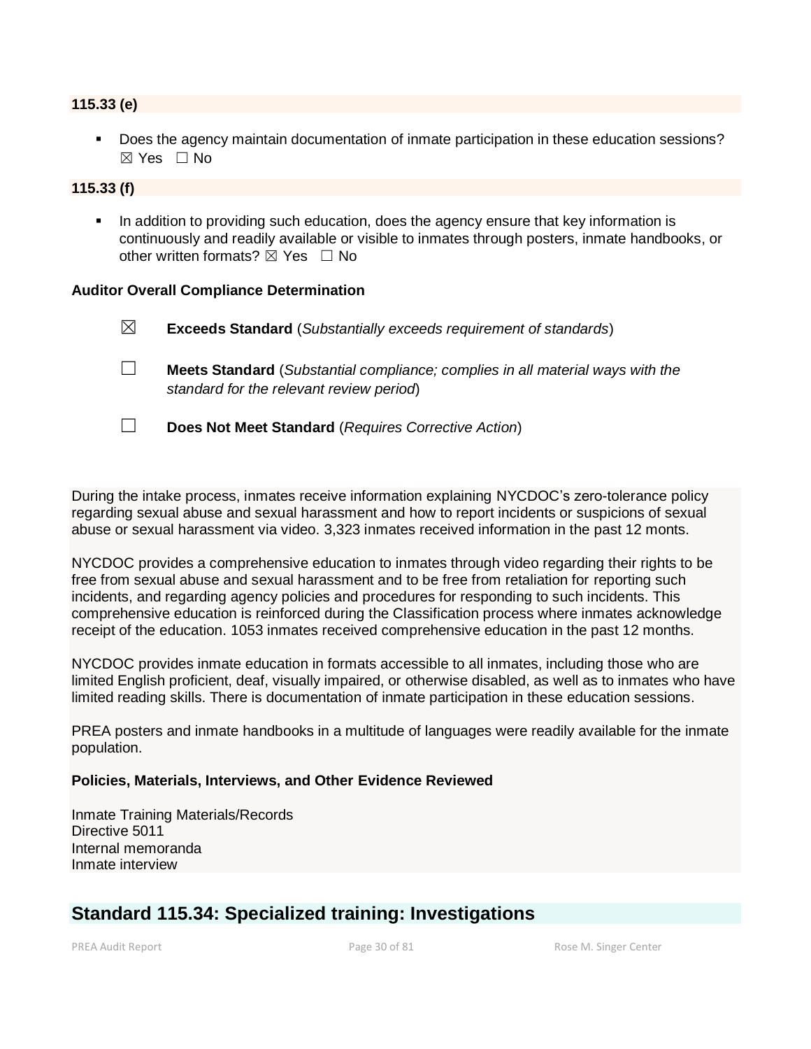**115.33 (e)**

- Does the agency maintain documentation of inmate participation in these education sessions? ☒ Yes ☐ No

**115.33 (f)**

- In addition to providing such education, does the agency ensure that key information is continuously and readily available or visible to inmates through posters, inmate handbooks, or other written formats? ☒ Yes ☐ No

**Auditor Overall Compliance Determination**

☒ **Exceeds Standard** (*Substantially exceeds requirement of standards*)

☐ **Meets Standard** (*Substantial compliance; complies in all material ways with the standard for the relevant review period*)

☐ **Does Not Meet Standard** (*Requires Corrective Action*)

During the intake process, inmates receive information explaining NYCDOC's zero-tolerance policy regarding sexual abuse and sexual harassment and how to report incidents or suspicions of sexual abuse or sexual harassment via video. 3,323 inmates received information in the past 12 monts.

NYCDOC provides a comprehensive education to inmates through video regarding their rights to be free from sexual abuse and sexual harassment and to be free from retaliation for reporting such incidents, and regarding agency policies and procedures for responding to such incidents. This comprehensive education is reinforced during the Classification process where inmates acknowledge receipt of the education. 1053 inmates received comprehensive education in the past 12 months.

NYCDOC provides inmate education in formats accessible to all inmates, including those who are limited English proficient, deaf, visually impaired, or otherwise disabled, as well as to inmates who have limited reading skills. There is documentation of inmate participation in these education sessions.

PREA posters and inmate handbooks in a multitude of languages were readily available for the inmate population.

**Policies, Materials, Interviews, and Other Evidence Reviewed**

Inmate Training Materials/Records
Directive 5011
Internal memoranda
Inmate interview

## Standard 115.34: Specialized training: Investigations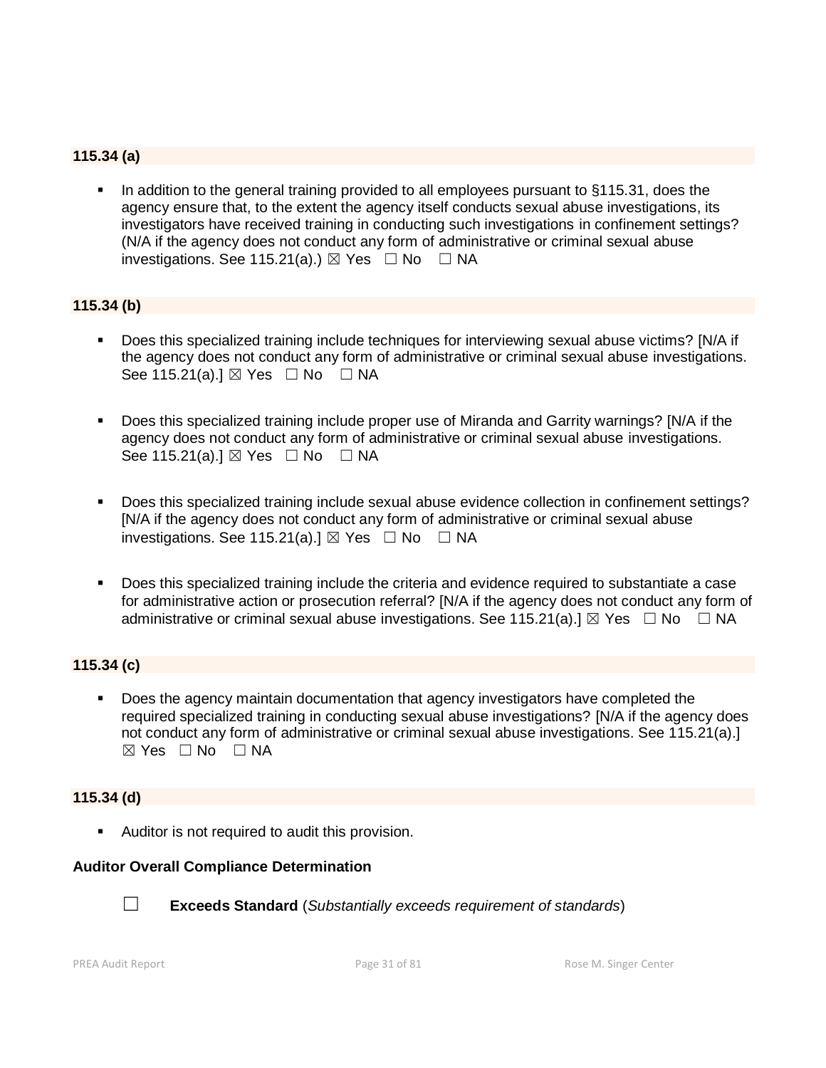**115.34 (a)**

- In addition to the general training provided to all employees pursuant to §115.31, does the agency ensure that, to the extent the agency itself conducts sexual abuse investigations, its investigators have received training in conducting such investigations in confinement settings? (N/A if the agency does not conduct any form of administrative or criminal sexual abuse investigations. See 115.21(a).) ☒ Yes ☐ No ☐ NA

**115.34 (b)**

- Does this specialized training include techniques for interviewing sexual abuse victims? [N/A if the agency does not conduct any form of administrative or criminal sexual abuse investigations. See 115.21(a).] ☒ Yes ☐ No ☐ NA
- Does this specialized training include proper use of Miranda and Garrity warnings? [N/A if the agency does not conduct any form of administrative or criminal sexual abuse investigations. See 115.21(a).] ☒ Yes ☐ No ☐ NA
- Does this specialized training include sexual abuse evidence collection in confinement settings? [N/A if the agency does not conduct any form of administrative or criminal sexual abuse investigations. See 115.21(a).] ☒ Yes ☐ No ☐ NA
- Does this specialized training include the criteria and evidence required to substantiate a case for administrative action or prosecution referral? [N/A if the agency does not conduct any form of administrative or criminal sexual abuse investigations. See 115.21(a).] ☒ Yes ☐ No ☐ NA

**115.34 (c)**

- Does the agency maintain documentation that agency investigators have completed the required specialized training in conducting sexual abuse investigations? [N/A if the agency does not conduct any form of administrative or criminal sexual abuse investigations. See 115.21(a).] ☒ Yes ☐ No ☐ NA

**115.34 (d)**

- Auditor is not required to audit this provision.

**Auditor Overall Compliance Determination**

☐ **Exceeds Standard** (*Substantially exceeds requirement of standards*)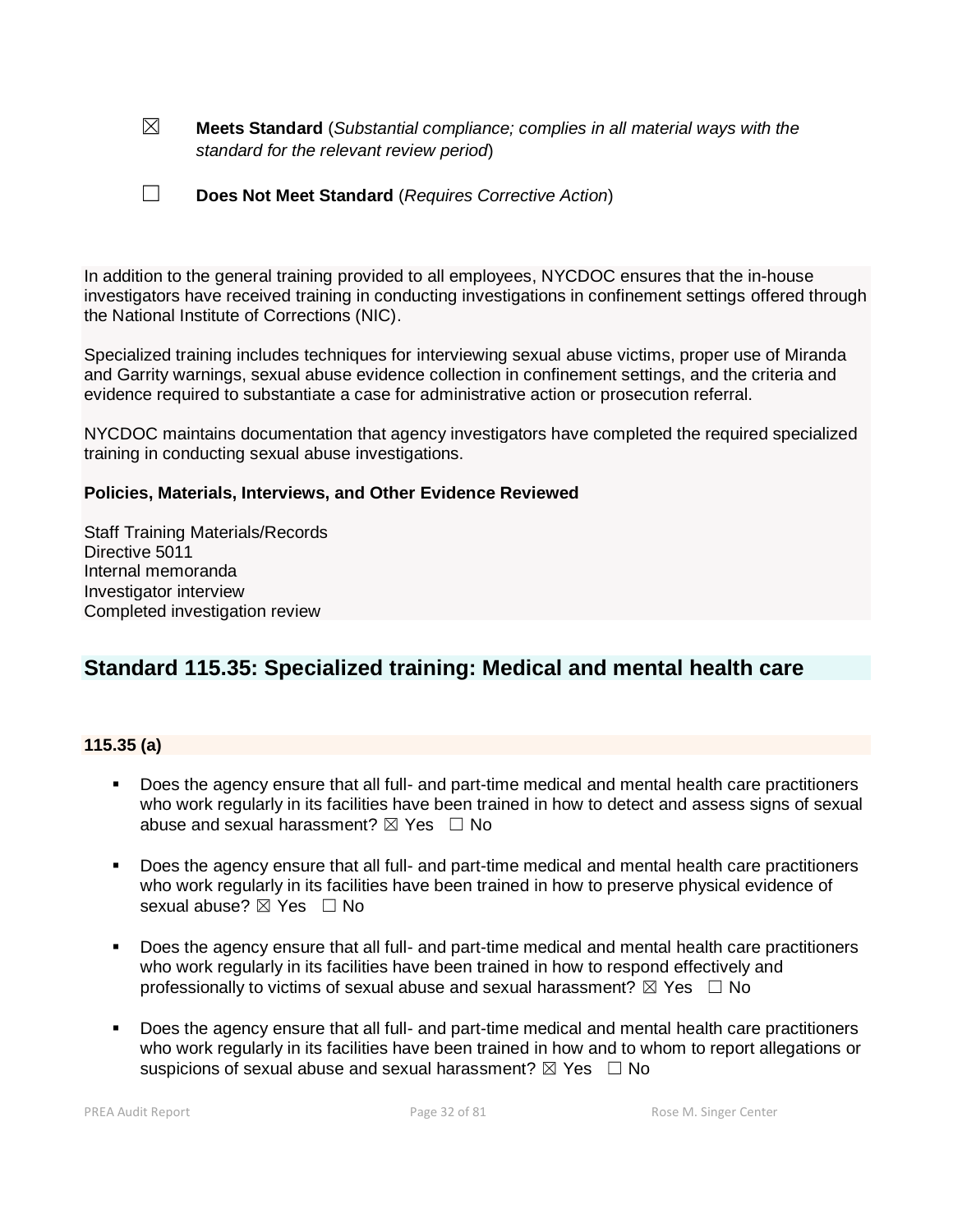☒ **Meets Standard** (*Substantial compliance; complies in all material ways with the standard for the relevant review period*)

☐ **Does Not Meet Standard** (*Requires Corrective Action*)

In addition to the general training provided to all employees, NYCDOC ensures that the in-house investigators have received training in conducting investigations in confinement settings offered through the National Institute of Corrections (NIC).

Specialized training includes techniques for interviewing sexual abuse victims, proper use of Miranda and Garrity warnings, sexual abuse evidence collection in confinement settings, and the criteria and evidence required to substantiate a case for administrative action or prosecution referral.

NYCDOC maintains documentation that agency investigators have completed the required specialized training in conducting sexual abuse investigations.

**Policies, Materials, Interviews, and Other Evidence Reviewed**

Staff Training Materials/Records
Directive 5011
Internal memoranda
Investigator interview
Completed investigation review

## Standard 115.35: Specialized training: Medical and mental health care

**115.35 (a)**

- Does the agency ensure that all full- and part-time medical and mental health care practitioners who work regularly in its facilities have been trained in how to detect and assess signs of sexual abuse and sexual harassment? ☒ Yes ☐ No
- Does the agency ensure that all full- and part-time medical and mental health care practitioners who work regularly in its facilities have been trained in how to preserve physical evidence of sexual abuse? ☒ Yes ☐ No
- Does the agency ensure that all full- and part-time medical and mental health care practitioners who work regularly in its facilities have been trained in how to respond effectively and professionally to victims of sexual abuse and sexual harassment? ☒ Yes ☐ No
- Does the agency ensure that all full- and part-time medical and mental health care practitioners who work regularly in its facilities have been trained in how and to whom to report allegations or suspicions of sexual abuse and sexual harassment? ☒ Yes ☐ No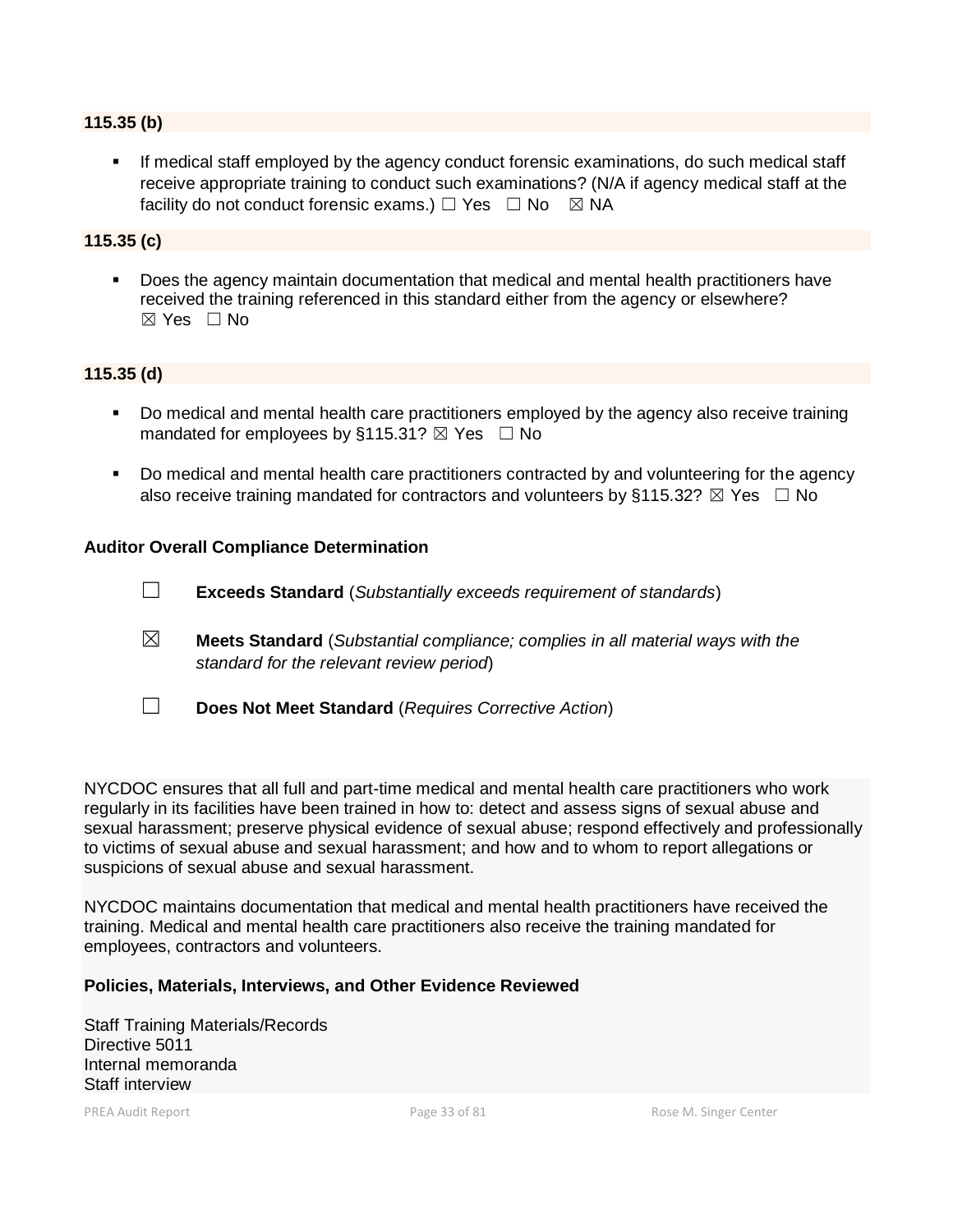**115.35 (b)**

- If medical staff employed by the agency conduct forensic examinations, do such medical staff receive appropriate training to conduct such examinations? (N/A if agency medical staff at the facility do not conduct forensic exams.) ☐ Yes ☐ No ☒ NA

**115.35 (c)**

- Does the agency maintain documentation that medical and mental health practitioners have received the training referenced in this standard either from the agency or elsewhere? ☒ Yes ☐ No

**115.35 (d)**

- Do medical and mental health care practitioners employed by the agency also receive training mandated for employees by §115.31? ☒ Yes ☐ No
- Do medical and mental health care practitioners contracted by and volunteering for the agency also receive training mandated for contractors and volunteers by §115.32? ☒ Yes ☐ No

**Auditor Overall Compliance Determination**

☐ **Exceeds Standard** (*Substantially exceeds requirement of standards*)

☒ **Meets Standard** (*Substantial compliance; complies in all material ways with the standard for the relevant review period*)

☐ **Does Not Meet Standard** (*Requires Corrective Action*)

NYCDOC ensures that all full and part-time medical and mental health care practitioners who work regularly in its facilities have been trained in how to: detect and assess signs of sexual abuse and sexual harassment; preserve physical evidence of sexual abuse; respond effectively and professionally to victims of sexual abuse and sexual harassment; and how and to whom to report allegations or suspicions of sexual abuse and sexual harassment.

NYCDOC maintains documentation that medical and mental health practitioners have received the training. Medical and mental health care practitioners also receive the training mandated for employees, contractors and volunteers.

**Policies, Materials, Interviews, and Other Evidence Reviewed**

Staff Training Materials/Records
Directive 5011
Internal memoranda
Staff interview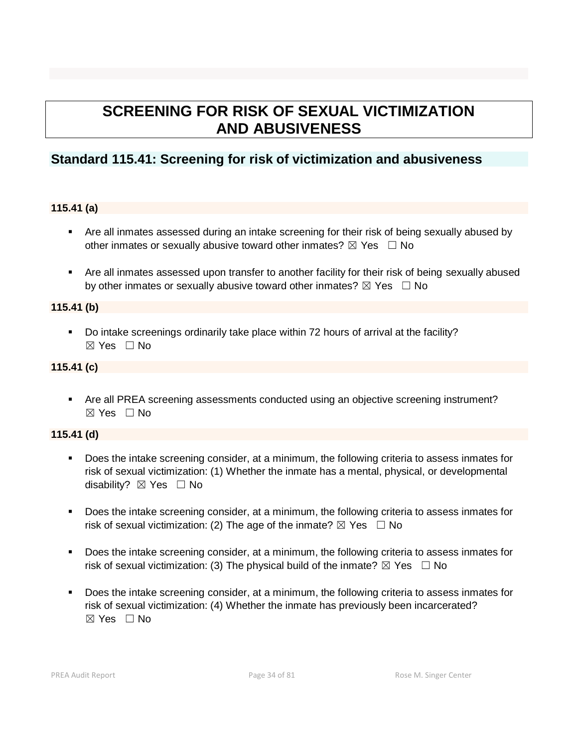# SCREENING FOR RISK OF SEXUAL VICTIMIZATION AND ABUSIVENESS

## Standard 115.41: Screening for risk of victimization and abusiveness

### 115.41 (a)

- Are all inmates assessed during an intake screening for their risk of being sexually abused by other inmates or sexually abusive toward other inmates? ☒ Yes ☐ No

- Are all inmates assessed upon transfer to another facility for their risk of being sexually abused by other inmates or sexually abusive toward other inmates? ☒ Yes ☐ No

### 115.41 (b)

- Do intake screenings ordinarily take place within 72 hours of arrival at the facility? ☒ Yes ☐ No

### 115.41 (c)

- Are all PREA screening assessments conducted using an objective screening instrument? ☒ Yes ☐ No

### 115.41 (d)

- Does the intake screening consider, at a minimum, the following criteria to assess inmates for risk of sexual victimization: (1) Whether the inmate has a mental, physical, or developmental disability? ☒ Yes ☐ No

- Does the intake screening consider, at a minimum, the following criteria to assess inmates for risk of sexual victimization: (2) The age of the inmate? ☒ Yes ☐ No

- Does the intake screening consider, at a minimum, the following criteria to assess inmates for risk of sexual victimization: (3) The physical build of the inmate? ☒ Yes ☐ No

- Does the intake screening consider, at a minimum, the following criteria to assess inmates for risk of sexual victimization: (4) Whether the inmate has previously been incarcerated? ☒ Yes ☐ No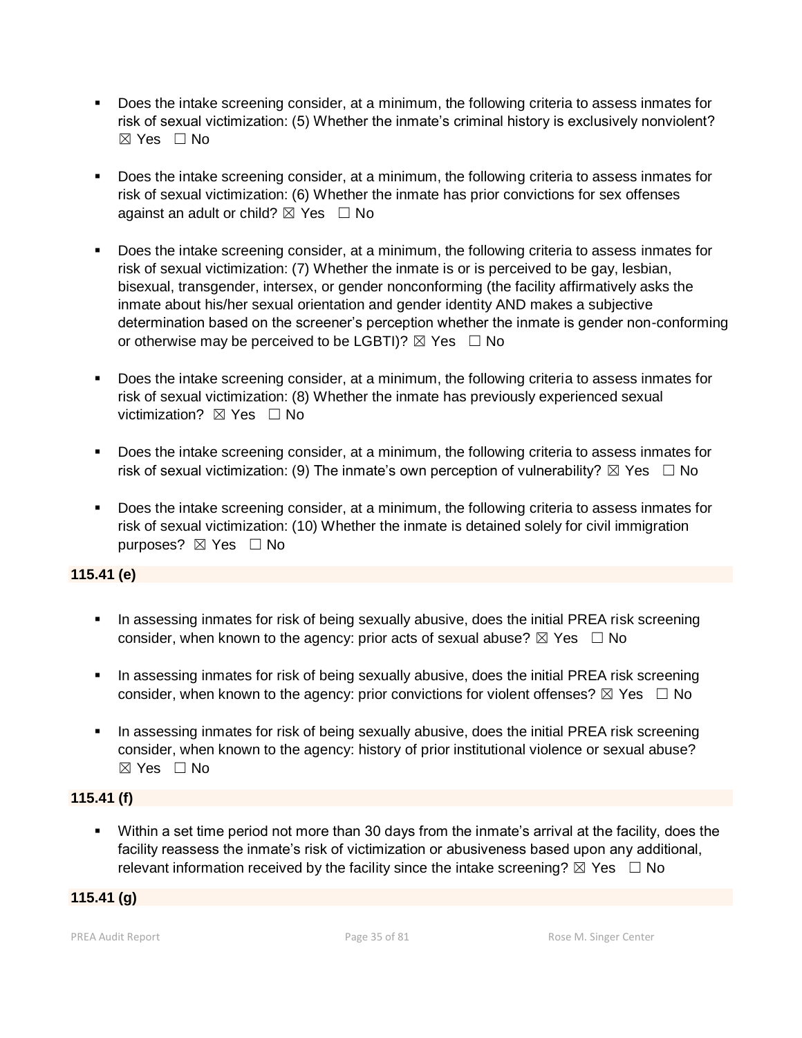- Does the intake screening consider, at a minimum, the following criteria to assess inmates for risk of sexual victimization: (5) Whether the inmate's criminal history is exclusively nonviolent? ☒ Yes ☐ No

- Does the intake screening consider, at a minimum, the following criteria to assess inmates for risk of sexual victimization: (6) Whether the inmate has prior convictions for sex offenses against an adult or child? ☒ Yes ☐ No

- Does the intake screening consider, at a minimum, the following criteria to assess inmates for risk of sexual victimization: (7) Whether the inmate is or is perceived to be gay, lesbian, bisexual, transgender, intersex, or gender nonconforming (the facility affirmatively asks the inmate about his/her sexual orientation and gender identity AND makes a subjective determination based on the screener's perception whether the inmate is gender non-conforming or otherwise may be perceived to be LGBTI)? ☒ Yes ☐ No

- Does the intake screening consider, at a minimum, the following criteria to assess inmates for risk of sexual victimization: (8) Whether the inmate has previously experienced sexual victimization? ☒ Yes ☐ No

- Does the intake screening consider, at a minimum, the following criteria to assess inmates for risk of sexual victimization: (9) The inmate's own perception of vulnerability? ☒ Yes ☐ No

- Does the intake screening consider, at a minimum, the following criteria to assess inmates for risk of sexual victimization: (10) Whether the inmate is detained solely for civil immigration purposes? ☒ Yes ☐ No

**115.41 (e)**

- In assessing inmates for risk of being sexually abusive, does the initial PREA risk screening consider, when known to the agency: prior acts of sexual abuse? ☒ Yes ☐ No

- In assessing inmates for risk of being sexually abusive, does the initial PREA risk screening consider, when known to the agency: prior convictions for violent offenses? ☒ Yes ☐ No

- In assessing inmates for risk of being sexually abusive, does the initial PREA risk screening consider, when known to the agency: history of prior institutional violence or sexual abuse? ☒ Yes ☐ No

**115.41 (f)**

- Within a set time period not more than 30 days from the inmate's arrival at the facility, does the facility reassess the inmate's risk of victimization or abusiveness based upon any additional, relevant information received by the facility since the intake screening? ☒ Yes ☐ No

**115.41 (g)**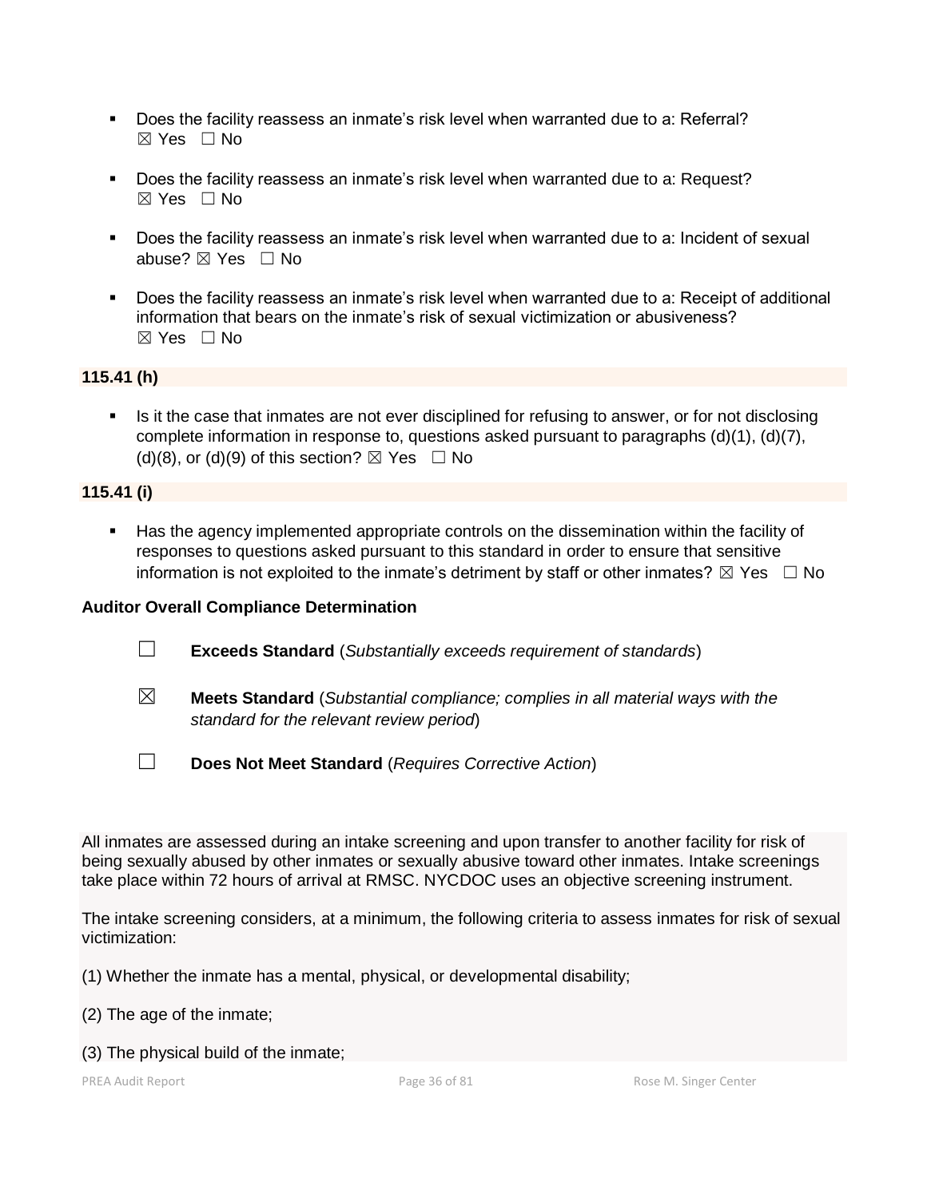- Does the facility reassess an inmate's risk level when warranted due to a: Referral? ☒ Yes ☐ No

- Does the facility reassess an inmate's risk level when warranted due to a: Request? ☒ Yes ☐ No

- Does the facility reassess an inmate's risk level when warranted due to a: Incident of sexual abuse? ☒ Yes ☐ No

- Does the facility reassess an inmate's risk level when warranted due to a: Receipt of additional information that bears on the inmate's risk of sexual victimization or abusiveness? ☒ Yes ☐ No

**115.41 (h)**

- Is it the case that inmates are not ever disciplined for refusing to answer, or for not disclosing complete information in response to, questions asked pursuant to paragraphs (d)(1), (d)(7), (d)(8), or (d)(9) of this section? ☒ Yes ☐ No

**115.41 (i)**

- Has the agency implemented appropriate controls on the dissemination within the facility of responses to questions asked pursuant to this standard in order to ensure that sensitive information is not exploited to the inmate's detriment by staff or other inmates? ☒ Yes ☐ No

**Auditor Overall Compliance Determination**

☐ **Exceeds Standard** (*Substantially exceeds requirement of standards*)

☒ **Meets Standard** (*Substantial compliance; complies in all material ways with the standard for the relevant review period*)

☐ **Does Not Meet Standard** (*Requires Corrective Action*)

All inmates are assessed during an intake screening and upon transfer to another facility for risk of being sexually abused by other inmates or sexually abusive toward other inmates. Intake screenings take place within 72 hours of arrival at RMSC. NYCDOC uses an objective screening instrument.

The intake screening considers, at a minimum, the following criteria to assess inmates for risk of sexual victimization:

(1) Whether the inmate has a mental, physical, or developmental disability;

(2) The age of the inmate;

(3) The physical build of the inmate;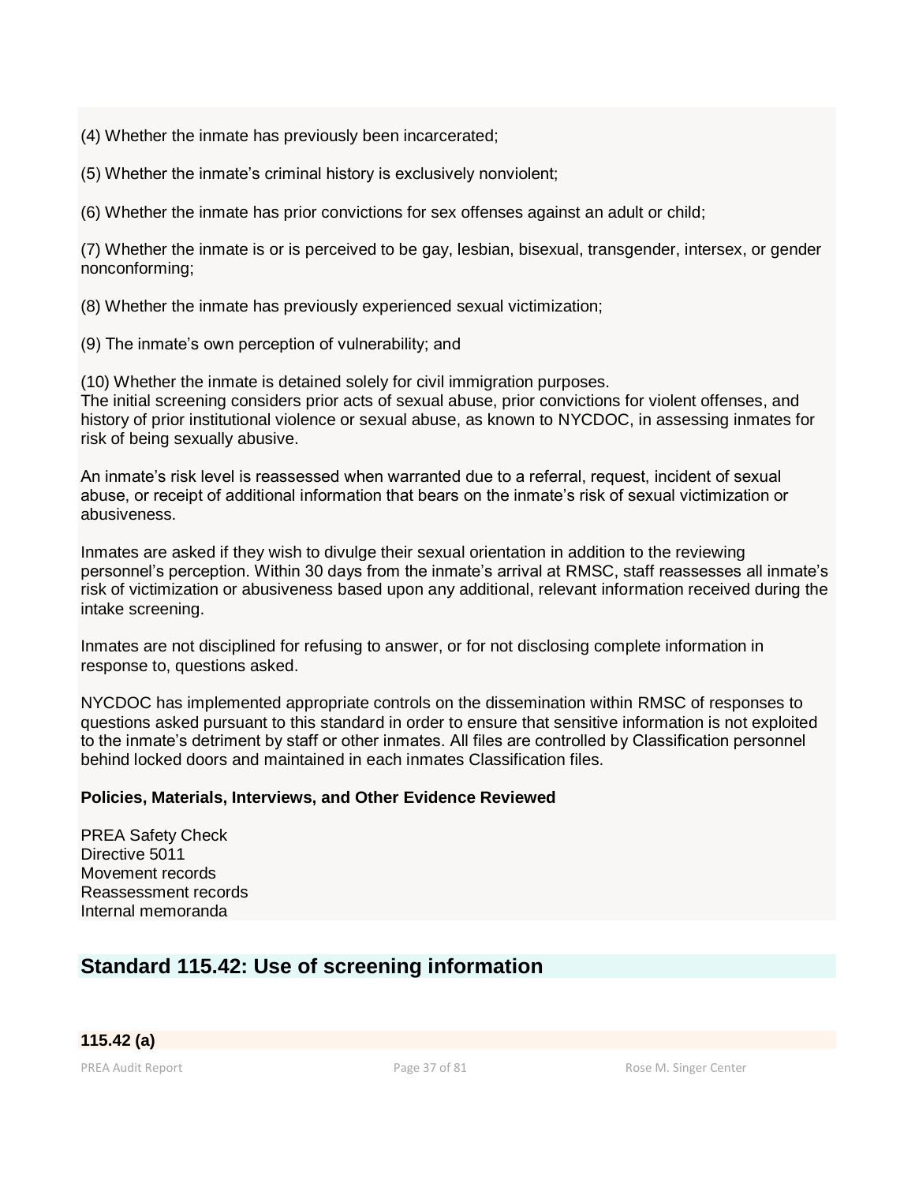(4) Whether the inmate has previously been incarcerated;

(5) Whether the inmate's criminal history is exclusively nonviolent;

(6) Whether the inmate has prior convictions for sex offenses against an adult or child;

(7) Whether the inmate is or is perceived to be gay, lesbian, bisexual, transgender, intersex, or gender nonconforming;

(8) Whether the inmate has previously experienced sexual victimization;

(9) The inmate's own perception of vulnerability; and

(10) Whether the inmate is detained solely for civil immigration purposes.
The initial screening considers prior acts of sexual abuse, prior convictions for violent offenses, and history of prior institutional violence or sexual abuse, as known to NYCDOC, in assessing inmates for risk of being sexually abusive.

An inmate's risk level is reassessed when warranted due to a referral, request, incident of sexual abuse, or receipt of additional information that bears on the inmate's risk of sexual victimization or abusiveness.

Inmates are asked if they wish to divulge their sexual orientation in addition to the reviewing personnel's perception. Within 30 days from the inmate's arrival at RMSC, staff reassesses all inmate's risk of victimization or abusiveness based upon any additional, relevant information received during the intake screening.

Inmates are not disciplined for refusing to answer, or for not disclosing complete information in response to, questions asked.

NYCDOC has implemented appropriate controls on the dissemination within RMSC of responses to questions asked pursuant to this standard in order to ensure that sensitive information is not exploited to the inmate's detriment by staff or other inmates. All files are controlled by Classification personnel behind locked doors and maintained in each inmates Classification files.

**Policies, Materials, Interviews, and Other Evidence Reviewed**

PREA Safety Check
Directive 5011
Movement records
Reassessment records
Internal memoranda

## Standard 115.42: Use of screening information

**115.42 (a)**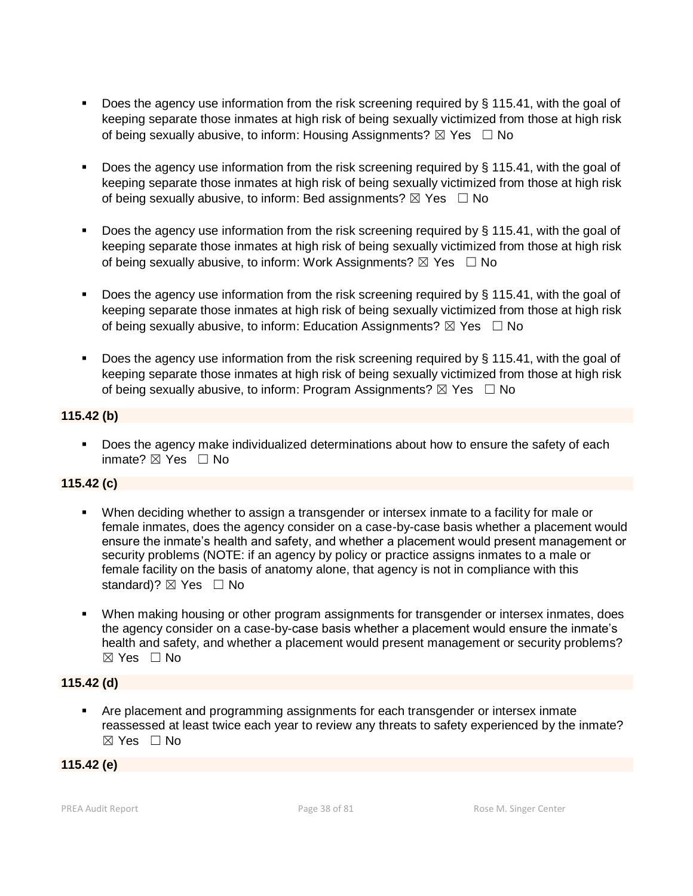- Does the agency use information from the risk screening required by § 115.41, with the goal of keeping separate those inmates at high risk of being sexually victimized from those at high risk of being sexually abusive, to inform: Housing Assignments? ☒ Yes ☐ No

- Does the agency use information from the risk screening required by § 115.41, with the goal of keeping separate those inmates at high risk of being sexually victimized from those at high risk of being sexually abusive, to inform: Bed assignments? ☒ Yes ☐ No

- Does the agency use information from the risk screening required by § 115.41, with the goal of keeping separate those inmates at high risk of being sexually victimized from those at high risk of being sexually abusive, to inform: Work Assignments? ☒ Yes ☐ No

- Does the agency use information from the risk screening required by § 115.41, with the goal of keeping separate those inmates at high risk of being sexually victimized from those at high risk of being sexually abusive, to inform: Education Assignments? ☒ Yes ☐ No

- Does the agency use information from the risk screening required by § 115.41, with the goal of keeping separate those inmates at high risk of being sexually victimized from those at high risk of being sexually abusive, to inform: Program Assignments? ☒ Yes ☐ No

**115.42 (b)**

- Does the agency make individualized determinations about how to ensure the safety of each inmate? ☒ Yes ☐ No

**115.42 (c)**

- When deciding whether to assign a transgender or intersex inmate to a facility for male or female inmates, does the agency consider on a case-by-case basis whether a placement would ensure the inmate's health and safety, and whether a placement would present management or security problems (NOTE: if an agency by policy or practice assigns inmates to a male or female facility on the basis of anatomy alone, that agency is not in compliance with this standard)? ☒ Yes ☐ No

- When making housing or other program assignments for transgender or intersex inmates, does the agency consider on a case-by-case basis whether a placement would ensure the inmate's health and safety, and whether a placement would present management or security problems? ☒ Yes ☐ No

**115.42 (d)**

- Are placement and programming assignments for each transgender or intersex inmate reassessed at least twice each year to review any threats to safety experienced by the inmate? ☒ Yes ☐ No

**115.42 (e)**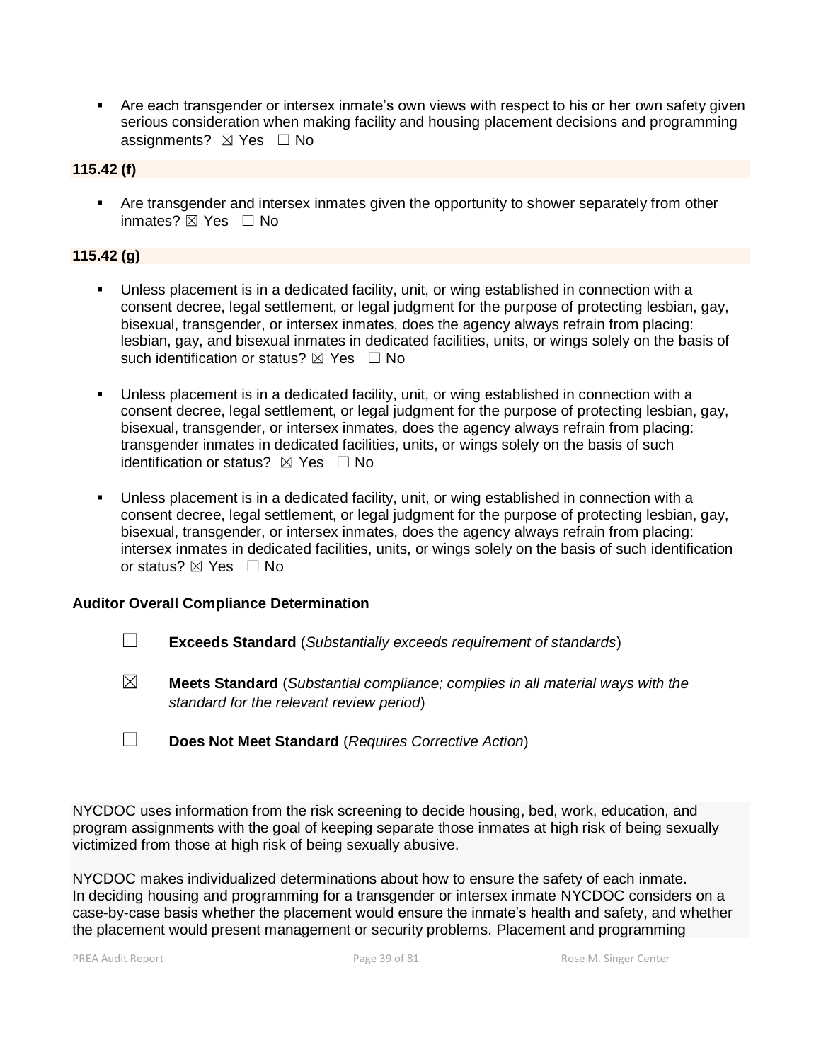- Are each transgender or intersex inmate's own views with respect to his or her own safety given serious consideration when making facility and housing placement decisions and programming assignments? ☒ Yes ☐ No

**115.42 (f)**

- Are transgender and intersex inmates given the opportunity to shower separately from other inmates? ☒ Yes ☐ No

**115.42 (g)**

- Unless placement is in a dedicated facility, unit, or wing established in connection with a consent decree, legal settlement, or legal judgment for the purpose of protecting lesbian, gay, bisexual, transgender, or intersex inmates, does the agency always refrain from placing: lesbian, gay, and bisexual inmates in dedicated facilities, units, or wings solely on the basis of such identification or status? ☒ Yes ☐ No

- Unless placement is in a dedicated facility, unit, or wing established in connection with a consent decree, legal settlement, or legal judgment for the purpose of protecting lesbian, gay, bisexual, transgender, or intersex inmates, does the agency always refrain from placing: transgender inmates in dedicated facilities, units, or wings solely on the basis of such identification or status? ☒ Yes ☐ No

- Unless placement is in a dedicated facility, unit, or wing established in connection with a consent decree, legal settlement, or legal judgment for the purpose of protecting lesbian, gay, bisexual, transgender, or intersex inmates, does the agency always refrain from placing: intersex inmates in dedicated facilities, units, or wings solely on the basis of such identification or status? ☒ Yes ☐ No

**Auditor Overall Compliance Determination**

☐ **Exceeds Standard** (*Substantially exceeds requirement of standards*)

☒ **Meets Standard** (*Substantial compliance; complies in all material ways with the standard for the relevant review period*)

☐ **Does Not Meet Standard** (*Requires Corrective Action*)

NYCDOC uses information from the risk screening to decide housing, bed, work, education, and program assignments with the goal of keeping separate those inmates at high risk of being sexually victimized from those at high risk of being sexually abusive.

NYCDOC makes individualized determinations about how to ensure the safety of each inmate. In deciding housing and programming for a transgender or intersex inmate NYCDOC considers on a case-by-case basis whether the placement would ensure the inmate's health and safety, and whether the placement would present management or security problems. Placement and programming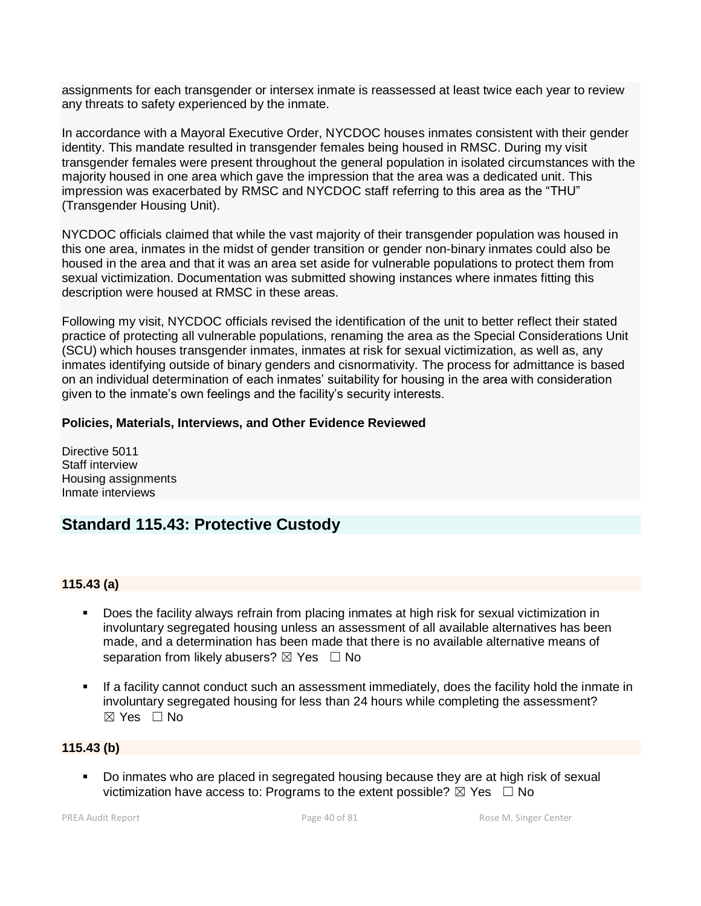assignments for each transgender or intersex inmate is reassessed at least twice each year to review any threats to safety experienced by the inmate.

In accordance with a Mayoral Executive Order, NYCDOC houses inmates consistent with their gender identity. This mandate resulted in transgender females being housed in RMSC. During my visit transgender females were present throughout the general population in isolated circumstances with the majority housed in one area which gave the impression that the area was a dedicated unit. This impression was exacerbated by RMSC and NYCDOC staff referring to this area as the "THU" (Transgender Housing Unit).

NYCDOC officials claimed that while the vast majority of their transgender population was housed in this one area, inmates in the midst of gender transition or gender non-binary inmates could also be housed in the area and that it was an area set aside for vulnerable populations to protect them from sexual victimization. Documentation was submitted showing instances where inmates fitting this description were housed at RMSC in these areas.

Following my visit, NYCDOC officials revised the identification of the unit to better reflect their stated practice of protecting all vulnerable populations, renaming the area as the Special Considerations Unit (SCU) which houses transgender inmates, inmates at risk for sexual victimization, as well as, any inmates identifying outside of binary genders and cisnormativity. The process for admittance is based on an individual determination of each inmates' suitability for housing in the area with consideration given to the inmate's own feelings and the facility's security interests.

**Policies, Materials, Interviews, and Other Evidence Reviewed**

Directive 5011
Staff interview
Housing assignments
Inmate interviews

## Standard 115.43: Protective Custody

### 115.43 (a)

- Does the facility always refrain from placing inmates at high risk for sexual victimization in involuntary segregated housing unless an assessment of all available alternatives has been made, and a determination has been made that there is no available alternative means of separation from likely abusers? ☒ Yes ☐ No

- If a facility cannot conduct such an assessment immediately, does the facility hold the inmate in involuntary segregated housing for less than 24 hours while completing the assessment? ☒ Yes ☐ No

### 115.43 (b)

- Do inmates who are placed in segregated housing because they are at high risk of sexual victimization have access to: Programs to the extent possible? ☒ Yes ☐ No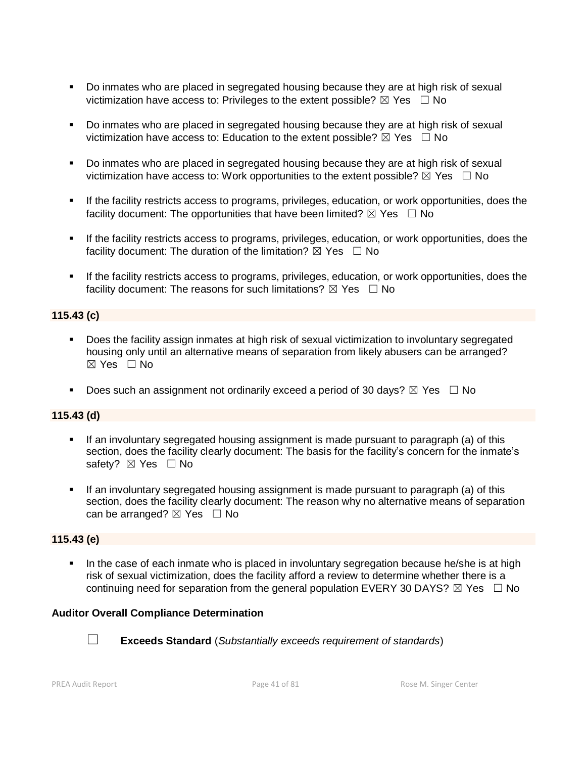- Do inmates who are placed in segregated housing because they are at high risk of sexual victimization have access to: Privileges to the extent possible? ☒ Yes ☐ No
- Do inmates who are placed in segregated housing because they are at high risk of sexual victimization have access to: Education to the extent possible? ☒ Yes ☐ No
- Do inmates who are placed in segregated housing because they are at high risk of sexual victimization have access to: Work opportunities to the extent possible? ☒ Yes ☐ No
- If the facility restricts access to programs, privileges, education, or work opportunities, does the facility document: The opportunities that have been limited? ☒ Yes ☐ No
- If the facility restricts access to programs, privileges, education, or work opportunities, does the facility document: The duration of the limitation? ☒ Yes ☐ No
- If the facility restricts access to programs, privileges, education, or work opportunities, does the facility document: The reasons for such limitations? ☒ Yes ☐ No

**115.43 (c)**

- Does the facility assign inmates at high risk of sexual victimization to involuntary segregated housing only until an alternative means of separation from likely abusers can be arranged? ☒ Yes ☐ No
- Does such an assignment not ordinarily exceed a period of 30 days? ☒ Yes ☐ No

**115.43 (d)**

- If an involuntary segregated housing assignment is made pursuant to paragraph (a) of this section, does the facility clearly document: The basis for the facility's concern for the inmate's safety? ☒ Yes ☐ No
- If an involuntary segregated housing assignment is made pursuant to paragraph (a) of this section, does the facility clearly document: The reason why no alternative means of separation can be arranged? ☒ Yes ☐ No

**115.43 (e)**

- In the case of each inmate who is placed in involuntary segregation because he/she is at high risk of sexual victimization, does the facility afford a review to determine whether there is a continuing need for separation from the general population EVERY 30 DAYS? ☒ Yes ☐ No

**Auditor Overall Compliance Determination**

☐ **Exceeds Standard** (*Substantially exceeds requirement of standards*)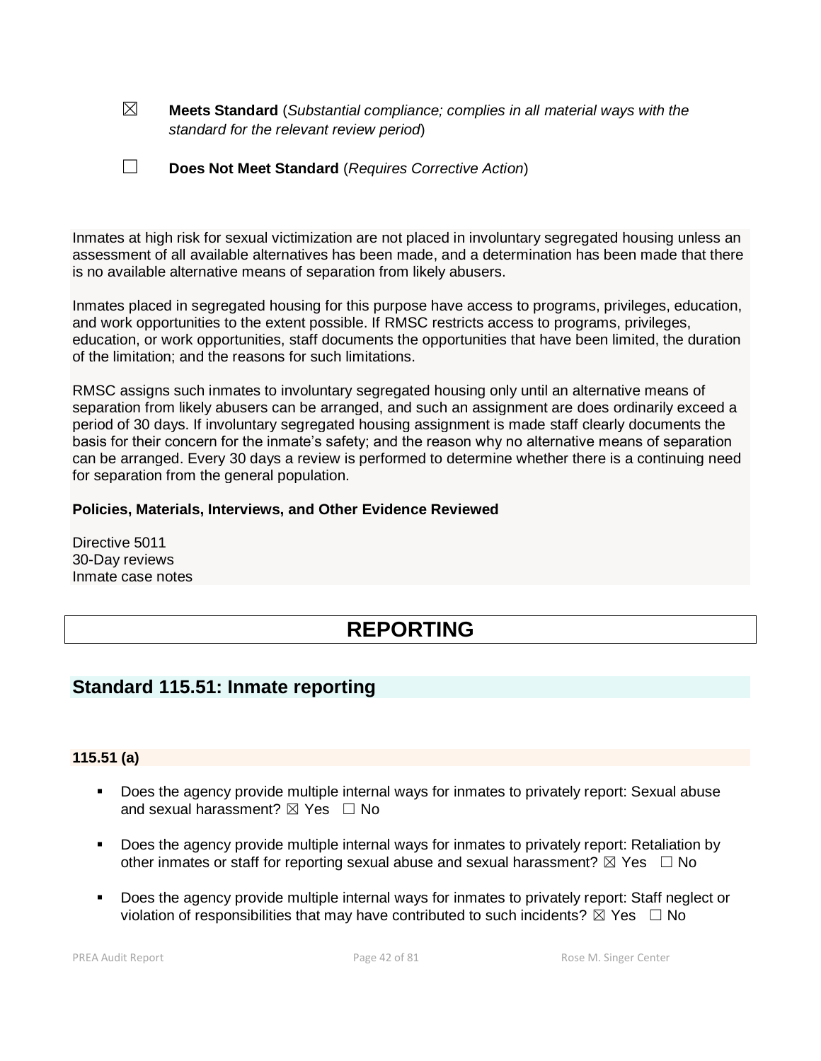☒ **Meets Standard** (*Substantial compliance; complies in all material ways with the standard for the relevant review period*)

☐ **Does Not Meet Standard** (*Requires Corrective Action*)

Inmates at high risk for sexual victimization are not placed in involuntary segregated housing unless an assessment of all available alternatives has been made, and a determination has been made that there is no available alternative means of separation from likely abusers.

Inmates placed in segregated housing for this purpose have access to programs, privileges, education, and work opportunities to the extent possible. If RMSC restricts access to programs, privileges, education, or work opportunities, staff documents the opportunities that have been limited, the duration of the limitation; and the reasons for such limitations.

RMSC assigns such inmates to involuntary segregated housing only until an alternative means of separation from likely abusers can be arranged, and such an assignment are does ordinarily exceed a period of 30 days. If involuntary segregated housing assignment is made staff clearly documents the basis for their concern for the inmate's safety; and the reason why no alternative means of separation can be arranged. Every 30 days a review is performed to determine whether there is a continuing need for separation from the general population.

**Policies, Materials, Interviews, and Other Evidence Reviewed**

Directive 5011
30-Day reviews
Inmate case notes

# REPORTING

## Standard 115.51: Inmate reporting

### 115.51 (a)

- Does the agency provide multiple internal ways for inmates to privately report: Sexual abuse and sexual harassment? ☒ Yes ☐ No
- Does the agency provide multiple internal ways for inmates to privately report: Retaliation by other inmates or staff for reporting sexual abuse and sexual harassment? ☒ Yes ☐ No
- Does the agency provide multiple internal ways for inmates to privately report: Staff neglect or violation of responsibilities that may have contributed to such incidents? ☒ Yes ☐ No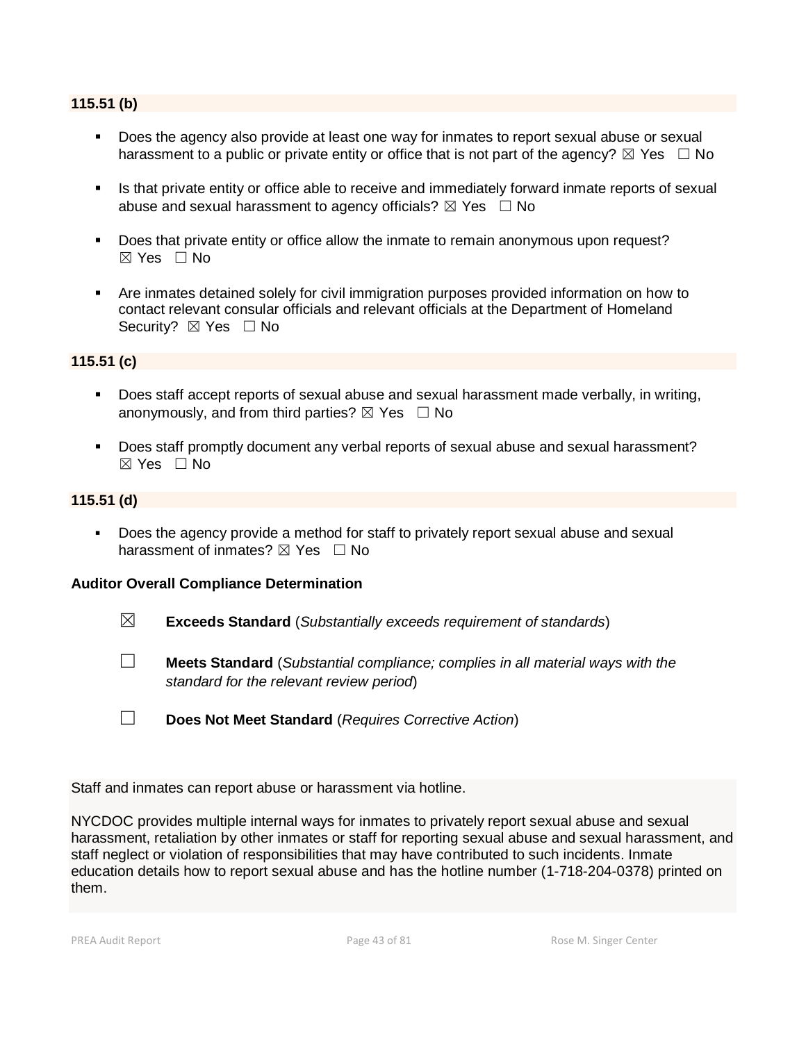**115.51 (b)**

- Does the agency also provide at least one way for inmates to report sexual abuse or sexual harassment to a public or private entity or office that is not part of the agency? ☒ Yes ☐ No
- Is that private entity or office able to receive and immediately forward inmate reports of sexual abuse and sexual harassment to agency officials? ☒ Yes ☐ No
- Does that private entity or office allow the inmate to remain anonymous upon request? ☒ Yes ☐ No
- Are inmates detained solely for civil immigration purposes provided information on how to contact relevant consular officials and relevant officials at the Department of Homeland Security? ☒ Yes ☐ No

**115.51 (c)**

- Does staff accept reports of sexual abuse and sexual harassment made verbally, in writing, anonymously, and from third parties? ☒ Yes ☐ No
- Does staff promptly document any verbal reports of sexual abuse and sexual harassment? ☒ Yes ☐ No

**115.51 (d)**

- Does the agency provide a method for staff to privately report sexual abuse and sexual harassment of inmates? ☒ Yes ☐ No

**Auditor Overall Compliance Determination**

☒ **Exceeds Standard** (*Substantially exceeds requirement of standards*)

☐ **Meets Standard** (*Substantial compliance; complies in all material ways with the standard for the relevant review period*)

☐ **Does Not Meet Standard** (*Requires Corrective Action*)

Staff and inmates can report abuse or harassment via hotline.

NYCDOC provides multiple internal ways for inmates to privately report sexual abuse and sexual harassment, retaliation by other inmates or staff for reporting sexual abuse and sexual harassment, and staff neglect or violation of responsibilities that may have contributed to such incidents. Inmate education details how to report sexual abuse and has the hotline number (1-718-204-0378) printed on them.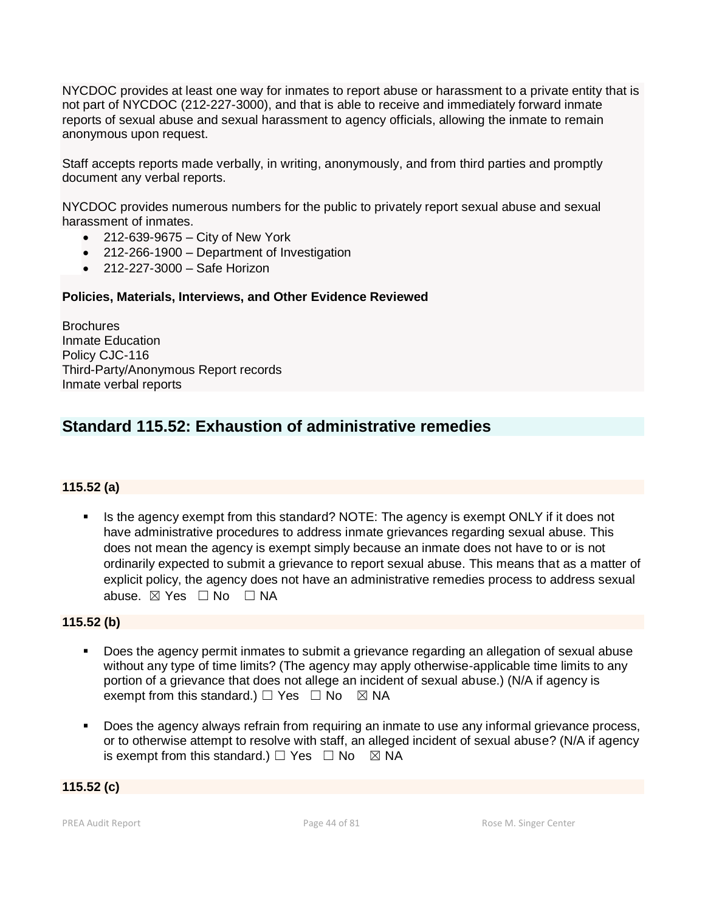NYCDOC provides at least one way for inmates to report abuse or harassment to a private entity that is not part of NYCDOC (212-227-3000), and that is able to receive and immediately forward inmate reports of sexual abuse and sexual harassment to agency officials, allowing the inmate to remain anonymous upon request.

Staff accepts reports made verbally, in writing, anonymously, and from third parties and promptly document any verbal reports.

NYCDOC provides numerous numbers for the public to privately report sexual abuse and sexual harassment of inmates.

- 212-639-9675 – City of New York
- 212-266-1900 – Department of Investigation
- 212-227-3000 – Safe Horizon

**Policies, Materials, Interviews, and Other Evidence Reviewed**

Brochures
Inmate Education
Policy CJC-116
Third-Party/Anonymous Report records
Inmate verbal reports

## Standard 115.52: Exhaustion of administrative remedies

**115.52 (a)**

- Is the agency exempt from this standard? NOTE: The agency is exempt ONLY if it does not have administrative procedures to address inmate grievances regarding sexual abuse. This does not mean the agency is exempt simply because an inmate does not have to or is not ordinarily expected to submit a grievance to report sexual abuse. This means that as a matter of explicit policy, the agency does not have an administrative remedies process to address sexual abuse. ☒ Yes ☐ No ☐ NA

**115.52 (b)**

- Does the agency permit inmates to submit a grievance regarding an allegation of sexual abuse without any type of time limits? (The agency may apply otherwise-applicable time limits to any portion of a grievance that does not allege an incident of sexual abuse.) (N/A if agency is exempt from this standard.) ☐ Yes ☐ No ☒ NA

- Does the agency always refrain from requiring an inmate to use any informal grievance process, or to otherwise attempt to resolve with staff, an alleged incident of sexual abuse? (N/A if agency is exempt from this standard.) ☐ Yes ☐ No ☒ NA

**115.52 (c)**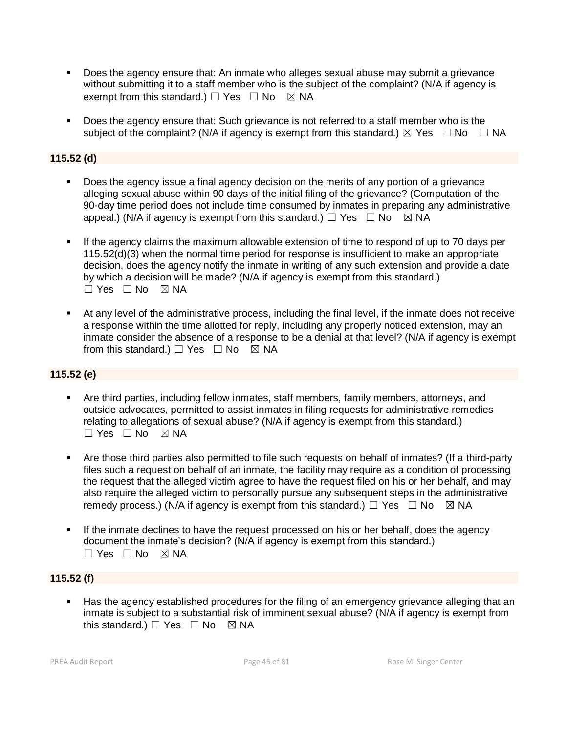- Does the agency ensure that: An inmate who alleges sexual abuse may submit a grievance without submitting it to a staff member who is the subject of the complaint? (N/A if agency is exempt from this standard.) ☐ Yes ☐ No ☒ NA

- Does the agency ensure that: Such grievance is not referred to a staff member who is the subject of the complaint? (N/A if agency is exempt from this standard.) ☒ Yes ☐ No ☐ NA

**115.52 (d)**

- Does the agency issue a final agency decision on the merits of any portion of a grievance alleging sexual abuse within 90 days of the initial filing of the grievance? (Computation of the 90-day time period does not include time consumed by inmates in preparing any administrative appeal.) (N/A if agency is exempt from this standard.) ☐ Yes ☐ No ☒ NA

- If the agency claims the maximum allowable extension of time to respond of up to 70 days per 115.52(d)(3) when the normal time period for response is insufficient to make an appropriate decision, does the agency notify the inmate in writing of any such extension and provide a date by which a decision will be made? (N/A if agency is exempt from this standard.) ☐ Yes ☐ No ☒ NA

- At any level of the administrative process, including the final level, if the inmate does not receive a response within the time allotted for reply, including any properly noticed extension, may an inmate consider the absence of a response to be a denial at that level? (N/A if agency is exempt from this standard.) ☐ Yes ☐ No ☒ NA

**115.52 (e)**

- Are third parties, including fellow inmates, staff members, family members, attorneys, and outside advocates, permitted to assist inmates in filing requests for administrative remedies relating to allegations of sexual abuse? (N/A if agency is exempt from this standard.) ☐ Yes ☐ No ☒ NA

- Are those third parties also permitted to file such requests on behalf of inmates? (If a third-party files such a request on behalf of an inmate, the facility may require as a condition of processing the request that the alleged victim agree to have the request filed on his or her behalf, and may also require the alleged victim to personally pursue any subsequent steps in the administrative remedy process.) (N/A if agency is exempt from this standard.) ☐ Yes ☐ No ☒ NA

- If the inmate declines to have the request processed on his or her behalf, does the agency document the inmate's decision? (N/A if agency is exempt from this standard.) ☐ Yes ☐ No ☒ NA

**115.52 (f)**

- Has the agency established procedures for the filing of an emergency grievance alleging that an inmate is subject to a substantial risk of imminent sexual abuse? (N/A if agency is exempt from this standard.) ☐ Yes ☐ No ☒ NA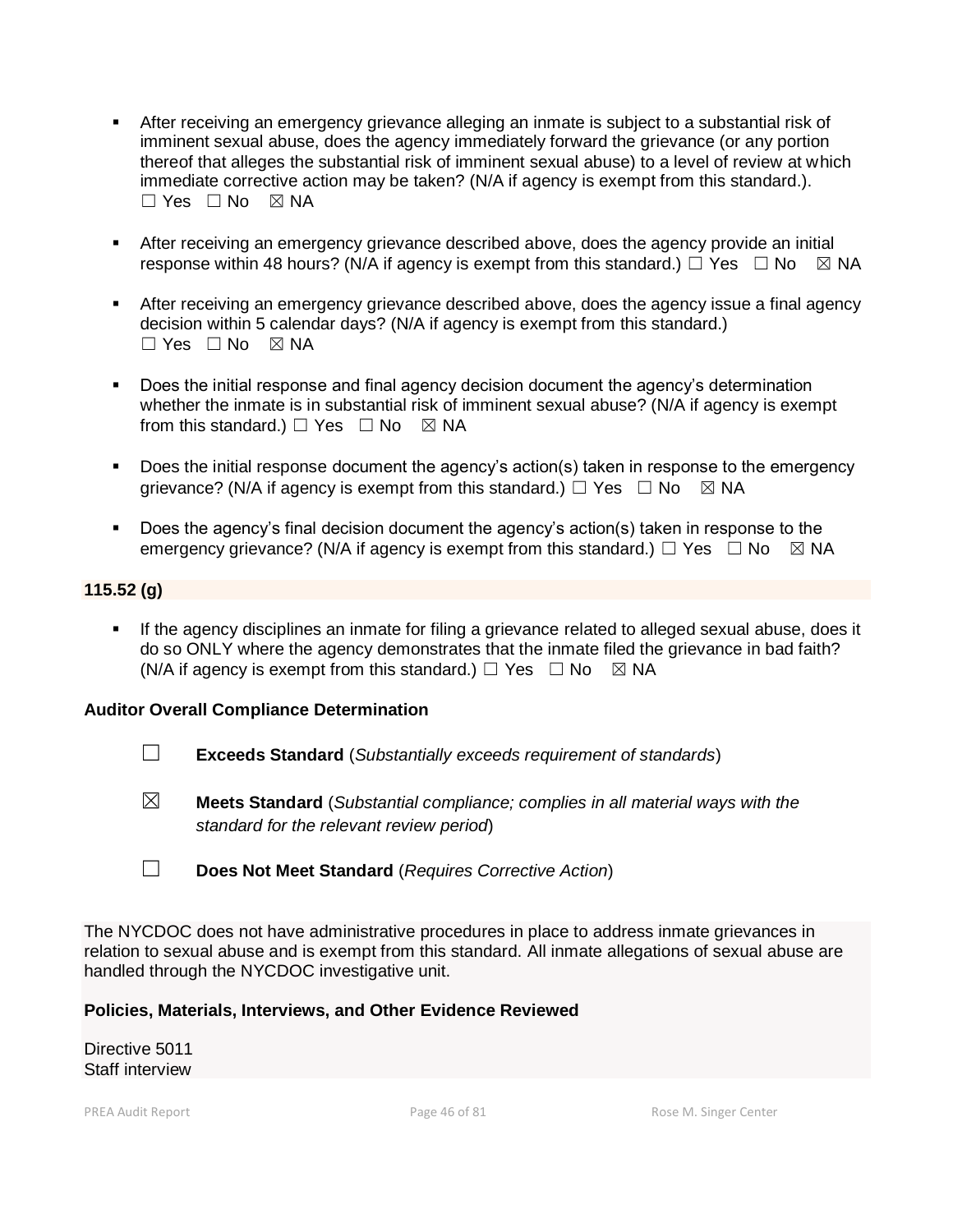- After receiving an emergency grievance alleging an inmate is subject to a substantial risk of imminent sexual abuse, does the agency immediately forward the grievance (or any portion thereof that alleges the substantial risk of imminent sexual abuse) to a level of review at which immediate corrective action may be taken? (N/A if agency is exempt from this standard.). ☐ Yes ☐ No ☒ NA

- After receiving an emergency grievance described above, does the agency provide an initial response within 48 hours? (N/A if agency is exempt from this standard.) ☐ Yes ☐ No ☒ NA

- After receiving an emergency grievance described above, does the agency issue a final agency decision within 5 calendar days? (N/A if agency is exempt from this standard.) ☐ Yes ☐ No ☒ NA

- Does the initial response and final agency decision document the agency's determination whether the inmate is in substantial risk of imminent sexual abuse? (N/A if agency is exempt from this standard.) ☐ Yes ☐ No ☒ NA

- Does the initial response document the agency's action(s) taken in response to the emergency grievance? (N/A if agency is exempt from this standard.) ☐ Yes ☐ No ☒ NA

- Does the agency's final decision document the agency's action(s) taken in response to the emergency grievance? (N/A if agency is exempt from this standard.) ☐ Yes ☐ No ☒ NA

**115.52 (g)**

- If the agency disciplines an inmate for filing a grievance related to alleged sexual abuse, does it do so ONLY where the agency demonstrates that the inmate filed the grievance in bad faith? (N/A if agency is exempt from this standard.) ☐ Yes ☐ No ☒ NA

**Auditor Overall Compliance Determination**

☐ **Exceeds Standard** (*Substantially exceeds requirement of standards*)

☒ **Meets Standard** (*Substantial compliance; complies in all material ways with the standard for the relevant review period*)

☐ **Does Not Meet Standard** (*Requires Corrective Action*)

The NYCDOC does not have administrative procedures in place to address inmate grievances in relation to sexual abuse and is exempt from this standard. All inmate allegations of sexual abuse are handled through the NYCDOC investigative unit.

**Policies, Materials, Interviews, and Other Evidence Reviewed**

Directive 5011
Staff interview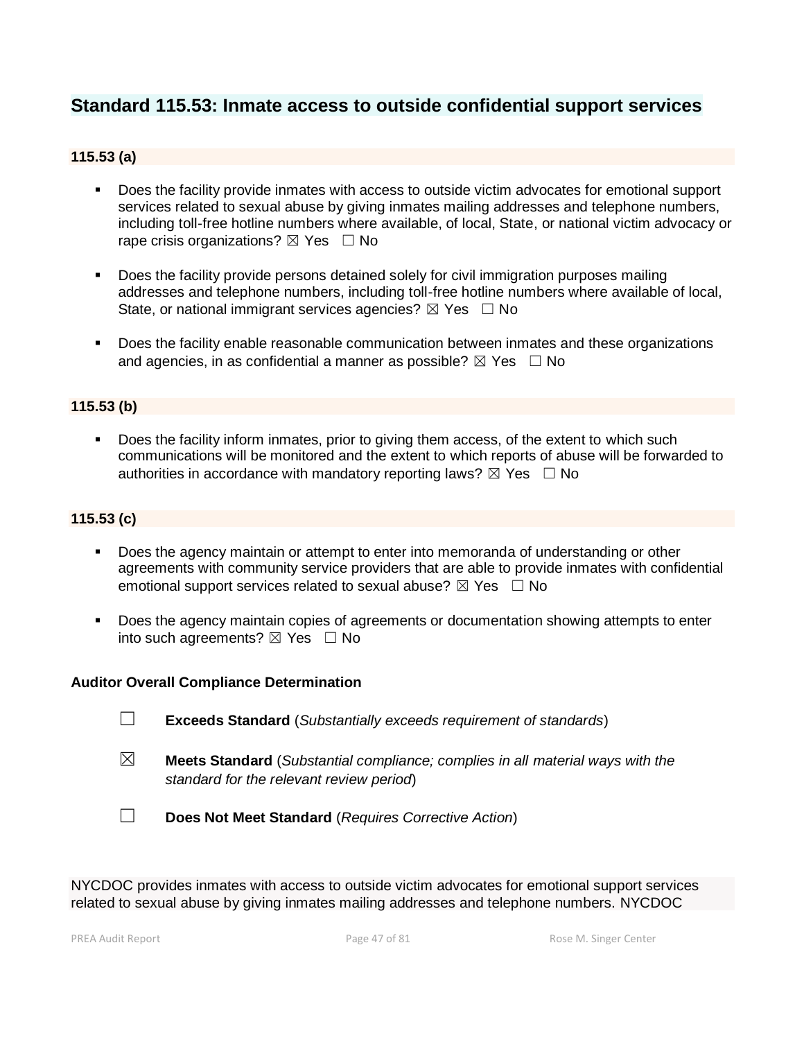## Standard 115.53: Inmate access to outside confidential support services

### 115.53 (a)

- Does the facility provide inmates with access to outside victim advocates for emotional support services related to sexual abuse by giving inmates mailing addresses and telephone numbers, including toll-free hotline numbers where available, of local, State, or national victim advocacy or rape crisis organizations? ☒ Yes ☐ No
- Does the facility provide persons detained solely for civil immigration purposes mailing addresses and telephone numbers, including toll-free hotline numbers where available of local, State, or national immigrant services agencies? ☒ Yes ☐ No
- Does the facility enable reasonable communication between inmates and these organizations and agencies, in as confidential a manner as possible? ☒ Yes ☐ No

### 115.53 (b)

- Does the facility inform inmates, prior to giving them access, of the extent to which such communications will be monitored and the extent to which reports of abuse will be forwarded to authorities in accordance with mandatory reporting laws? ☒ Yes ☐ No

### 115.53 (c)

- Does the agency maintain or attempt to enter into memoranda of understanding or other agreements with community service providers that are able to provide inmates with confidential emotional support services related to sexual abuse? ☒ Yes ☐ No
- Does the agency maintain copies of agreements or documentation showing attempts to enter into such agreements? ☒ Yes ☐ No

**Auditor Overall Compliance Determination**

☐ **Exceeds Standard** (*Substantially exceeds requirement of standards*)

☒ **Meets Standard** (*Substantial compliance; complies in all material ways with the standard for the relevant review period*)

☐ **Does Not Meet Standard** (*Requires Corrective Action*)

NYCDOC provides inmates with access to outside victim advocates for emotional support services related to sexual abuse by giving inmates mailing addresses and telephone numbers. NYCDOC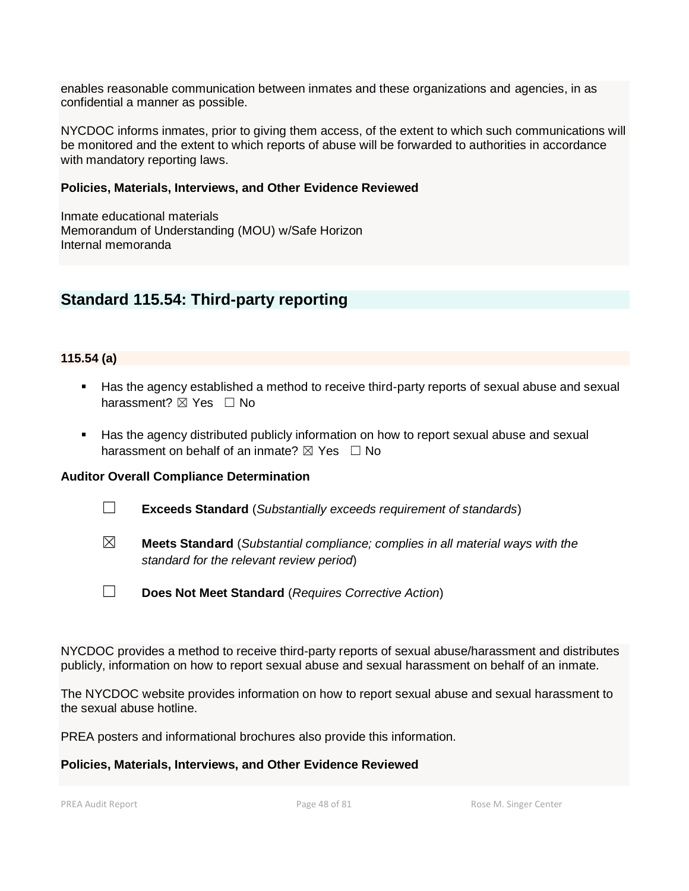enables reasonable communication between inmates and these organizations and agencies, in as confidential a manner as possible.

NYCDOC informs inmates, prior to giving them access, of the extent to which such communications will be monitored and the extent to which reports of abuse will be forwarded to authorities in accordance with mandatory reporting laws.

**Policies, Materials, Interviews, and Other Evidence Reviewed**

Inmate educational materials
Memorandum of Understanding (MOU) w/Safe Horizon
Internal memoranda

## Standard 115.54: Third-party reporting

**115.54 (a)**

- Has the agency established a method to receive third-party reports of sexual abuse and sexual harassment? ☒ Yes ☐ No
- Has the agency distributed publicly information on how to report sexual abuse and sexual harassment on behalf of an inmate? ☒ Yes ☐ No

**Auditor Overall Compliance Determination**

☐ **Exceeds Standard** (*Substantially exceeds requirement of standards*)

☒ **Meets Standard** (*Substantial compliance; complies in all material ways with the standard for the relevant review period*)

☐ **Does Not Meet Standard** (*Requires Corrective Action*)

NYCDOC provides a method to receive third-party reports of sexual abuse/harassment and distributes publicly, information on how to report sexual abuse and sexual harassment on behalf of an inmate.

The NYCDOC website provides information on how to report sexual abuse and sexual harassment to the sexual abuse hotline.

PREA posters and informational brochures also provide this information.

**Policies, Materials, Interviews, and Other Evidence Reviewed**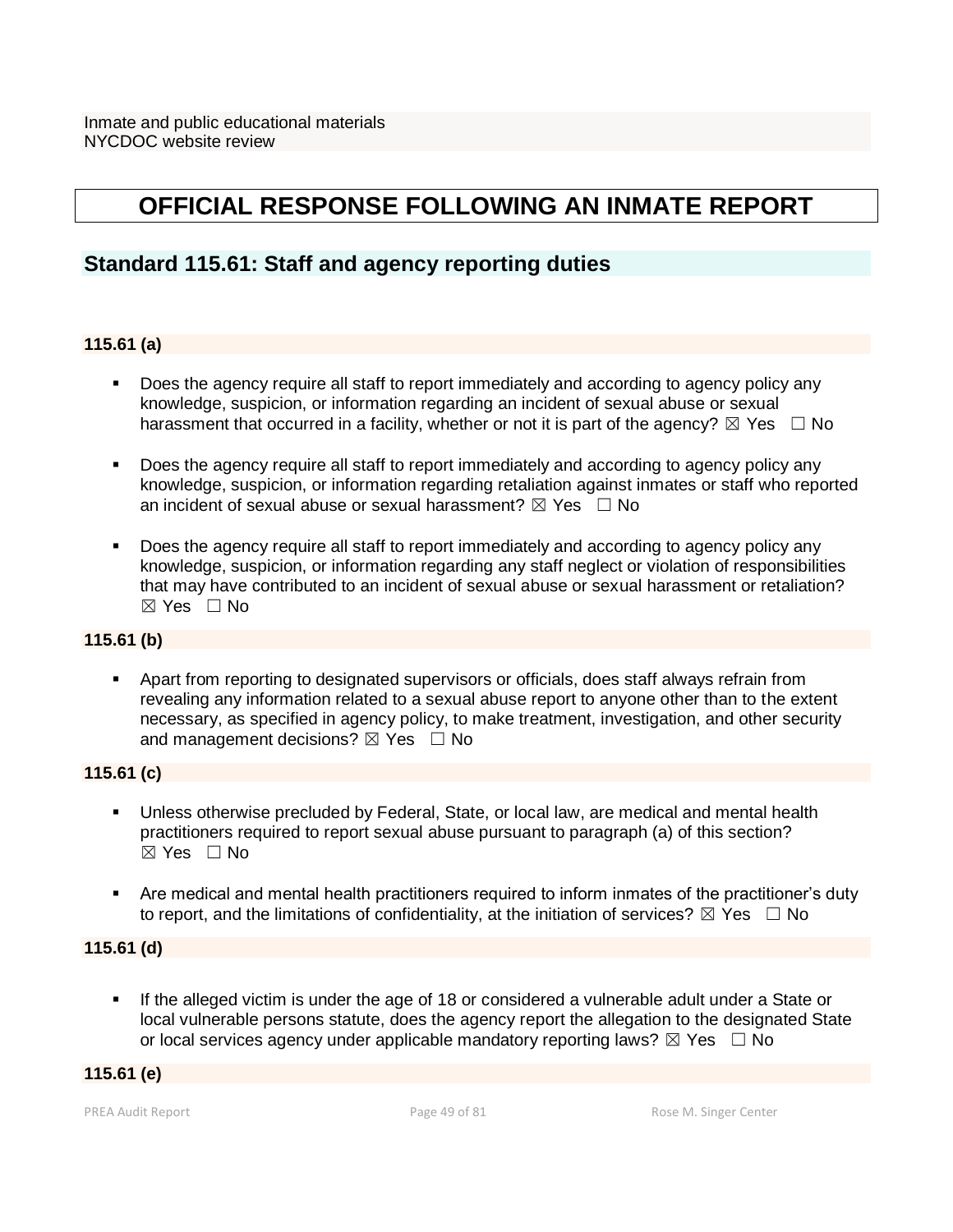Inmate and public educational materials
NYCDOC website review

# OFFICIAL RESPONSE FOLLOWING AN INMATE REPORT

## Standard 115.61: Staff and agency reporting duties

**115.61 (a)**

- Does the agency require all staff to report immediately and according to agency policy any knowledge, suspicion, or information regarding an incident of sexual abuse or sexual harassment that occurred in a facility, whether or not it is part of the agency? ☒ Yes ☐ No

- Does the agency require all staff to report immediately and according to agency policy any knowledge, suspicion, or information regarding retaliation against inmates or staff who reported an incident of sexual abuse or sexual harassment? ☒ Yes ☐ No

- Does the agency require all staff to report immediately and according to agency policy any knowledge, suspicion, or information regarding any staff neglect or violation of responsibilities that may have contributed to an incident of sexual abuse or sexual harassment or retaliation? ☒ Yes ☐ No

**115.61 (b)**

- Apart from reporting to designated supervisors or officials, does staff always refrain from revealing any information related to a sexual abuse report to anyone other than to the extent necessary, as specified in agency policy, to make treatment, investigation, and other security and management decisions? ☒ Yes ☐ No

**115.61 (c)**

- Unless otherwise precluded by Federal, State, or local law, are medical and mental health practitioners required to report sexual abuse pursuant to paragraph (a) of this section? ☒ Yes ☐ No

- Are medical and mental health practitioners required to inform inmates of the practitioner's duty to report, and the limitations of confidentiality, at the initiation of services? ☒ Yes ☐ No

**115.61 (d)**

- If the alleged victim is under the age of 18 or considered a vulnerable adult under a State or local vulnerable persons statute, does the agency report the allegation to the designated State or local services agency under applicable mandatory reporting laws? ☒ Yes ☐ No

**115.61 (e)**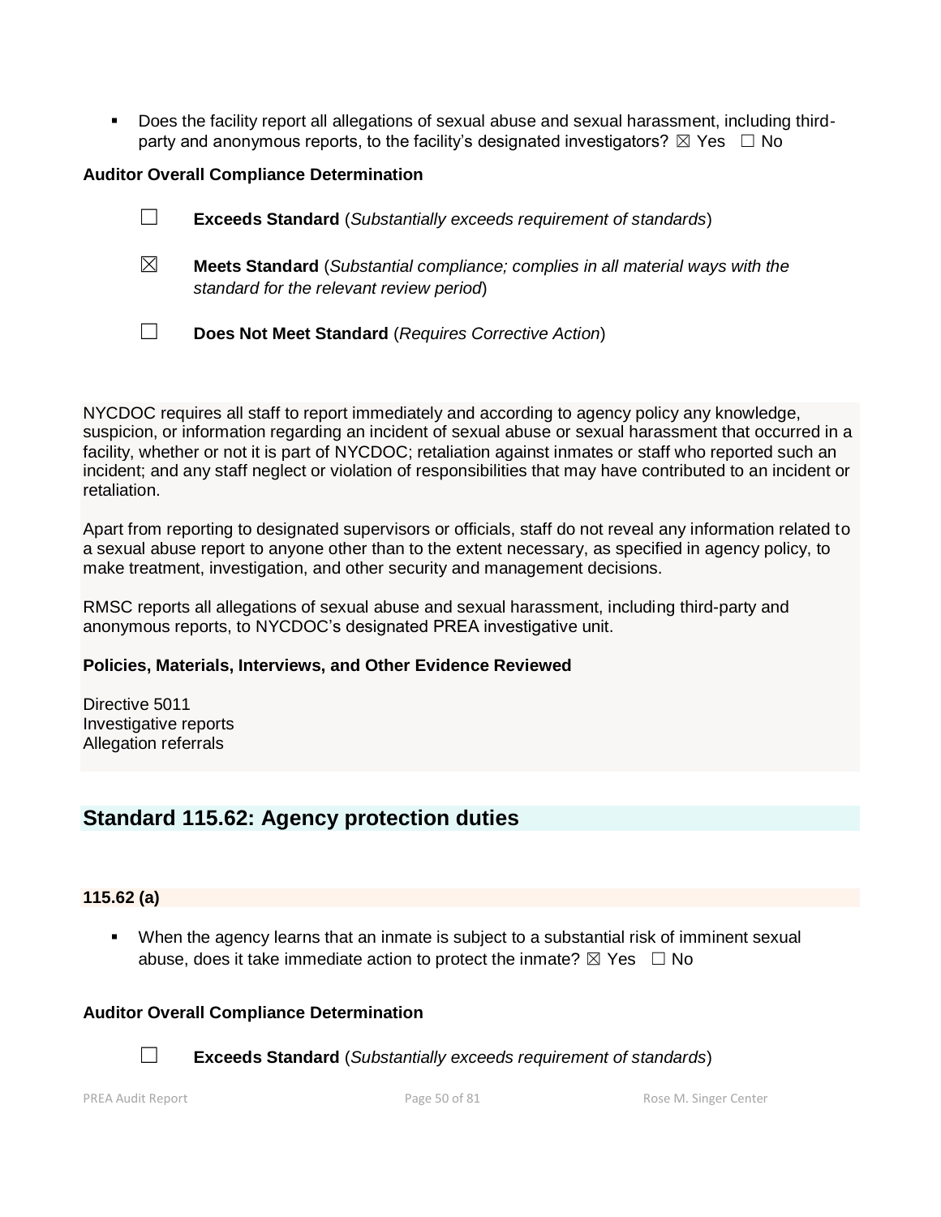- Does the facility report all allegations of sexual abuse and sexual harassment, including third-party and anonymous reports, to the facility's designated investigators? ☒ Yes ☐ No

**Auditor Overall Compliance Determination**

☐ **Exceeds Standard** (*Substantially exceeds requirement of standards*)

☒ **Meets Standard** (*Substantial compliance; complies in all material ways with the standard for the relevant review period*)

☐ **Does Not Meet Standard** (*Requires Corrective Action*)

NYCDOC requires all staff to report immediately and according to agency policy any knowledge, suspicion, or information regarding an incident of sexual abuse or sexual harassment that occurred in a facility, whether or not it is part of NYCDOC; retaliation against inmates or staff who reported such an incident; and any staff neglect or violation of responsibilities that may have contributed to an incident or retaliation.

Apart from reporting to designated supervisors or officials, staff do not reveal any information related to a sexual abuse report to anyone other than to the extent necessary, as specified in agency policy, to make treatment, investigation, and other security and management decisions.

RMSC reports all allegations of sexual abuse and sexual harassment, including third-party and anonymous reports, to NYCDOC's designated PREA investigative unit.

**Policies, Materials, Interviews, and Other Evidence Reviewed**

Directive 5011
Investigative reports
Allegation referrals

## Standard 115.62: Agency protection duties

### 115.62 (a)

- When the agency learns that an inmate is subject to a substantial risk of imminent sexual abuse, does it take immediate action to protect the inmate? ☒ Yes ☐ No

**Auditor Overall Compliance Determination**

☐ **Exceeds Standard** (*Substantially exceeds requirement of standards*)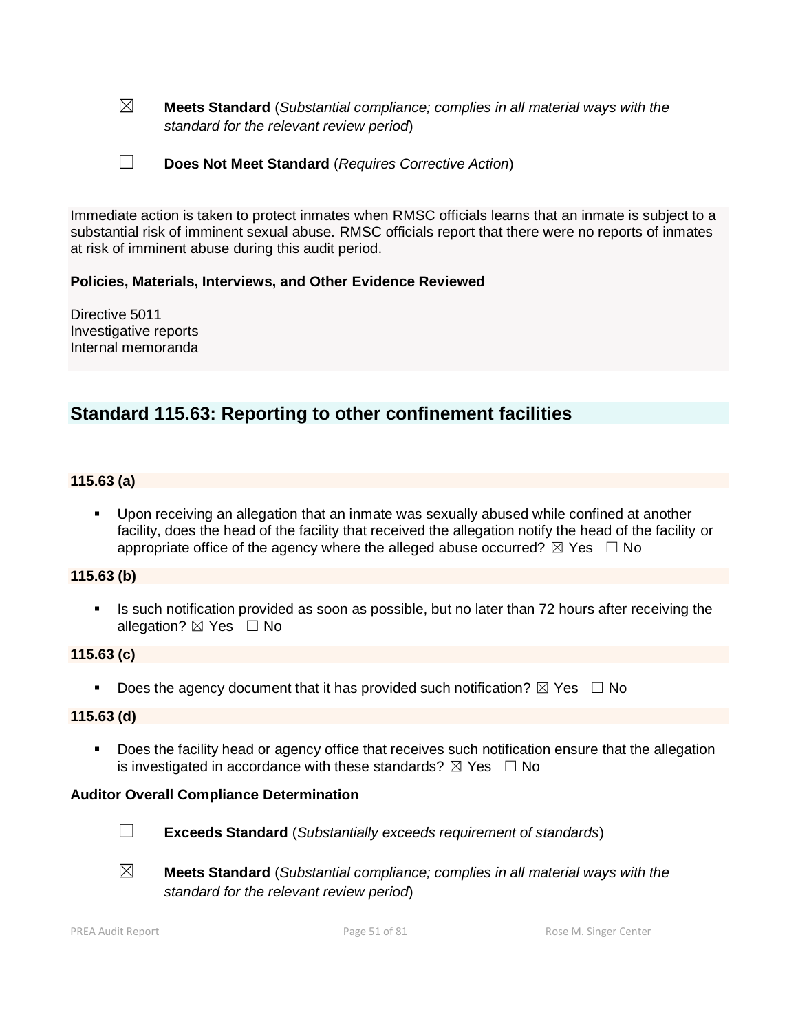☒ **Meets Standard** (*Substantial compliance; complies in all material ways with the standard for the relevant review period*)

☐ **Does Not Meet Standard** (*Requires Corrective Action*)

Immediate action is taken to protect inmates when RMSC officials learns that an inmate is subject to a substantial risk of imminent sexual abuse. RMSC officials report that there were no reports of inmates at risk of imminent abuse during this audit period.

**Policies, Materials, Interviews, and Other Evidence Reviewed**

Directive 5011
Investigative reports
Internal memoranda

## Standard 115.63: Reporting to other confinement facilities

**115.63 (a)**

- Upon receiving an allegation that an inmate was sexually abused while confined at another facility, does the head of the facility that received the allegation notify the head of the facility or appropriate office of the agency where the alleged abuse occurred? ☒ Yes ☐ No

**115.63 (b)**

- Is such notification provided as soon as possible, but no later than 72 hours after receiving the allegation? ☒ Yes ☐ No

**115.63 (c)**

- Does the agency document that it has provided such notification? ☒ Yes ☐ No

**115.63 (d)**

- Does the facility head or agency office that receives such notification ensure that the allegation is investigated in accordance with these standards? ☒ Yes ☐ No

**Auditor Overall Compliance Determination**

☐ **Exceeds Standard** (*Substantially exceeds requirement of standards*)

☒ **Meets Standard** (*Substantial compliance; complies in all material ways with the standard for the relevant review period*)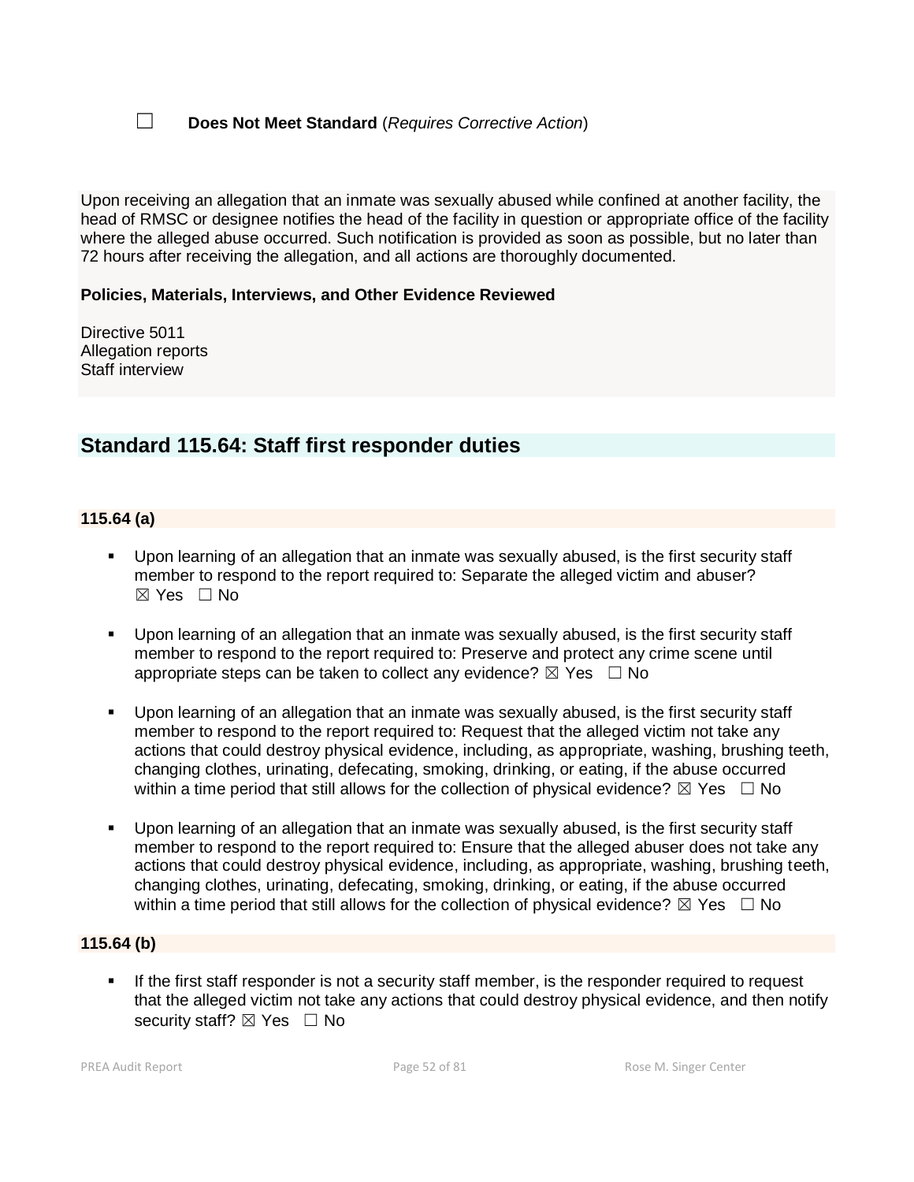☐ **Does Not Meet Standard** (*Requires Corrective Action*)

Upon receiving an allegation that an inmate was sexually abused while confined at another facility, the head of RMSC or designee notifies the head of the facility in question or appropriate office of the facility where the alleged abuse occurred. Such notification is provided as soon as possible, but no later than 72 hours after receiving the allegation, and all actions are thoroughly documented.

**Policies, Materials, Interviews, and Other Evidence Reviewed**

Directive 5011
Allegation reports
Staff interview

## Standard 115.64: Staff first responder duties

### 115.64 (a)

- Upon learning of an allegation that an inmate was sexually abused, is the first security staff member to respond to the report required to: Separate the alleged victim and abuser? ☒ Yes ☐ No

- Upon learning of an allegation that an inmate was sexually abused, is the first security staff member to respond to the report required to: Preserve and protect any crime scene until appropriate steps can be taken to collect any evidence? ☒ Yes ☐ No

- Upon learning of an allegation that an inmate was sexually abused, is the first security staff member to respond to the report required to: Request that the alleged victim not take any actions that could destroy physical evidence, including, as appropriate, washing, brushing teeth, changing clothes, urinating, defecating, smoking, drinking, or eating, if the abuse occurred within a time period that still allows for the collection of physical evidence? ☒ Yes ☐ No

- Upon learning of an allegation that an inmate was sexually abused, is the first security staff member to respond to the report required to: Ensure that the alleged abuser does not take any actions that could destroy physical evidence, including, as appropriate, washing, brushing teeth, changing clothes, urinating, defecating, smoking, drinking, or eating, if the abuse occurred within a time period that still allows for the collection of physical evidence? ☒ Yes ☐ No

### 115.64 (b)

- If the first staff responder is not a security staff member, is the responder required to request that the alleged victim not take any actions that could destroy physical evidence, and then notify security staff? ☒ Yes ☐ No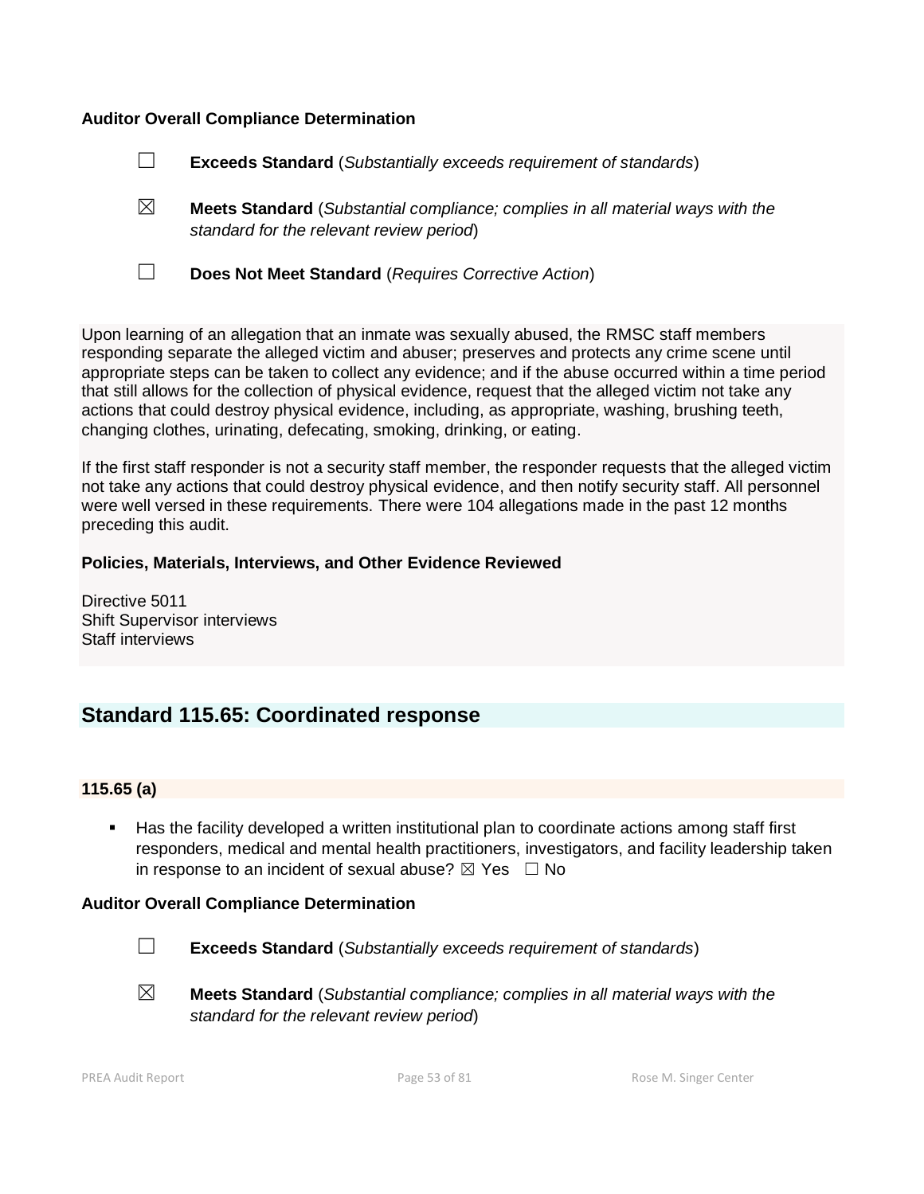**Auditor Overall Compliance Determination**

☐ **Exceeds Standard** (*Substantially exceeds requirement of standards*)

☒ **Meets Standard** (*Substantial compliance; complies in all material ways with the standard for the relevant review period*)

☐ **Does Not Meet Standard** (*Requires Corrective Action*)

Upon learning of an allegation that an inmate was sexually abused, the RMSC staff members responding separate the alleged victim and abuser; preserves and protects any crime scene until appropriate steps can be taken to collect any evidence; and if the abuse occurred within a time period that still allows for the collection of physical evidence, request that the alleged victim not take any actions that could destroy physical evidence, including, as appropriate, washing, brushing teeth, changing clothes, urinating, defecating, smoking, drinking, or eating.

If the first staff responder is not a security staff member, the responder requests that the alleged victim not take any actions that could destroy physical evidence, and then notify security staff. All personnel were well versed in these requirements. There were 104 allegations made in the past 12 months preceding this audit.

**Policies, Materials, Interviews, and Other Evidence Reviewed**

Directive 5011
Shift Supervisor interviews
Staff interviews

## Standard 115.65: Coordinated response

### 115.65 (a)

- Has the facility developed a written institutional plan to coordinate actions among staff first responders, medical and mental health practitioners, investigators, and facility leadership taken in response to an incident of sexual abuse? ☒ Yes ☐ No

**Auditor Overall Compliance Determination**

☐ **Exceeds Standard** (*Substantially exceeds requirement of standards*)

☒ **Meets Standard** (*Substantial compliance; complies in all material ways with the standard for the relevant review period*)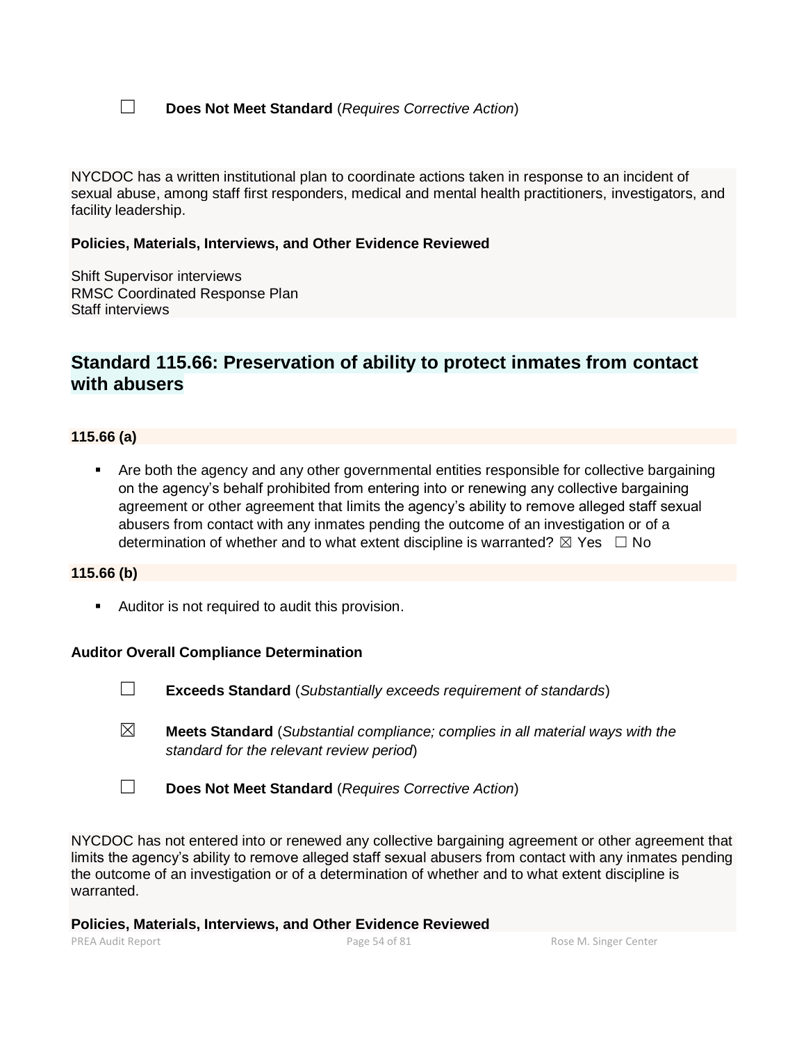☐ **Does Not Meet Standard** (*Requires Corrective Action*)

NYCDOC has a written institutional plan to coordinate actions taken in response to an incident of sexual abuse, among staff first responders, medical and mental health practitioners, investigators, and facility leadership.

**Policies, Materials, Interviews, and Other Evidence Reviewed**

Shift Supervisor interviews
RMSC Coordinated Response Plan
Staff interviews

## Standard 115.66: Preservation of ability to protect inmates from contact with abusers

**115.66 (a)**

- Are both the agency and any other governmental entities responsible for collective bargaining on the agency's behalf prohibited from entering into or renewing any collective bargaining agreement or other agreement that limits the agency's ability to remove alleged staff sexual abusers from contact with any inmates pending the outcome of an investigation or of a determination of whether and to what extent discipline is warranted? ☒ Yes ☐ No

**115.66 (b)**

- Auditor is not required to audit this provision.

**Auditor Overall Compliance Determination**

☐ **Exceeds Standard** (*Substantially exceeds requirement of standards*)

☒ **Meets Standard** (*Substantial compliance; complies in all material ways with the standard for the relevant review period*)

☐ **Does Not Meet Standard** (*Requires Corrective Action*)

NYCDOC has not entered into or renewed any collective bargaining agreement or other agreement that limits the agency's ability to remove alleged staff sexual abusers from contact with any inmates pending the outcome of an investigation or of a determination of whether and to what extent discipline is warranted.

**Policies, Materials, Interviews, and Other Evidence Reviewed**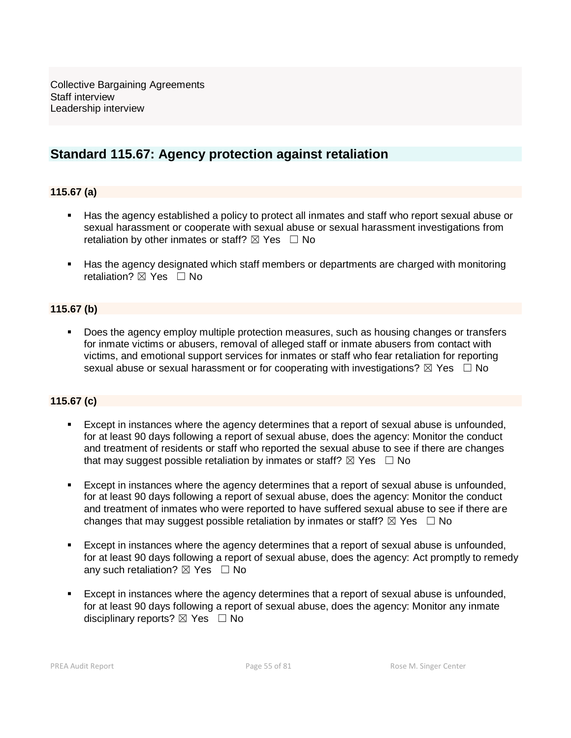Collective Bargaining Agreements
Staff interview
Leadership interview

## Standard 115.67: Agency protection against retaliation

### 115.67 (a)

- Has the agency established a policy to protect all inmates and staff who report sexual abuse or sexual harassment or cooperate with sexual abuse or sexual harassment investigations from retaliation by other inmates or staff? ☒ Yes ☐ No

- Has the agency designated which staff members or departments are charged with monitoring retaliation? ☒ Yes ☐ No

### 115.67 (b)

- Does the agency employ multiple protection measures, such as housing changes or transfers for inmate victims or abusers, removal of alleged staff or inmate abusers from contact with victims, and emotional support services for inmates or staff who fear retaliation for reporting sexual abuse or sexual harassment or for cooperating with investigations? ☒ Yes ☐ No

### 115.67 (c)

- Except in instances where the agency determines that a report of sexual abuse is unfounded, for at least 90 days following a report of sexual abuse, does the agency: Monitor the conduct and treatment of residents or staff who reported the sexual abuse to see if there are changes that may suggest possible retaliation by inmates or staff? ☒ Yes ☐ No

- Except in instances where the agency determines that a report of sexual abuse is unfounded, for at least 90 days following a report of sexual abuse, does the agency: Monitor the conduct and treatment of inmates who were reported to have suffered sexual abuse to see if there are changes that may suggest possible retaliation by inmates or staff? ☒ Yes ☐ No

- Except in instances where the agency determines that a report of sexual abuse is unfounded, for at least 90 days following a report of sexual abuse, does the agency: Act promptly to remedy any such retaliation? ☒ Yes ☐ No

- Except in instances where the agency determines that a report of sexual abuse is unfounded, for at least 90 days following a report of sexual abuse, does the agency: Monitor any inmate disciplinary reports? ☒ Yes ☐ No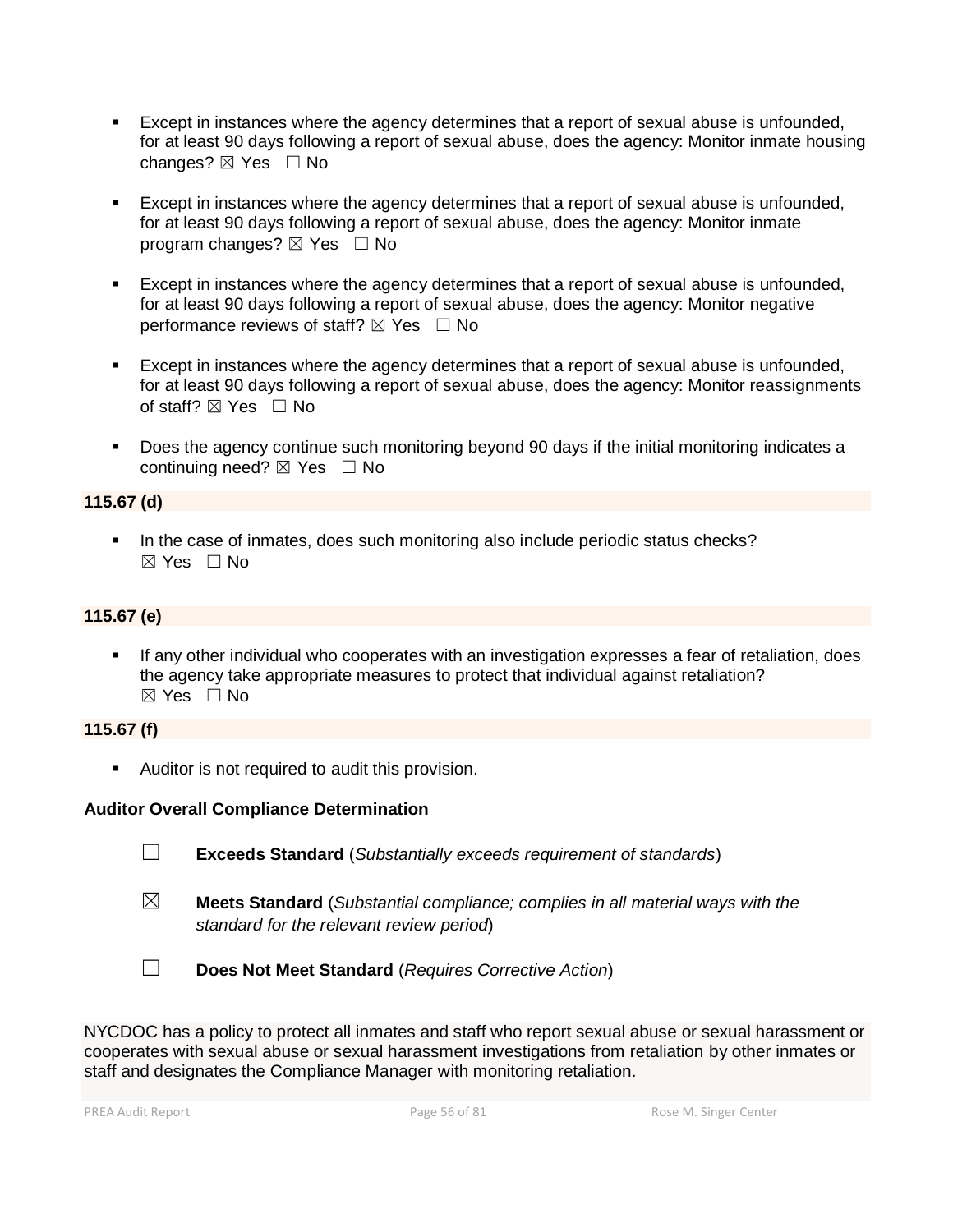- Except in instances where the agency determines that a report of sexual abuse is unfounded, for at least 90 days following a report of sexual abuse, does the agency: Monitor inmate housing changes? ☒ Yes ☐ No

- Except in instances where the agency determines that a report of sexual abuse is unfounded, for at least 90 days following a report of sexual abuse, does the agency: Monitor inmate program changes? ☒ Yes ☐ No

- Except in instances where the agency determines that a report of sexual abuse is unfounded, for at least 90 days following a report of sexual abuse, does the agency: Monitor negative performance reviews of staff? ☒ Yes ☐ No

- Except in instances where the agency determines that a report of sexual abuse is unfounded, for at least 90 days following a report of sexual abuse, does the agency: Monitor reassignments of staff? ☒ Yes ☐ No

- Does the agency continue such monitoring beyond 90 days if the initial monitoring indicates a continuing need? ☒ Yes ☐ No

**115.67 (d)**

- In the case of inmates, does such monitoring also include periodic status checks? ☒ Yes ☐ No

**115.67 (e)**

- If any other individual who cooperates with an investigation expresses a fear of retaliation, does the agency take appropriate measures to protect that individual against retaliation? ☒ Yes ☐ No

**115.67 (f)**

- Auditor is not required to audit this provision.

**Auditor Overall Compliance Determination**

☐ **Exceeds Standard** (*Substantially exceeds requirement of standards*)

☒ **Meets Standard** (*Substantial compliance; complies in all material ways with the standard for the relevant review period*)

☐ **Does Not Meet Standard** (*Requires Corrective Action*)

NYCDOC has a policy to protect all inmates and staff who report sexual abuse or sexual harassment or cooperates with sexual abuse or sexual harassment investigations from retaliation by other inmates or staff and designates the Compliance Manager with monitoring retaliation.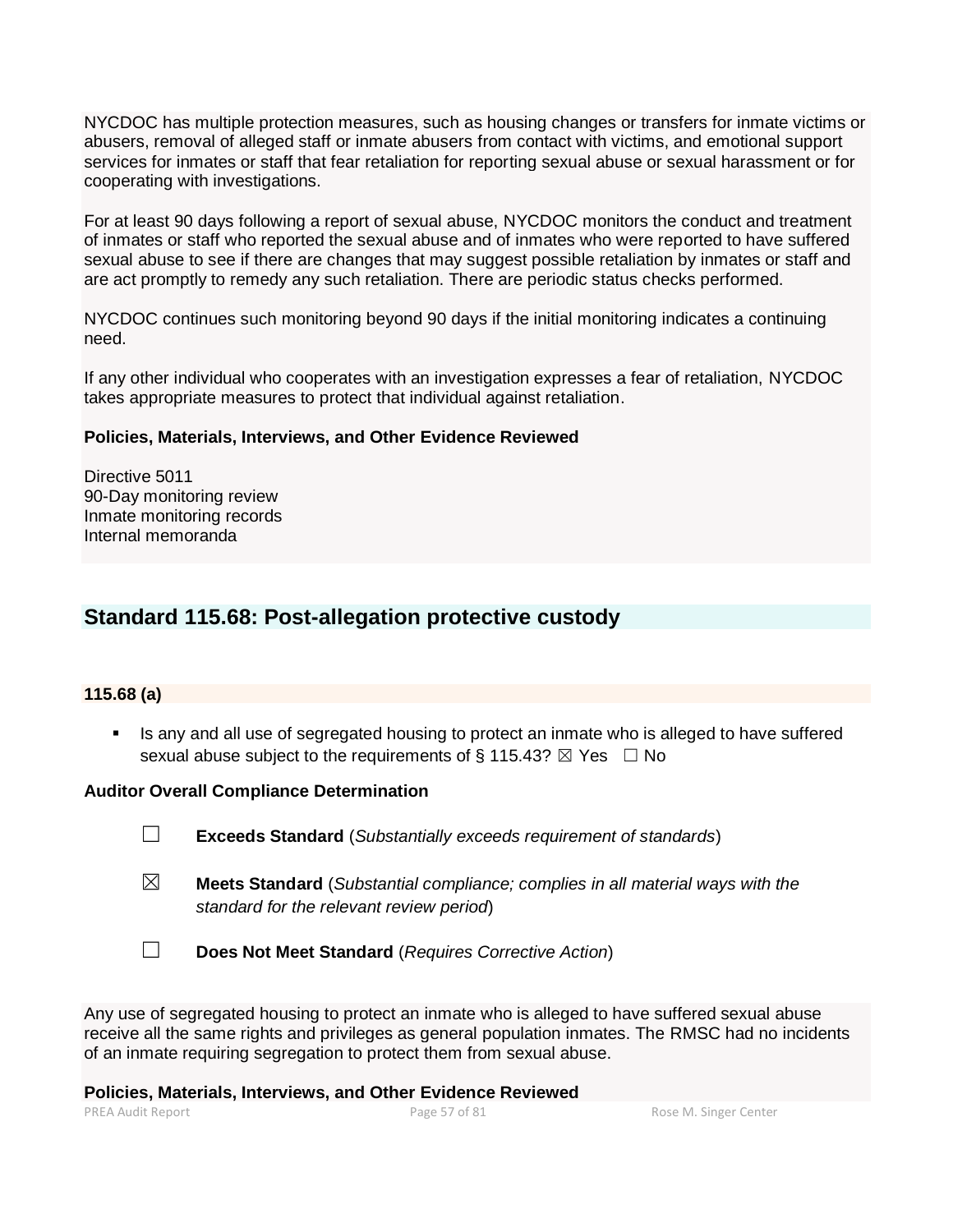NYCDOC has multiple protection measures, such as housing changes or transfers for inmate victims or abusers, removal of alleged staff or inmate abusers from contact with victims, and emotional support services for inmates or staff that fear retaliation for reporting sexual abuse or sexual harassment or for cooperating with investigations.

For at least 90 days following a report of sexual abuse, NYCDOC monitors the conduct and treatment of inmates or staff who reported the sexual abuse and of inmates who were reported to have suffered sexual abuse to see if there are changes that may suggest possible retaliation by inmates or staff and are act promptly to remedy any such retaliation. There are periodic status checks performed.

NYCDOC continues such monitoring beyond 90 days if the initial monitoring indicates a continuing need.

If any other individual who cooperates with an investigation expresses a fear of retaliation, NYCDOC takes appropriate measures to protect that individual against retaliation.

**Policies, Materials, Interviews, and Other Evidence Reviewed**

Directive 5011
90-Day monitoring review
Inmate monitoring records
Internal memoranda

## Standard 115.68: Post-allegation protective custody

**115.68 (a)**

- Is any and all use of segregated housing to protect an inmate who is alleged to have suffered sexual abuse subject to the requirements of § 115.43? ☒ Yes ☐ No

**Auditor Overall Compliance Determination**

☐ **Exceeds Standard** (*Substantially exceeds requirement of standards*)

☒ **Meets Standard** (*Substantial compliance; complies in all material ways with the standard for the relevant review period*)

☐ **Does Not Meet Standard** (*Requires Corrective Action*)

Any use of segregated housing to protect an inmate who is alleged to have suffered sexual abuse receive all the same rights and privileges as general population inmates. The RMSC had no incidents of an inmate requiring segregation to protect them from sexual abuse.

**Policies, Materials, Interviews, and Other Evidence Reviewed**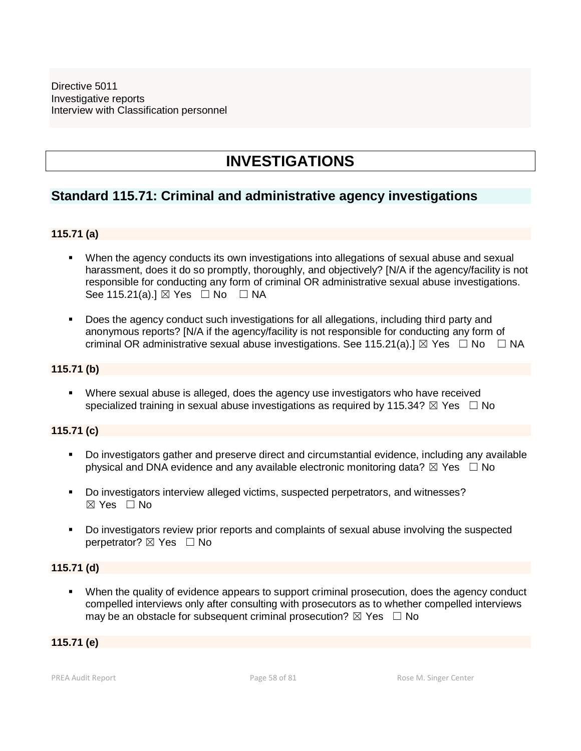Directive 5011
Investigative reports
Interview with Classification personnel

# INVESTIGATIONS

## Standard 115.71: Criminal and administrative agency investigations

### 115.71 (a)

- When the agency conducts its own investigations into allegations of sexual abuse and sexual harassment, does it do so promptly, thoroughly, and objectively? [N/A if the agency/facility is not responsible for conducting any form of criminal OR administrative sexual abuse investigations. See 115.21(a).] ☒ Yes ☐ No ☐ NA
- Does the agency conduct such investigations for all allegations, including third party and anonymous reports? [N/A if the agency/facility is not responsible for conducting any form of criminal OR administrative sexual abuse investigations. See 115.21(a).] ☒ Yes ☐ No ☐ NA

### 115.71 (b)

- Where sexual abuse is alleged, does the agency use investigators who have received specialized training in sexual abuse investigations as required by 115.34? ☒ Yes ☐ No

### 115.71 (c)

- Do investigators gather and preserve direct and circumstantial evidence, including any available physical and DNA evidence and any available electronic monitoring data? ☒ Yes ☐ No
- Do investigators interview alleged victims, suspected perpetrators, and witnesses? ☒ Yes ☐ No
- Do investigators review prior reports and complaints of sexual abuse involving the suspected perpetrator? ☒ Yes ☐ No

### 115.71 (d)

- When the quality of evidence appears to support criminal prosecution, does the agency conduct compelled interviews only after consulting with prosecutors as to whether compelled interviews may be an obstacle for subsequent criminal prosecution? ☒ Yes ☐ No

### 115.71 (e)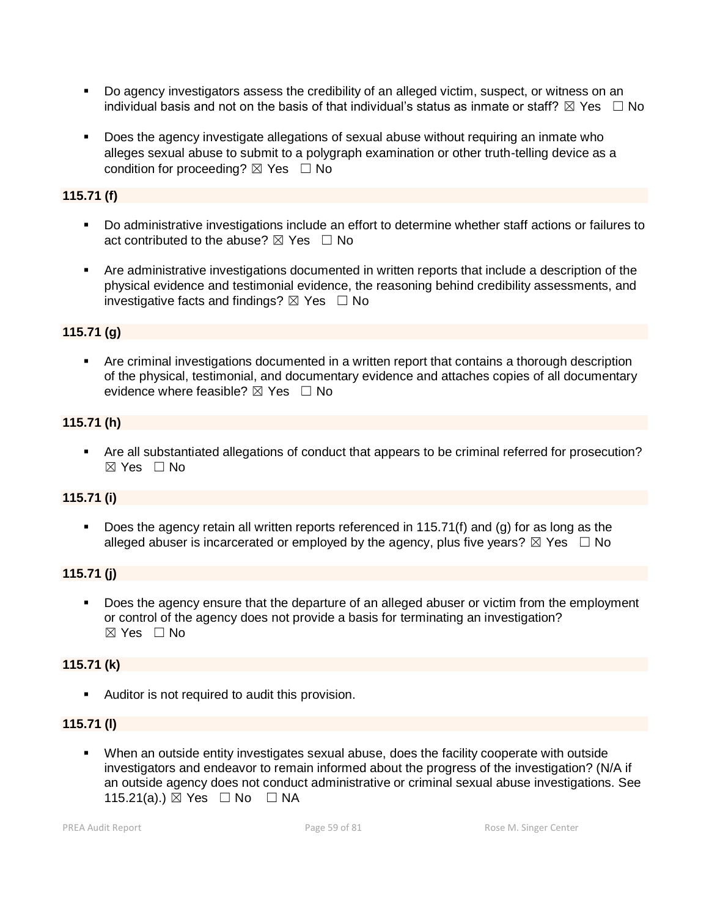- Do agency investigators assess the credibility of an alleged victim, suspect, or witness on an individual basis and not on the basis of that individual's status as inmate or staff? ☒ Yes ☐ No

- Does the agency investigate allegations of sexual abuse without requiring an inmate who alleges sexual abuse to submit to a polygraph examination or other truth-telling device as a condition for proceeding? ☒ Yes ☐ No

**115.71 (f)**

- Do administrative investigations include an effort to determine whether staff actions or failures to act contributed to the abuse? ☒ Yes ☐ No

- Are administrative investigations documented in written reports that include a description of the physical evidence and testimonial evidence, the reasoning behind credibility assessments, and investigative facts and findings? ☒ Yes ☐ No

**115.71 (g)**

- Are criminal investigations documented in a written report that contains a thorough description of the physical, testimonial, and documentary evidence and attaches copies of all documentary evidence where feasible? ☒ Yes ☐ No

**115.71 (h)**

- Are all substantiated allegations of conduct that appears to be criminal referred for prosecution? ☒ Yes ☐ No

**115.71 (i)**

- Does the agency retain all written reports referenced in 115.71(f) and (g) for as long as the alleged abuser is incarcerated or employed by the agency, plus five years? ☒ Yes ☐ No

**115.71 (j)**

- Does the agency ensure that the departure of an alleged abuser or victim from the employment or control of the agency does not provide a basis for terminating an investigation? ☒ Yes ☐ No

**115.71 (k)**

- Auditor is not required to audit this provision.

**115.71 (l)**

- When an outside entity investigates sexual abuse, does the facility cooperate with outside investigators and endeavor to remain informed about the progress of the investigation? (N/A if an outside agency does not conduct administrative or criminal sexual abuse investigations. See 115.21(a).) ☒ Yes ☐ No ☐ NA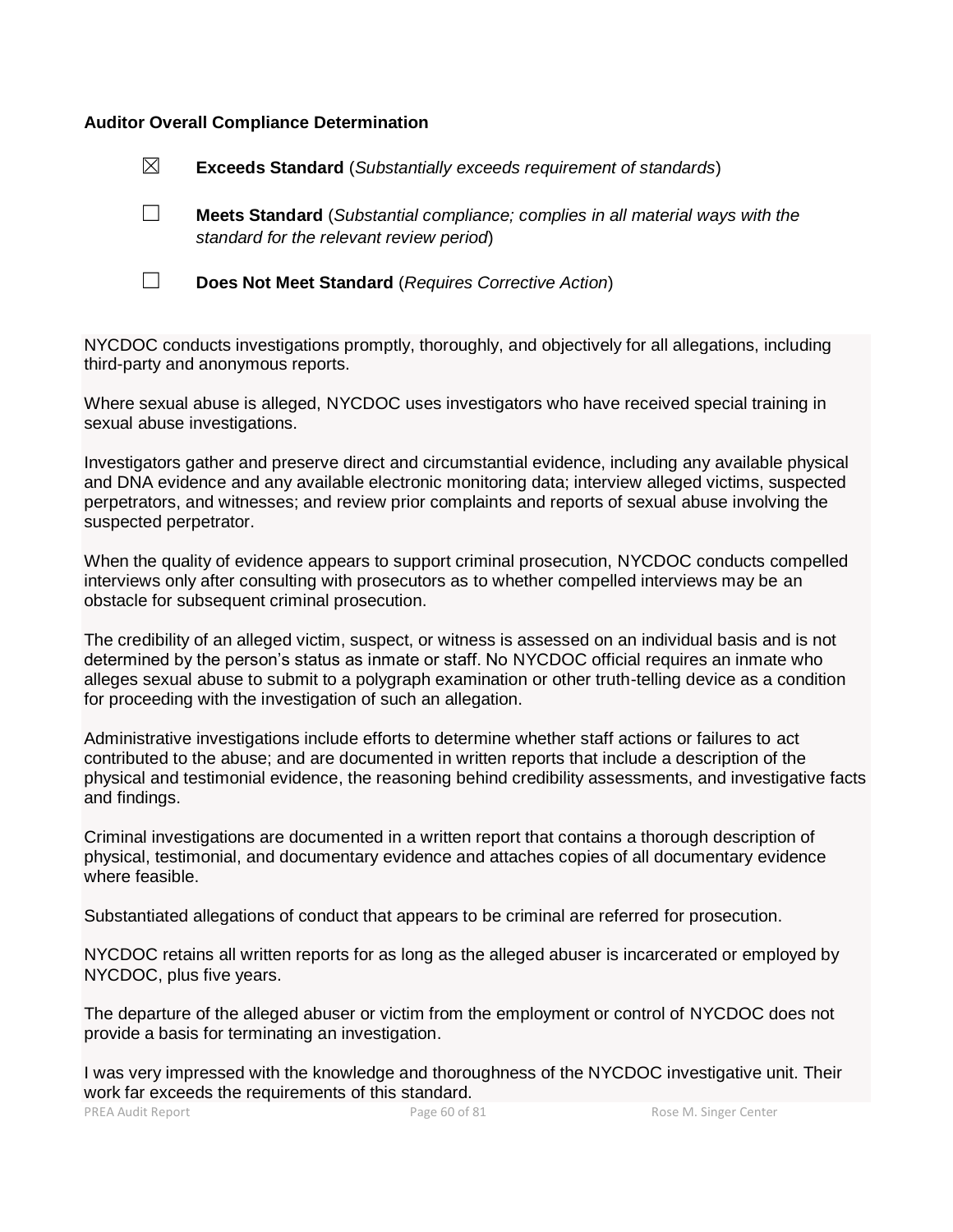**Auditor Overall Compliance Determination**

☒ **Exceeds Standard** (*Substantially exceeds requirement of standards*)

☐ **Meets Standard** (*Substantial compliance; complies in all material ways with the standard for the relevant review period*)

☐ **Does Not Meet Standard** (*Requires Corrective Action*)

NYCDOC conducts investigations promptly, thoroughly, and objectively for all allegations, including third-party and anonymous reports.

Where sexual abuse is alleged, NYCDOC uses investigators who have received special training in sexual abuse investigations.

Investigators gather and preserve direct and circumstantial evidence, including any available physical and DNA evidence and any available electronic monitoring data; interview alleged victims, suspected perpetrators, and witnesses; and review prior complaints and reports of sexual abuse involving the suspected perpetrator.

When the quality of evidence appears to support criminal prosecution, NYCDOC conducts compelled interviews only after consulting with prosecutors as to whether compelled interviews may be an obstacle for subsequent criminal prosecution.

The credibility of an alleged victim, suspect, or witness is assessed on an individual basis and is not determined by the person's status as inmate or staff. No NYCDOC official requires an inmate who alleges sexual abuse to submit to a polygraph examination or other truth-telling device as a condition for proceeding with the investigation of such an allegation.

Administrative investigations include efforts to determine whether staff actions or failures to act contributed to the abuse; and are documented in written reports that include a description of the physical and testimonial evidence, the reasoning behind credibility assessments, and investigative facts and findings.

Criminal investigations are documented in a written report that contains a thorough description of physical, testimonial, and documentary evidence and attaches copies of all documentary evidence where feasible.

Substantiated allegations of conduct that appears to be criminal are referred for prosecution.

NYCDOC retains all written reports for as long as the alleged abuser is incarcerated or employed by NYCDOC, plus five years.

The departure of the alleged abuser or victim from the employment or control of NYCDOC does not provide a basis for terminating an investigation.

I was very impressed with the knowledge and thoroughness of the NYCDOC investigative unit. Their work far exceeds the requirements of this standard.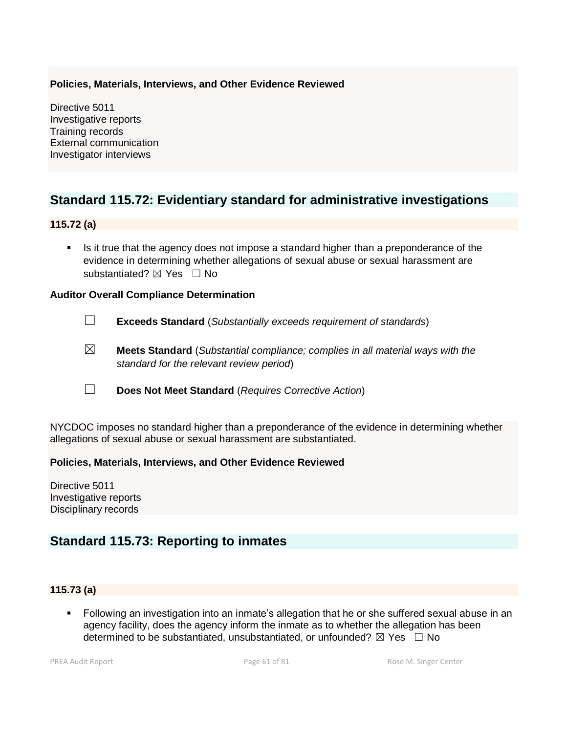**Policies, Materials, Interviews, and Other Evidence Reviewed**

Directive 5011
Investigative reports
Training records
External communication
Investigator interviews

## Standard 115.72: Evidentiary standard for administrative investigations

### 115.72 (a)

- Is it true that the agency does not impose a standard higher than a preponderance of the evidence in determining whether allegations of sexual abuse or sexual harassment are substantiated? ☒ Yes ☐ No

**Auditor Overall Compliance Determination**

☐ **Exceeds Standard** (*Substantially exceeds requirement of standards*)

☒ **Meets Standard** (*Substantial compliance; complies in all material ways with the standard for the relevant review period*)

☐ **Does Not Meet Standard** (*Requires Corrective Action*)

NYCDOC imposes no standard higher than a preponderance of the evidence in determining whether allegations of sexual abuse or sexual harassment are substantiated.

**Policies, Materials, Interviews, and Other Evidence Reviewed**

Directive 5011
Investigative reports
Disciplinary records

## Standard 115.73: Reporting to inmates

### 115.73 (a)

- Following an investigation into an inmate's allegation that he or she suffered sexual abuse in an agency facility, does the agency inform the inmate as to whether the allegation has been determined to be substantiated, unsubstantiated, or unfounded? ☒ Yes ☐ No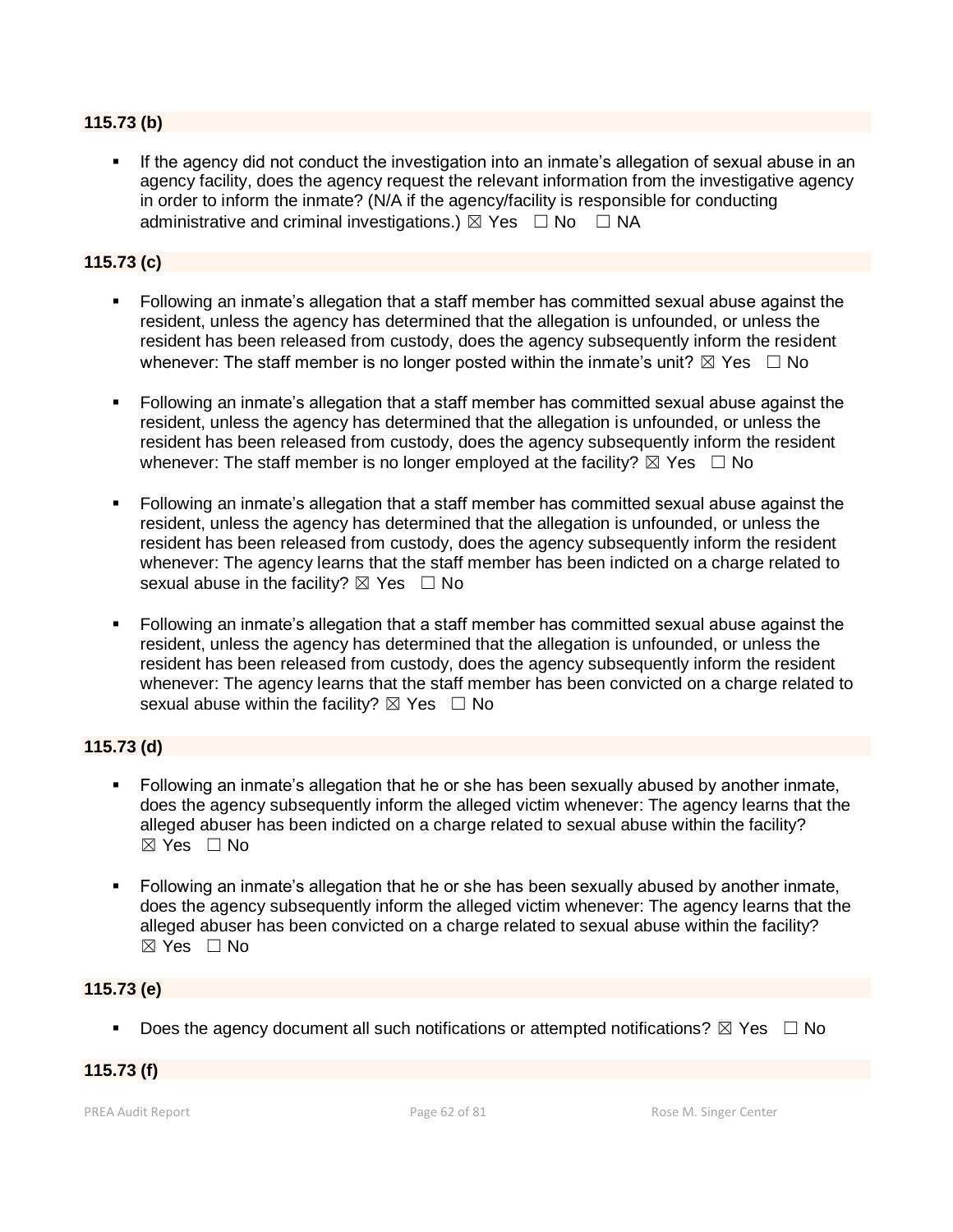**115.73 (b)**

- If the agency did not conduct the investigation into an inmate's allegation of sexual abuse in an agency facility, does the agency request the relevant information from the investigative agency in order to inform the inmate? (N/A if the agency/facility is responsible for conducting administrative and criminal investigations.) ☒ Yes ☐ No ☐ NA

**115.73 (c)**

- Following an inmate's allegation that a staff member has committed sexual abuse against the resident, unless the agency has determined that the allegation is unfounded, or unless the resident has been released from custody, does the agency subsequently inform the resident whenever: The staff member is no longer posted within the inmate's unit? ☒ Yes ☐ No

- Following an inmate's allegation that a staff member has committed sexual abuse against the resident, unless the agency has determined that the allegation is unfounded, or unless the resident has been released from custody, does the agency subsequently inform the resident whenever: The staff member is no longer employed at the facility? ☒ Yes ☐ No

- Following an inmate's allegation that a staff member has committed sexual abuse against the resident, unless the agency has determined that the allegation is unfounded, or unless the resident has been released from custody, does the agency subsequently inform the resident whenever: The agency learns that the staff member has been indicted on a charge related to sexual abuse in the facility? ☒ Yes ☐ No

- Following an inmate's allegation that a staff member has committed sexual abuse against the resident, unless the agency has determined that the allegation is unfounded, or unless the resident has been released from custody, does the agency subsequently inform the resident whenever: The agency learns that the staff member has been convicted on a charge related to sexual abuse within the facility? ☒ Yes ☐ No

**115.73 (d)**

- Following an inmate's allegation that he or she has been sexually abused by another inmate, does the agency subsequently inform the alleged victim whenever: The agency learns that the alleged abuser has been indicted on a charge related to sexual abuse within the facility? ☒ Yes ☐ No

- Following an inmate's allegation that he or she has been sexually abused by another inmate, does the agency subsequently inform the alleged victim whenever: The agency learns that the alleged abuser has been convicted on a charge related to sexual abuse within the facility? ☒ Yes ☐ No

**115.73 (e)**

- Does the agency document all such notifications or attempted notifications? ☒ Yes ☐ No

**115.73 (f)**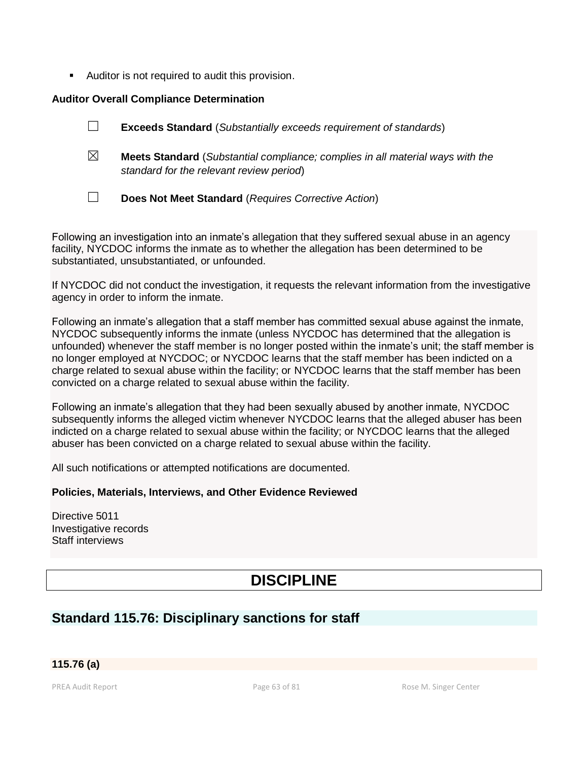- Auditor is not required to audit this provision.

**Auditor Overall Compliance Determination**

☐ **Exceeds Standard** (*Substantially exceeds requirement of standards*)

☒ **Meets Standard** (*Substantial compliance; complies in all material ways with the standard for the relevant review period*)

☐ **Does Not Meet Standard** (*Requires Corrective Action*)

Following an investigation into an inmate's allegation that they suffered sexual abuse in an agency facility, NYCDOC informs the inmate as to whether the allegation has been determined to be substantiated, unsubstantiated, or unfounded.

If NYCDOC did not conduct the investigation, it requests the relevant information from the investigative agency in order to inform the inmate.

Following an inmate's allegation that a staff member has committed sexual abuse against the inmate, NYCDOC subsequently informs the inmate (unless NYCDOC has determined that the allegation is unfounded) whenever the staff member is no longer posted within the inmate's unit; the staff member is no longer employed at NYCDOC; or NYCDOC learns that the staff member has been indicted on a charge related to sexual abuse within the facility; or NYCDOC learns that the staff member has been convicted on a charge related to sexual abuse within the facility.

Following an inmate's allegation that they had been sexually abused by another inmate, NYCDOC subsequently informs the alleged victim whenever NYCDOC learns that the alleged abuser has been indicted on a charge related to sexual abuse within the facility; or NYCDOC learns that the alleged abuser has been convicted on a charge related to sexual abuse within the facility.

All such notifications or attempted notifications are documented.

**Policies, Materials, Interviews, and Other Evidence Reviewed**

Directive 5011
Investigative records
Staff interviews

# DISCIPLINE

## Standard 115.76: Disciplinary sanctions for staff

**115.76 (a)**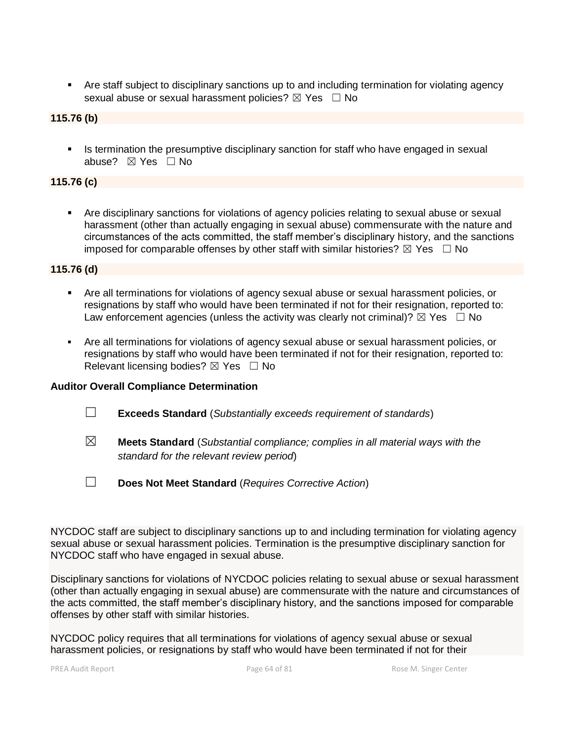- Are staff subject to disciplinary sanctions up to and including termination for violating agency sexual abuse or sexual harassment policies? ☒ Yes ☐ No

**115.76 (b)**

- Is termination the presumptive disciplinary sanction for staff who have engaged in sexual abuse? ☒ Yes ☐ No

**115.76 (c)**

- Are disciplinary sanctions for violations of agency policies relating to sexual abuse or sexual harassment (other than actually engaging in sexual abuse) commensurate with the nature and circumstances of the acts committed, the staff member's disciplinary history, and the sanctions imposed for comparable offenses by other staff with similar histories? ☒ Yes ☐ No

**115.76 (d)**

- Are all terminations for violations of agency sexual abuse or sexual harassment policies, or resignations by staff who would have been terminated if not for their resignation, reported to: Law enforcement agencies (unless the activity was clearly not criminal)? ☒ Yes ☐ No

- Are all terminations for violations of agency sexual abuse or sexual harassment policies, or resignations by staff who would have been terminated if not for their resignation, reported to: Relevant licensing bodies? ☒ Yes ☐ No

**Auditor Overall Compliance Determination**

☐ **Exceeds Standard** (*Substantially exceeds requirement of standards*)

☒ **Meets Standard** (*Substantial compliance; complies in all material ways with the standard for the relevant review period*)

☐ **Does Not Meet Standard** (*Requires Corrective Action*)

NYCDOC staff are subject to disciplinary sanctions up to and including termination for violating agency sexual abuse or sexual harassment policies. Termination is the presumptive disciplinary sanction for NYCDOC staff who have engaged in sexual abuse.

Disciplinary sanctions for violations of NYCDOC policies relating to sexual abuse or sexual harassment (other than actually engaging in sexual abuse) are commensurate with the nature and circumstances of the acts committed, the staff member's disciplinary history, and the sanctions imposed for comparable offenses by other staff with similar histories.

NYCDOC policy requires that all terminations for violations of agency sexual abuse or sexual harassment policies, or resignations by staff who would have been terminated if not for their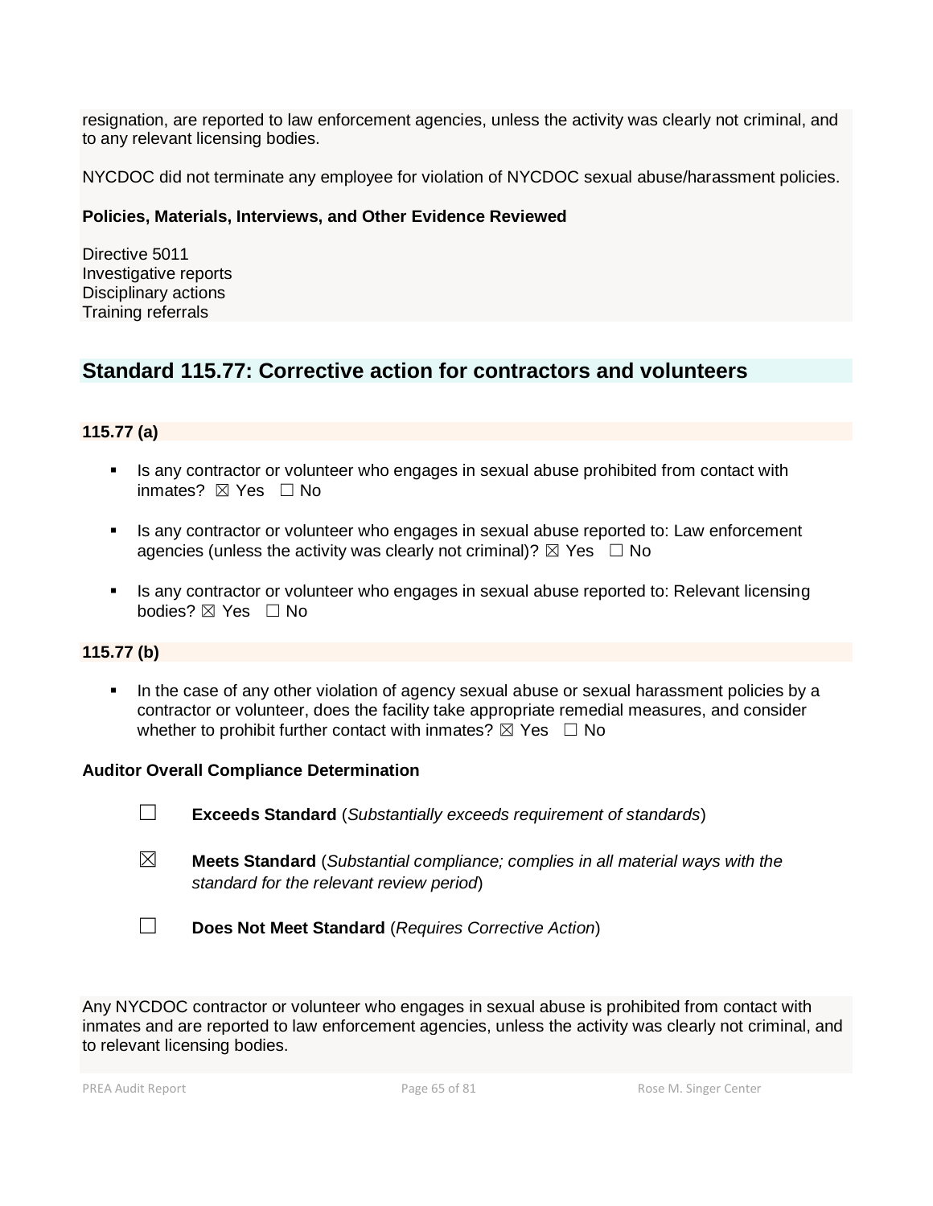resignation, are reported to law enforcement agencies, unless the activity was clearly not criminal, and to any relevant licensing bodies.

NYCDOC did not terminate any employee for violation of NYCDOC sexual abuse/harassment policies.

**Policies, Materials, Interviews, and Other Evidence Reviewed**

Directive 5011
Investigative reports
Disciplinary actions
Training referrals

## Standard 115.77: Corrective action for contractors and volunteers

**115.77 (a)**

- Is any contractor or volunteer who engages in sexual abuse prohibited from contact with inmates? ☒ Yes ☐ No
- Is any contractor or volunteer who engages in sexual abuse reported to: Law enforcement agencies (unless the activity was clearly not criminal)? ☒ Yes ☐ No
- Is any contractor or volunteer who engages in sexual abuse reported to: Relevant licensing bodies? ☒ Yes ☐ No

**115.77 (b)**

- In the case of any other violation of agency sexual abuse or sexual harassment policies by a contractor or volunteer, does the facility take appropriate remedial measures, and consider whether to prohibit further contact with inmates? ☒ Yes ☐ No

**Auditor Overall Compliance Determination**

☐ **Exceeds Standard** (*Substantially exceeds requirement of standards*)

☒ **Meets Standard** (*Substantial compliance; complies in all material ways with the standard for the relevant review period*)

☐ **Does Not Meet Standard** (*Requires Corrective Action*)

Any NYCDOC contractor or volunteer who engages in sexual abuse is prohibited from contact with inmates and are reported to law enforcement agencies, unless the activity was clearly not criminal, and to relevant licensing bodies.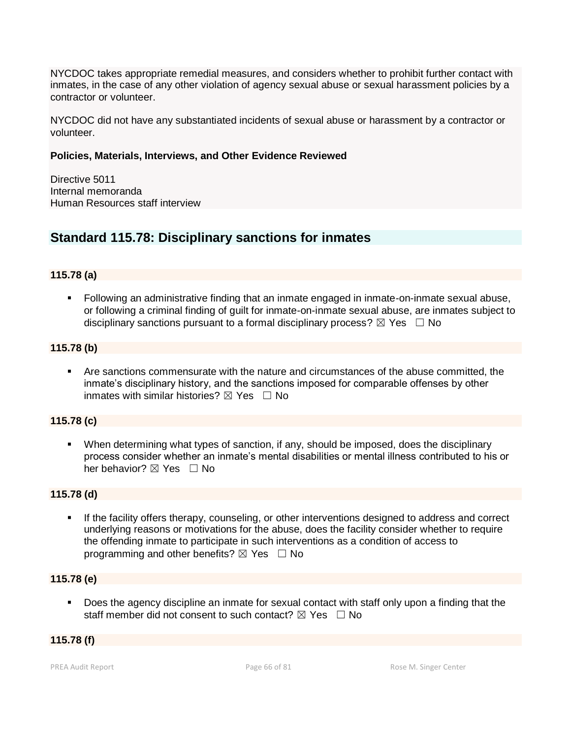NYCDOC takes appropriate remedial measures, and considers whether to prohibit further contact with inmates, in the case of any other violation of agency sexual abuse or sexual harassment policies by a contractor or volunteer.

NYCDOC did not have any substantiated incidents of sexual abuse or harassment by a contractor or volunteer.

**Policies, Materials, Interviews, and Other Evidence Reviewed**

Directive 5011
Internal memoranda
Human Resources staff interview

## Standard 115.78: Disciplinary sanctions for inmates

**115.78 (a)**

- Following an administrative finding that an inmate engaged in inmate-on-inmate sexual abuse, or following a criminal finding of guilt for inmate-on-inmate sexual abuse, are inmates subject to disciplinary sanctions pursuant to a formal disciplinary process? ☒ Yes ☐ No

**115.78 (b)**

- Are sanctions commensurate with the nature and circumstances of the abuse committed, the inmate's disciplinary history, and the sanctions imposed for comparable offenses by other inmates with similar histories? ☒ Yes ☐ No

**115.78 (c)**

- When determining what types of sanction, if any, should be imposed, does the disciplinary process consider whether an inmate's mental disabilities or mental illness contributed to his or her behavior? ☒ Yes ☐ No

**115.78 (d)**

- If the facility offers therapy, counseling, or other interventions designed to address and correct underlying reasons or motivations for the abuse, does the facility consider whether to require the offending inmate to participate in such interventions as a condition of access to programming and other benefits? ☒ Yes ☐ No

**115.78 (e)**

- Does the agency discipline an inmate for sexual contact with staff only upon a finding that the staff member did not consent to such contact? ☒ Yes ☐ No

**115.78 (f)**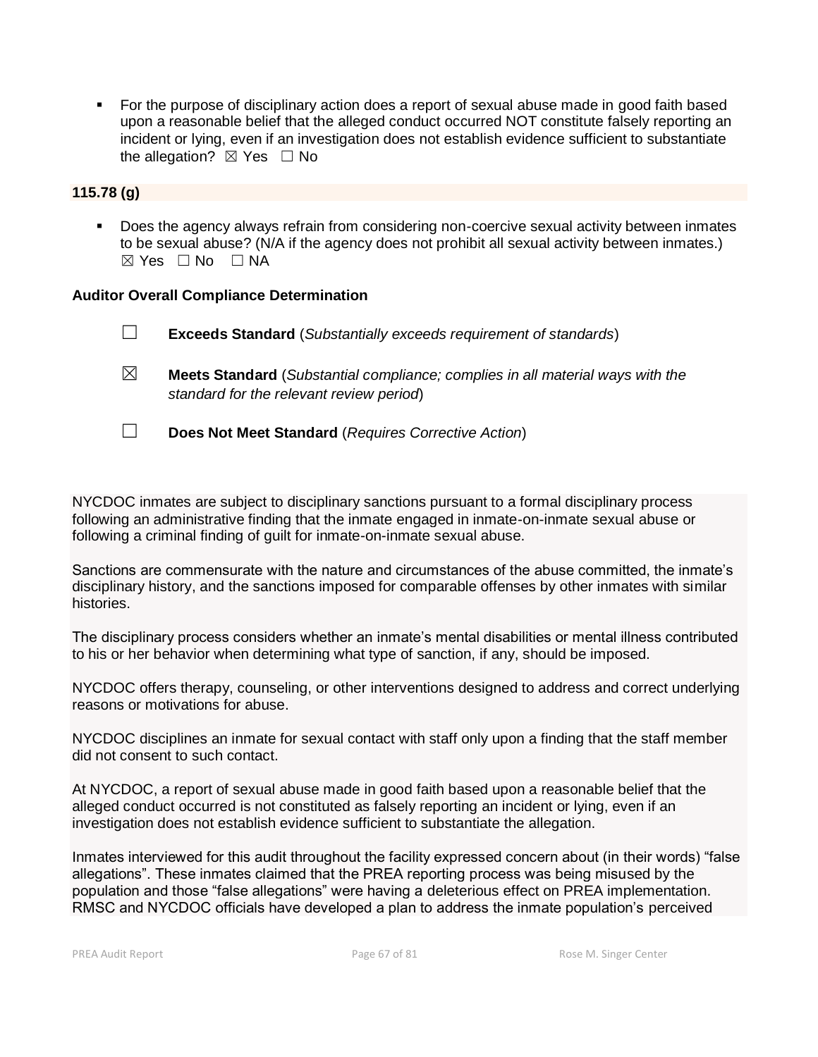- For the purpose of disciplinary action does a report of sexual abuse made in good faith based upon a reasonable belief that the alleged conduct occurred NOT constitute falsely reporting an incident or lying, even if an investigation does not establish evidence sufficient to substantiate the allegation? ☒ Yes ☐ No

**115.78 (g)**

- Does the agency always refrain from considering non-coercive sexual activity between inmates to be sexual abuse? (N/A if the agency does not prohibit all sexual activity between inmates.) ☒ Yes ☐ No ☐ NA

**Auditor Overall Compliance Determination**

☐ **Exceeds Standard** (*Substantially exceeds requirement of standards*)

☒ **Meets Standard** (*Substantial compliance; complies in all material ways with the standard for the relevant review period*)

☐ **Does Not Meet Standard** (*Requires Corrective Action*)

NYCDOC inmates are subject to disciplinary sanctions pursuant to a formal disciplinary process following an administrative finding that the inmate engaged in inmate-on-inmate sexual abuse or following a criminal finding of guilt for inmate-on-inmate sexual abuse.

Sanctions are commensurate with the nature and circumstances of the abuse committed, the inmate's disciplinary history, and the sanctions imposed for comparable offenses by other inmates with similar histories.

The disciplinary process considers whether an inmate's mental disabilities or mental illness contributed to his or her behavior when determining what type of sanction, if any, should be imposed.

NYCDOC offers therapy, counseling, or other interventions designed to address and correct underlying reasons or motivations for abuse.

NYCDOC disciplines an inmate for sexual contact with staff only upon a finding that the staff member did not consent to such contact.

At NYCDOC, a report of sexual abuse made in good faith based upon a reasonable belief that the alleged conduct occurred is not constituted as falsely reporting an incident or lying, even if an investigation does not establish evidence sufficient to substantiate the allegation.

Inmates interviewed for this audit throughout the facility expressed concern about (in their words) "false allegations". These inmates claimed that the PREA reporting process was being misused by the population and those "false allegations" were having a deleterious effect on PREA implementation. RMSC and NYCDOC officials have developed a plan to address the inmate population's perceived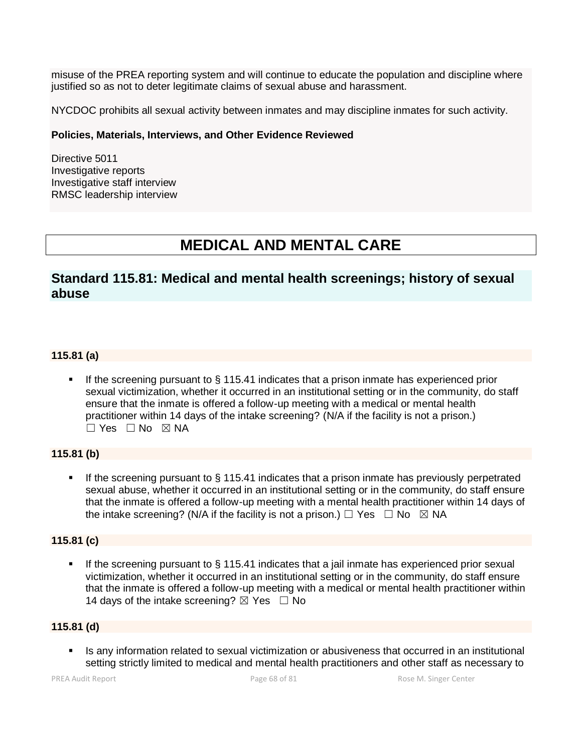misuse of the PREA reporting system and will continue to educate the population and discipline where justified so as not to deter legitimate claims of sexual abuse and harassment.

NYCDOC prohibits all sexual activity between inmates and may discipline inmates for such activity.

**Policies, Materials, Interviews, and Other Evidence Reviewed**

Directive 5011
Investigative reports
Investigative staff interview
RMSC leadership interview

# MEDICAL AND MENTAL CARE

## Standard 115.81: Medical and mental health screenings; history of sexual abuse

### 115.81 (a)

- If the screening pursuant to § 115.41 indicates that a prison inmate has experienced prior sexual victimization, whether it occurred in an institutional setting or in the community, do staff ensure that the inmate is offered a follow-up meeting with a medical or mental health practitioner within 14 days of the intake screening? (N/A if the facility is not a prison.) ☐ Yes ☐ No ☒ NA

### 115.81 (b)

- If the screening pursuant to § 115.41 indicates that a prison inmate has previously perpetrated sexual abuse, whether it occurred in an institutional setting or in the community, do staff ensure that the inmate is offered a follow-up meeting with a mental health practitioner within 14 days of the intake screening? (N/A if the facility is not a prison.) ☐ Yes ☐ No ☒ NA

### 115.81 (c)

- If the screening pursuant to § 115.41 indicates that a jail inmate has experienced prior sexual victimization, whether it occurred in an institutional setting or in the community, do staff ensure that the inmate is offered a follow-up meeting with a medical or mental health practitioner within 14 days of the intake screening? ☒ Yes ☐ No

### 115.81 (d)

- Is any information related to sexual victimization or abusiveness that occurred in an institutional setting strictly limited to medical and mental health practitioners and other staff as necessary to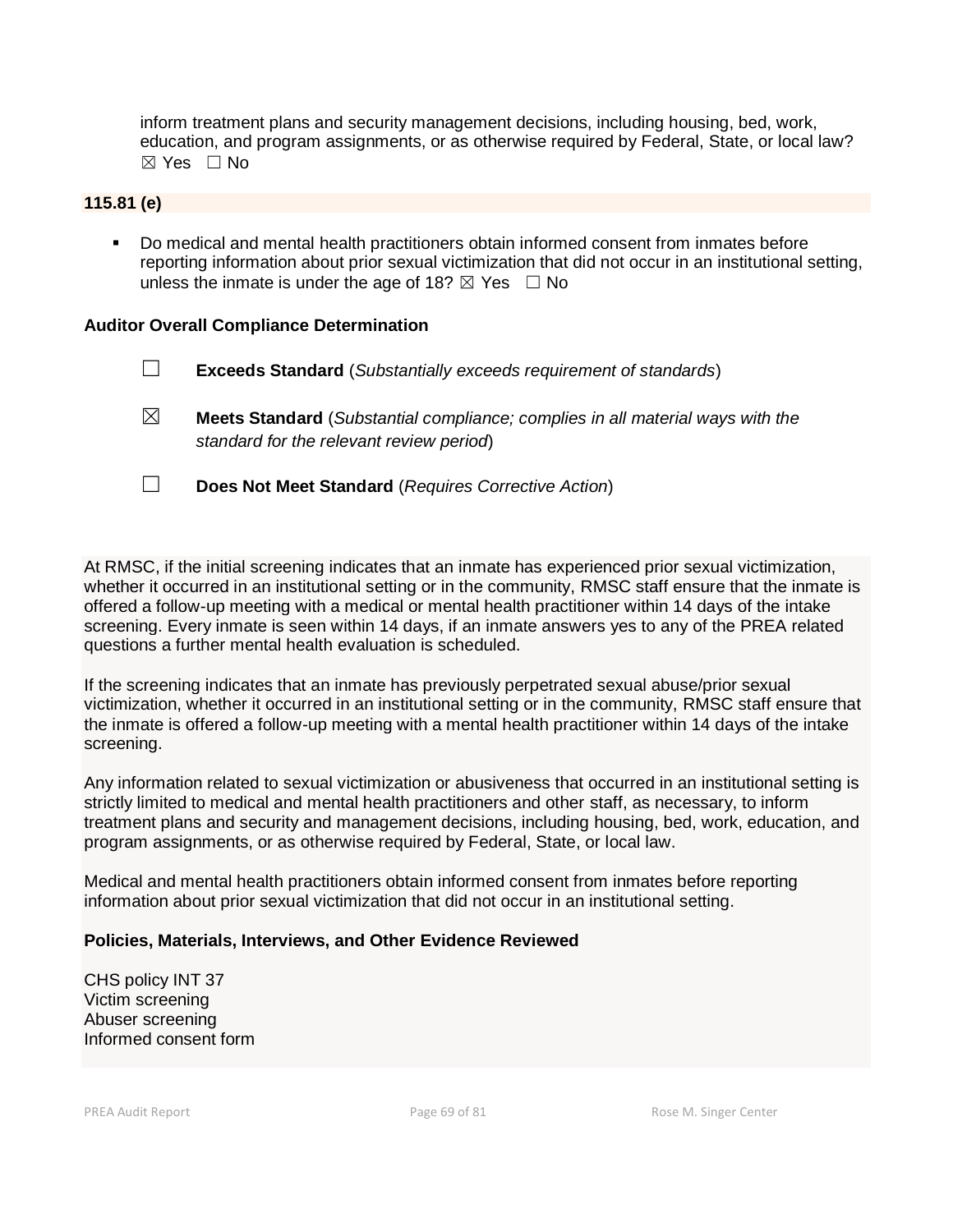inform treatment plans and security management decisions, including housing, bed, work, education, and program assignments, or as otherwise required by Federal, State, or local law? ☒ Yes ☐ No

**115.81 (e)**

- Do medical and mental health practitioners obtain informed consent from inmates before reporting information about prior sexual victimization that did not occur in an institutional setting, unless the inmate is under the age of 18? ☒ Yes ☐ No

**Auditor Overall Compliance Determination**

☐ **Exceeds Standard** (*Substantially exceeds requirement of standards*)

☒ **Meets Standard** (*Substantial compliance; complies in all material ways with the standard for the relevant review period*)

☐ **Does Not Meet Standard** (*Requires Corrective Action*)

At RMSC, if the initial screening indicates that an inmate has experienced prior sexual victimization, whether it occurred in an institutional setting or in the community, RMSC staff ensure that the inmate is offered a follow-up meeting with a medical or mental health practitioner within 14 days of the intake screening. Every inmate is seen within 14 days, if an inmate answers yes to any of the PREA related questions a further mental health evaluation is scheduled.

If the screening indicates that an inmate has previously perpetrated sexual abuse/prior sexual victimization, whether it occurred in an institutional setting or in the community, RMSC staff ensure that the inmate is offered a follow-up meeting with a mental health practitioner within 14 days of the intake screening.

Any information related to sexual victimization or abusiveness that occurred in an institutional setting is strictly limited to medical and mental health practitioners and other staff, as necessary, to inform treatment plans and security and management decisions, including housing, bed, work, education, and program assignments, or as otherwise required by Federal, State, or local law.

Medical and mental health practitioners obtain informed consent from inmates before reporting information about prior sexual victimization that did not occur in an institutional setting.

**Policies, Materials, Interviews, and Other Evidence Reviewed**

CHS policy INT 37
Victim screening
Abuser screening
Informed consent form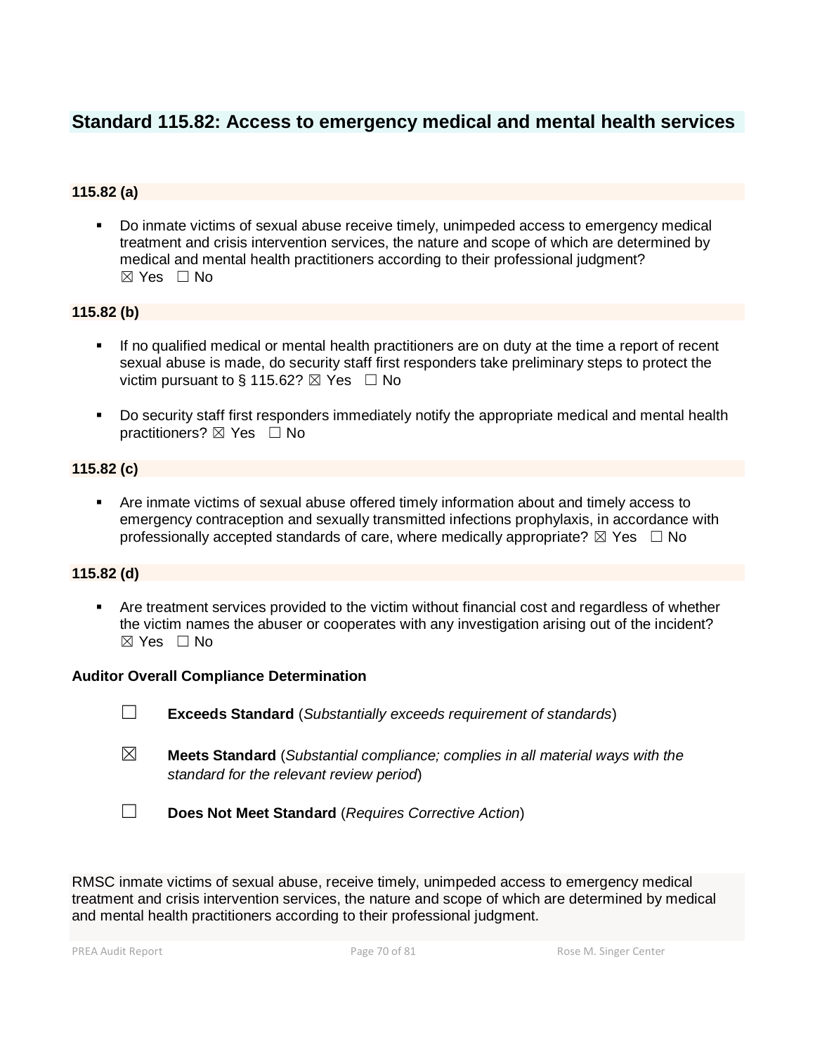## Standard 115.82: Access to emergency medical and mental health services

### 115.82 (a)

- Do inmate victims of sexual abuse receive timely, unimpeded access to emergency medical treatment and crisis intervention services, the nature and scope of which are determined by medical and mental health practitioners according to their professional judgment?
☒ Yes ☐ No

### 115.82 (b)

- If no qualified medical or mental health practitioners are on duty at the time a report of recent sexual abuse is made, do security staff first responders take preliminary steps to protect the victim pursuant to § 115.62? ☒ Yes ☐ No

- Do security staff first responders immediately notify the appropriate medical and mental health practitioners? ☒ Yes ☐ No

### 115.82 (c)

- Are inmate victims of sexual abuse offered timely information about and timely access to emergency contraception and sexually transmitted infections prophylaxis, in accordance with professionally accepted standards of care, where medically appropriate? ☒ Yes ☐ No

### 115.82 (d)

- Are treatment services provided to the victim without financial cost and regardless of whether the victim names the abuser or cooperates with any investigation arising out of the incident?
☒ Yes ☐ No

**Auditor Overall Compliance Determination**

☐ **Exceeds Standard** (*Substantially exceeds requirement of standards*)

☒ **Meets Standard** (*Substantial compliance; complies in all material ways with the standard for the relevant review period*)

☐ **Does Not Meet Standard** (*Requires Corrective Action*)

RMSC inmate victims of sexual abuse, receive timely, unimpeded access to emergency medical treatment and crisis intervention services, the nature and scope of which are determined by medical and mental health practitioners according to their professional judgment.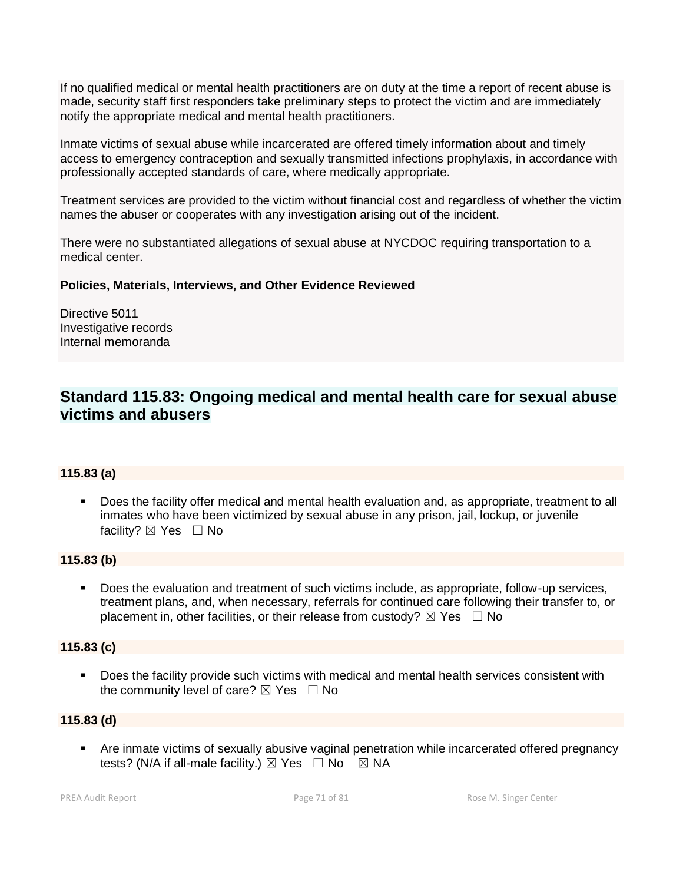If no qualified medical or mental health practitioners are on duty at the time a report of recent abuse is made, security staff first responders take preliminary steps to protect the victim and are immediately notify the appropriate medical and mental health practitioners.

Inmate victims of sexual abuse while incarcerated are offered timely information about and timely access to emergency contraception and sexually transmitted infections prophylaxis, in accordance with professionally accepted standards of care, where medically appropriate.

Treatment services are provided to the victim without financial cost and regardless of whether the victim names the abuser or cooperates with any investigation arising out of the incident.

There were no substantiated allegations of sexual abuse at NYCDOC requiring transportation to a medical center.

**Policies, Materials, Interviews, and Other Evidence Reviewed**

Directive 5011
Investigative records
Internal memoranda

## Standard 115.83: Ongoing medical and mental health care for sexual abuse victims and abusers

**115.83 (a)**

- Does the facility offer medical and mental health evaluation and, as appropriate, treatment to all inmates who have been victimized by sexual abuse in any prison, jail, lockup, or juvenile facility? ☒ Yes ☐ No

**115.83 (b)**

- Does the evaluation and treatment of such victims include, as appropriate, follow-up services, treatment plans, and, when necessary, referrals for continued care following their transfer to, or placement in, other facilities, or their release from custody? ☒ Yes ☐ No

**115.83 (c)**

- Does the facility provide such victims with medical and mental health services consistent with the community level of care? ☒ Yes ☐ No

**115.83 (d)**

- Are inmate victims of sexually abusive vaginal penetration while incarcerated offered pregnancy tests? (N/A if all-male facility.) ☒ Yes ☐ No ☒ NA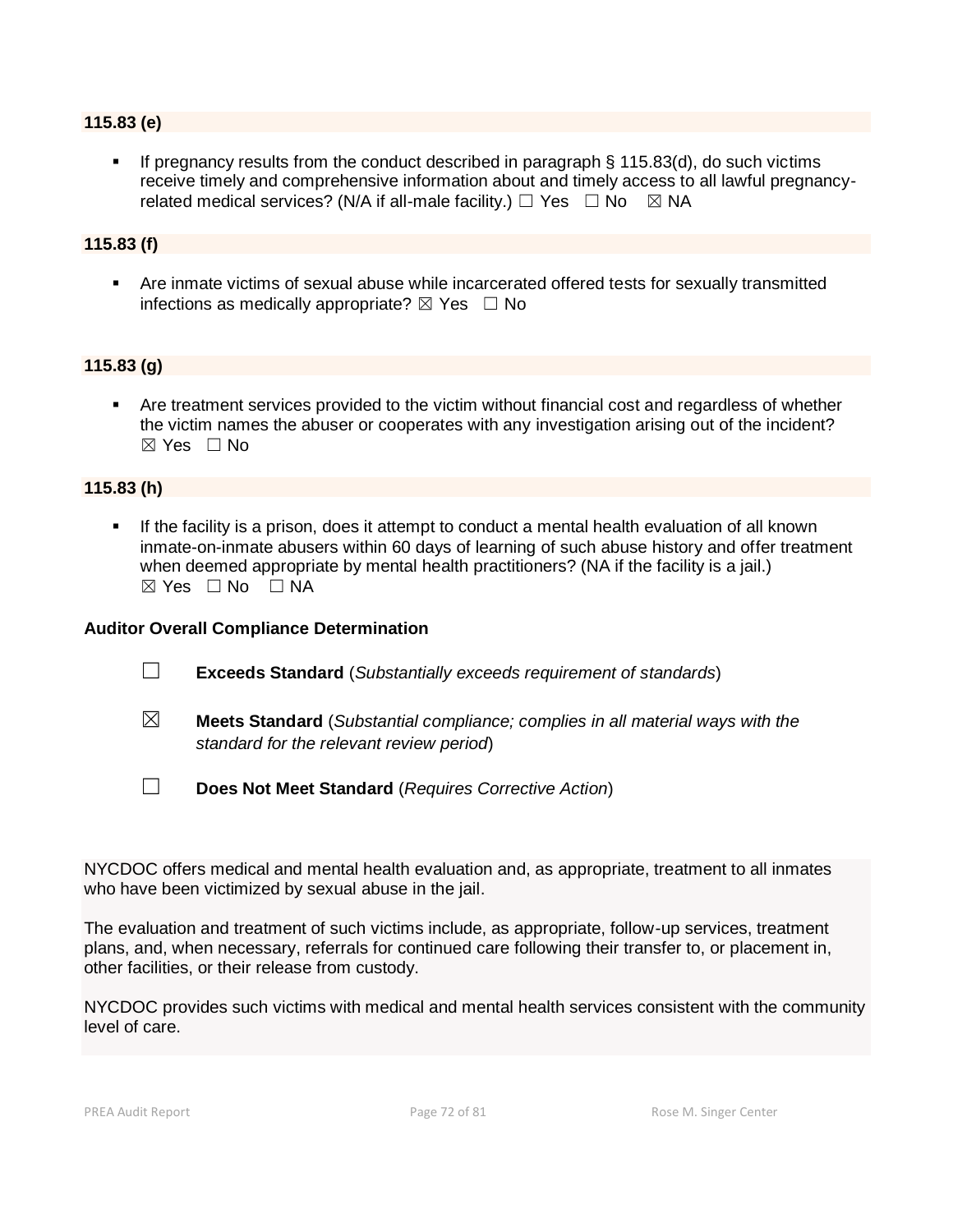**115.83 (e)**

- If pregnancy results from the conduct described in paragraph § 115.83(d), do such victims receive timely and comprehensive information about and timely access to all lawful pregnancy-related medical services? (N/A if all-male facility.) ☐ Yes ☐ No ☒ NA

**115.83 (f)**

- Are inmate victims of sexual abuse while incarcerated offered tests for sexually transmitted infections as medically appropriate? ☒ Yes ☐ No

**115.83 (g)**

- Are treatment services provided to the victim without financial cost and regardless of whether the victim names the abuser or cooperates with any investigation arising out of the incident? ☒ Yes ☐ No

**115.83 (h)**

- If the facility is a prison, does it attempt to conduct a mental health evaluation of all known inmate-on-inmate abusers within 60 days of learning of such abuse history and offer treatment when deemed appropriate by mental health practitioners? (NA if the facility is a jail.) ☒ Yes ☐ No ☐ NA

**Auditor Overall Compliance Determination**

☐ **Exceeds Standard** (*Substantially exceeds requirement of standards*)

☒ **Meets Standard** (*Substantial compliance; complies in all material ways with the standard for the relevant review period*)

☐ **Does Not Meet Standard** (*Requires Corrective Action*)

NYCDOC offers medical and mental health evaluation and, as appropriate, treatment to all inmates who have been victimized by sexual abuse in the jail.

The evaluation and treatment of such victims include, as appropriate, follow-up services, treatment plans, and, when necessary, referrals for continued care following their transfer to, or placement in, other facilities, or their release from custody.

NYCDOC provides such victims with medical and mental health services consistent with the community level of care.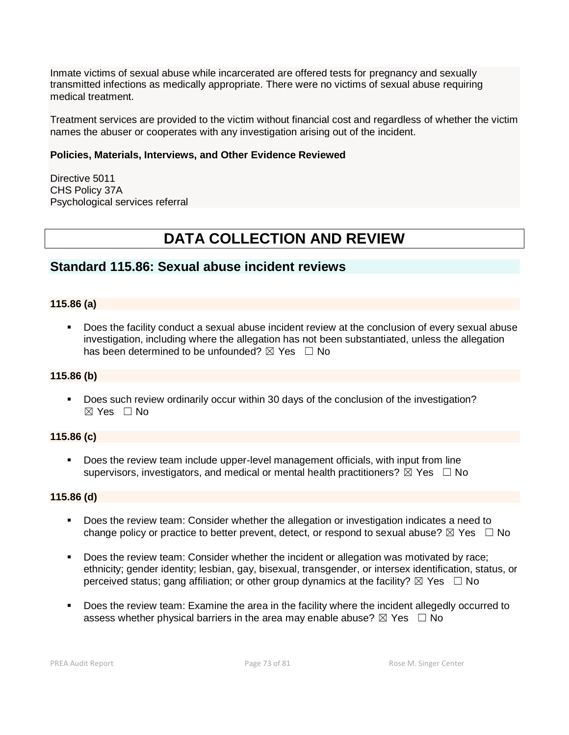Inmate victims of sexual abuse while incarcerated are offered tests for pregnancy and sexually transmitted infections as medically appropriate. There were no victims of sexual abuse requiring medical treatment.

Treatment services are provided to the victim without financial cost and regardless of whether the victim names the abuser or cooperates with any investigation arising out of the incident.

**Policies, Materials, Interviews, and Other Evidence Reviewed**

Directive 5011
CHS Policy 37A
Psychological services referral

# DATA COLLECTION AND REVIEW

## Standard 115.86: Sexual abuse incident reviews

**115.86 (a)**

- Does the facility conduct a sexual abuse incident review at the conclusion of every sexual abuse investigation, including where the allegation has not been substantiated, unless the allegation has been determined to be unfounded? ☒ Yes ☐ No

**115.86 (b)**

- Does such review ordinarily occur within 30 days of the conclusion of the investigation? ☒ Yes ☐ No

**115.86 (c)**

- Does the review team include upper-level management officials, with input from line supervisors, investigators, and medical or mental health practitioners? ☒ Yes ☐ No

**115.86 (d)**

- Does the review team: Consider whether the allegation or investigation indicates a need to change policy or practice to better prevent, detect, or respond to sexual abuse? ☒ Yes ☐ No
- Does the review team: Consider whether the incident or allegation was motivated by race; ethnicity; gender identity; lesbian, gay, bisexual, transgender, or intersex identification, status, or perceived status; gang affiliation; or other group dynamics at the facility? ☒ Yes ☐ No
- Does the review team: Examine the area in the facility where the incident allegedly occurred to assess whether physical barriers in the area may enable abuse? ☒ Yes ☐ No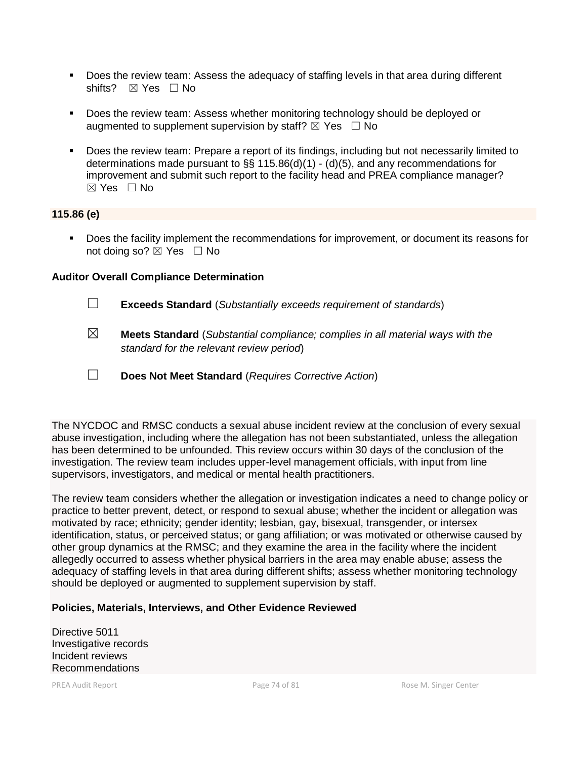- Does the review team: Assess the adequacy of staffing levels in that area during different shifts? ☒ Yes ☐ No

- Does the review team: Assess whether monitoring technology should be deployed or augmented to supplement supervision by staff? ☒ Yes ☐ No

- Does the review team: Prepare a report of its findings, including but not necessarily limited to determinations made pursuant to §§ 115.86(d)(1) - (d)(5), and any recommendations for improvement and submit such report to the facility head and PREA compliance manager? ☒ Yes ☐ No

**115.86 (e)**

- Does the facility implement the recommendations for improvement, or document its reasons for not doing so? ☒ Yes ☐ No

**Auditor Overall Compliance Determination**

☐ **Exceeds Standard** (*Substantially exceeds requirement of standards*)

☒ **Meets Standard** (*Substantial compliance; complies in all material ways with the standard for the relevant review period*)

☐ **Does Not Meet Standard** (*Requires Corrective Action*)

The NYCDOC and RMSC conducts a sexual abuse incident review at the conclusion of every sexual abuse investigation, including where the allegation has not been substantiated, unless the allegation has been determined to be unfounded. This review occurs within 30 days of the conclusion of the investigation. The review team includes upper-level management officials, with input from line supervisors, investigators, and medical or mental health practitioners.

The review team considers whether the allegation or investigation indicates a need to change policy or practice to better prevent, detect, or respond to sexual abuse; whether the incident or allegation was motivated by race; ethnicity; gender identity; lesbian, gay, bisexual, transgender, or intersex identification, status, or perceived status; or gang affiliation; or was motivated or otherwise caused by other group dynamics at the RMSC; and they examine the area in the facility where the incident allegedly occurred to assess whether physical barriers in the area may enable abuse; assess the adequacy of staffing levels in that area during different shifts; assess whether monitoring technology should be deployed or augmented to supplement supervision by staff.

**Policies, Materials, Interviews, and Other Evidence Reviewed**

Directive 5011
Investigative records
Incident reviews
Recommendations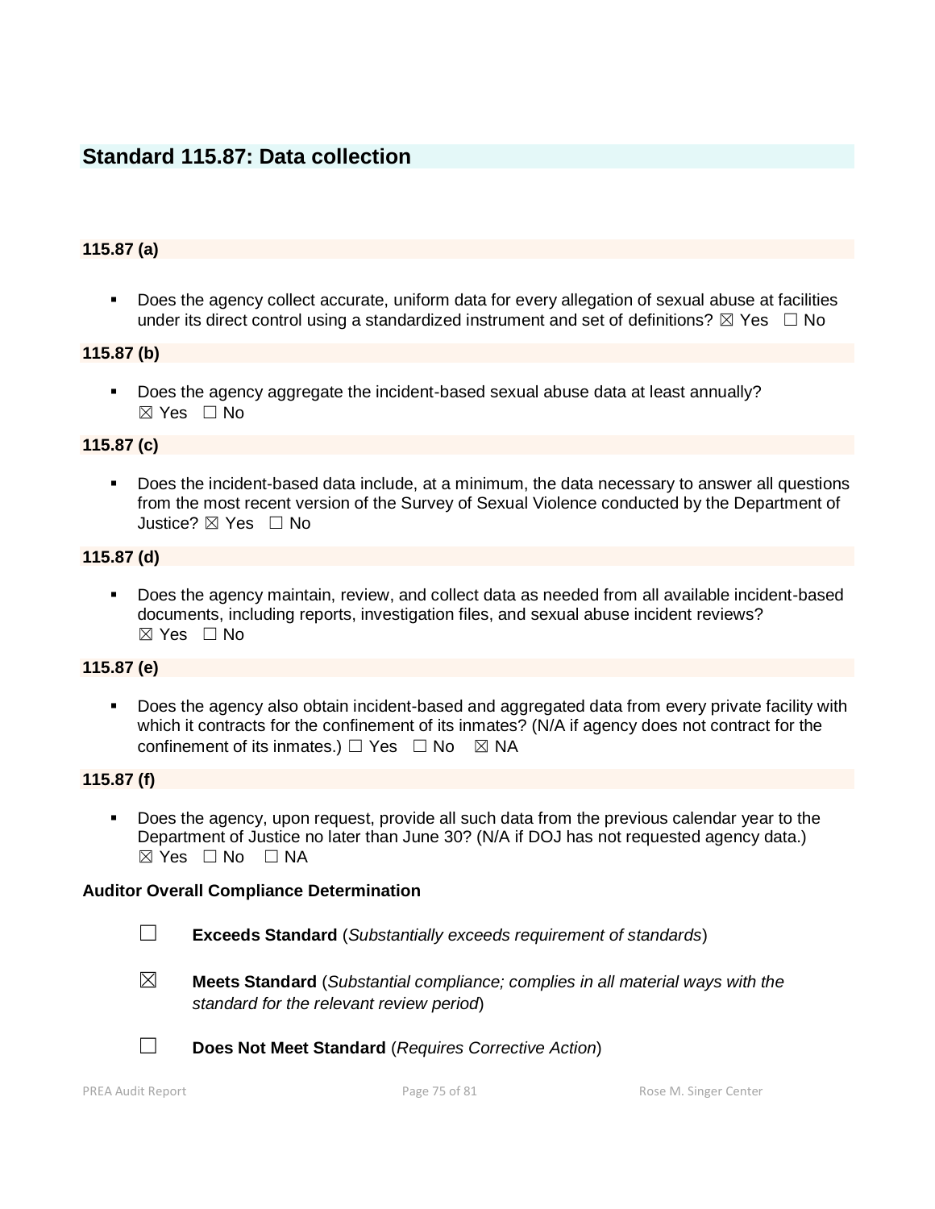## Standard 115.87: Data collection

### 115.87 (a)

- Does the agency collect accurate, uniform data for every allegation of sexual abuse at facilities under its direct control using a standardized instrument and set of definitions? ☒ Yes ☐ No

### 115.87 (b)

- Does the agency aggregate the incident-based sexual abuse data at least annually? ☒ Yes ☐ No

### 115.87 (c)

- Does the incident-based data include, at a minimum, the data necessary to answer all questions from the most recent version of the Survey of Sexual Violence conducted by the Department of Justice? ☒ Yes ☐ No

### 115.87 (d)

- Does the agency maintain, review, and collect data as needed from all available incident-based documents, including reports, investigation files, and sexual abuse incident reviews? ☒ Yes ☐ No

### 115.87 (e)

- Does the agency also obtain incident-based and aggregated data from every private facility with which it contracts for the confinement of its inmates? (N/A if agency does not contract for the confinement of its inmates.) ☐ Yes ☐ No ☒ NA

### 115.87 (f)

- Does the agency, upon request, provide all such data from the previous calendar year to the Department of Justice no later than June 30? (N/A if DOJ has not requested agency data.) ☒ Yes ☐ No ☐ NA

**Auditor Overall Compliance Determination**

☐ **Exceeds Standard** (*Substantially exceeds requirement of standards*)

☒ **Meets Standard** (*Substantial compliance; complies in all material ways with the standard for the relevant review period*)

☐ **Does Not Meet Standard** (*Requires Corrective Action*)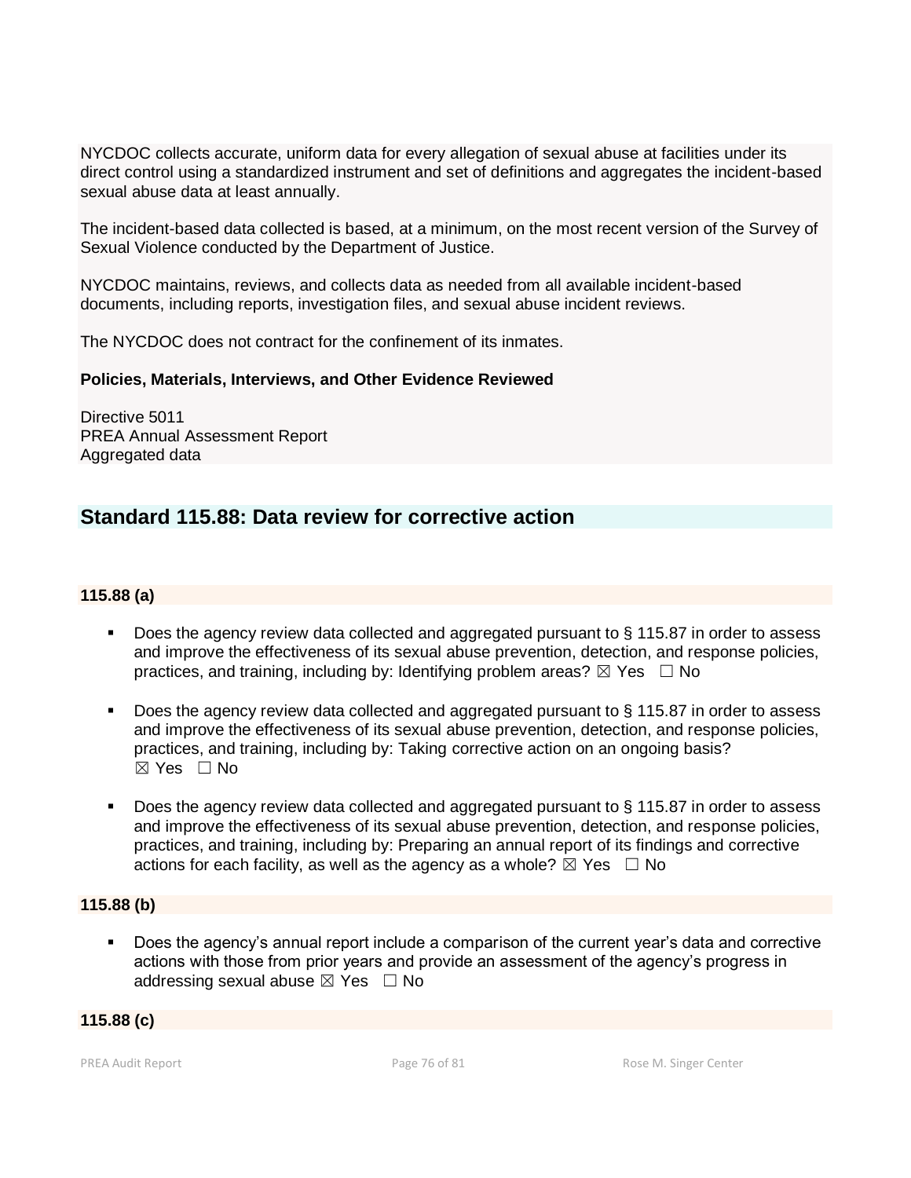NYCDOC collects accurate, uniform data for every allegation of sexual abuse at facilities under its direct control using a standardized instrument and set of definitions and aggregates the incident-based sexual abuse data at least annually.

The incident-based data collected is based, at a minimum, on the most recent version of the Survey of Sexual Violence conducted by the Department of Justice.

NYCDOC maintains, reviews, and collects data as needed from all available incident-based documents, including reports, investigation files, and sexual abuse incident reviews.

The NYCDOC does not contract for the confinement of its inmates.

**Policies, Materials, Interviews, and Other Evidence Reviewed**

Directive 5011
PREA Annual Assessment Report
Aggregated data

## Standard 115.88: Data review for corrective action

**115.88 (a)**

- Does the agency review data collected and aggregated pursuant to § 115.87 in order to assess and improve the effectiveness of its sexual abuse prevention, detection, and response policies, practices, and training, including by: Identifying problem areas? ☒ Yes ☐ No
- Does the agency review data collected and aggregated pursuant to § 115.87 in order to assess and improve the effectiveness of its sexual abuse prevention, detection, and response policies, practices, and training, including by: Taking corrective action on an ongoing basis? ☒ Yes ☐ No
- Does the agency review data collected and aggregated pursuant to § 115.87 in order to assess and improve the effectiveness of its sexual abuse prevention, detection, and response policies, practices, and training, including by: Preparing an annual report of its findings and corrective actions for each facility, as well as the agency as a whole? ☒ Yes ☐ No

**115.88 (b)**

- Does the agency's annual report include a comparison of the current year's data and corrective actions with those from prior years and provide an assessment of the agency's progress in addressing sexual abuse ☒ Yes ☐ No

**115.88 (c)**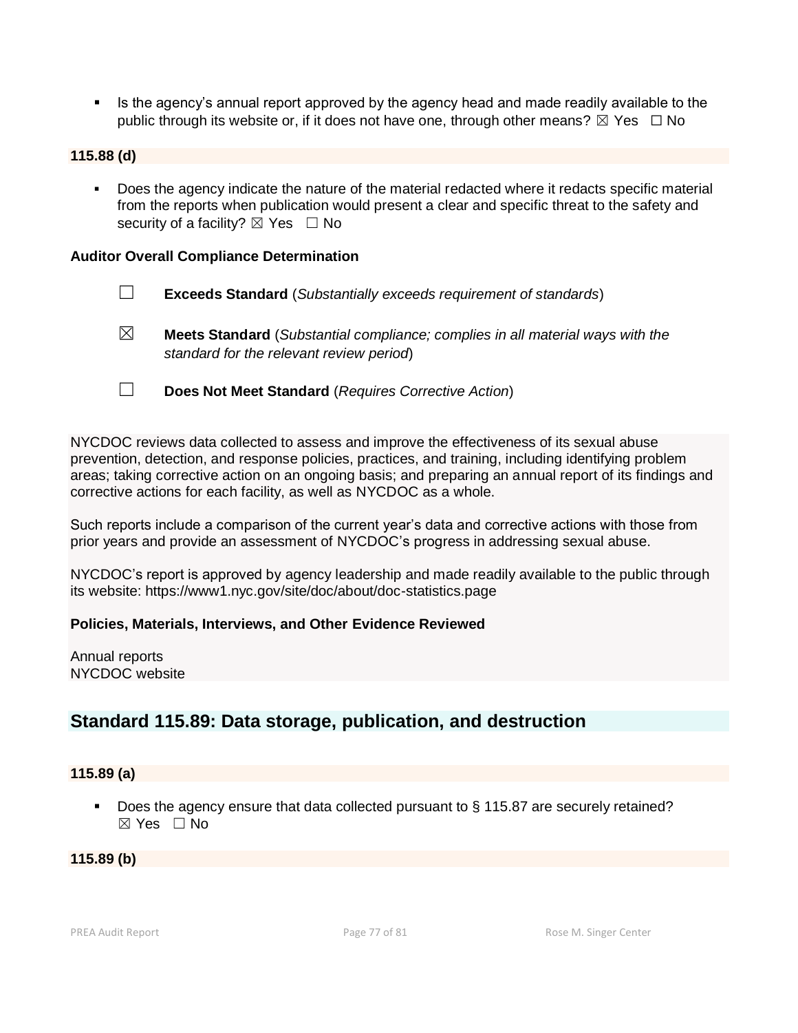- Is the agency's annual report approved by the agency head and made readily available to the public through its website or, if it does not have one, through other means? ☒ Yes ☐ No

**115.88 (d)**

- Does the agency indicate the nature of the material redacted where it redacts specific material from the reports when publication would present a clear and specific threat to the safety and security of a facility? ☒ Yes ☐ No

**Auditor Overall Compliance Determination**

☐ **Exceeds Standard** (*Substantially exceeds requirement of standards*)

☒ **Meets Standard** (*Substantial compliance; complies in all material ways with the standard for the relevant review period*)

☐ **Does Not Meet Standard** (*Requires Corrective Action*)

NYCDOC reviews data collected to assess and improve the effectiveness of its sexual abuse prevention, detection, and response policies, practices, and training, including identifying problem areas; taking corrective action on an ongoing basis; and preparing an annual report of its findings and corrective actions for each facility, as well as NYCDOC as a whole.

Such reports include a comparison of the current year's data and corrective actions with those from prior years and provide an assessment of NYCDOC's progress in addressing sexual abuse.

NYCDOC's report is approved by agency leadership and made readily available to the public through its website: https://www1.nyc.gov/site/doc/about/doc-statistics.page

**Policies, Materials, Interviews, and Other Evidence Reviewed**

Annual reports
NYCDOC website

## Standard 115.89: Data storage, publication, and destruction

**115.89 (a)**

- Does the agency ensure that data collected pursuant to § 115.87 are securely retained? ☒ Yes ☐ No

**115.89 (b)**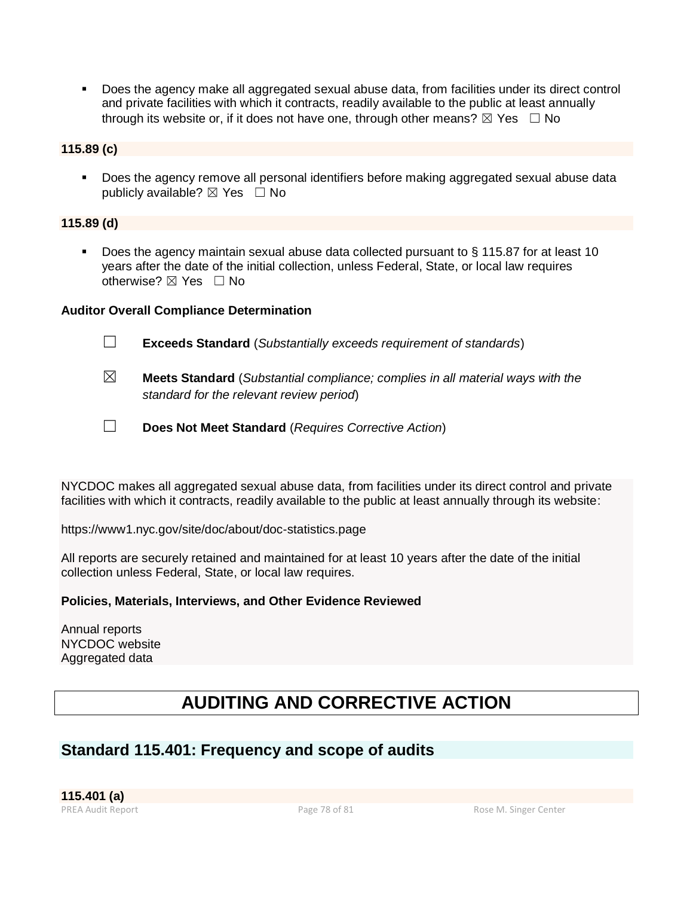- Does the agency make all aggregated sexual abuse data, from facilities under its direct control and private facilities with which it contracts, readily available to the public at least annually through its website or, if it does not have one, through other means? ☒ Yes ☐ No

**115.89 (c)**

- Does the agency remove all personal identifiers before making aggregated sexual abuse data publicly available? ☒ Yes ☐ No

**115.89 (d)**

- Does the agency maintain sexual abuse data collected pursuant to § 115.87 for at least 10 years after the date of the initial collection, unless Federal, State, or local law requires otherwise? ☒ Yes ☐ No

**Auditor Overall Compliance Determination**

☐ **Exceeds Standard** (*Substantially exceeds requirement of standards*)

☒ **Meets Standard** (*Substantial compliance; complies in all material ways with the standard for the relevant review period*)

☐ **Does Not Meet Standard** (*Requires Corrective Action*)

NYCDOC makes all aggregated sexual abuse data, from facilities under its direct control and private facilities with which it contracts, readily available to the public at least annually through its website:

https://www1.nyc.gov/site/doc/about/doc-statistics.page

All reports are securely retained and maintained for at least 10 years after the date of the initial collection unless Federal, State, or local law requires.

**Policies, Materials, Interviews, and Other Evidence Reviewed**

Annual reports
NYCDOC website
Aggregated data

# AUDITING AND CORRECTIVE ACTION

## Standard 115.401: Frequency and scope of audits

**115.401 (a)**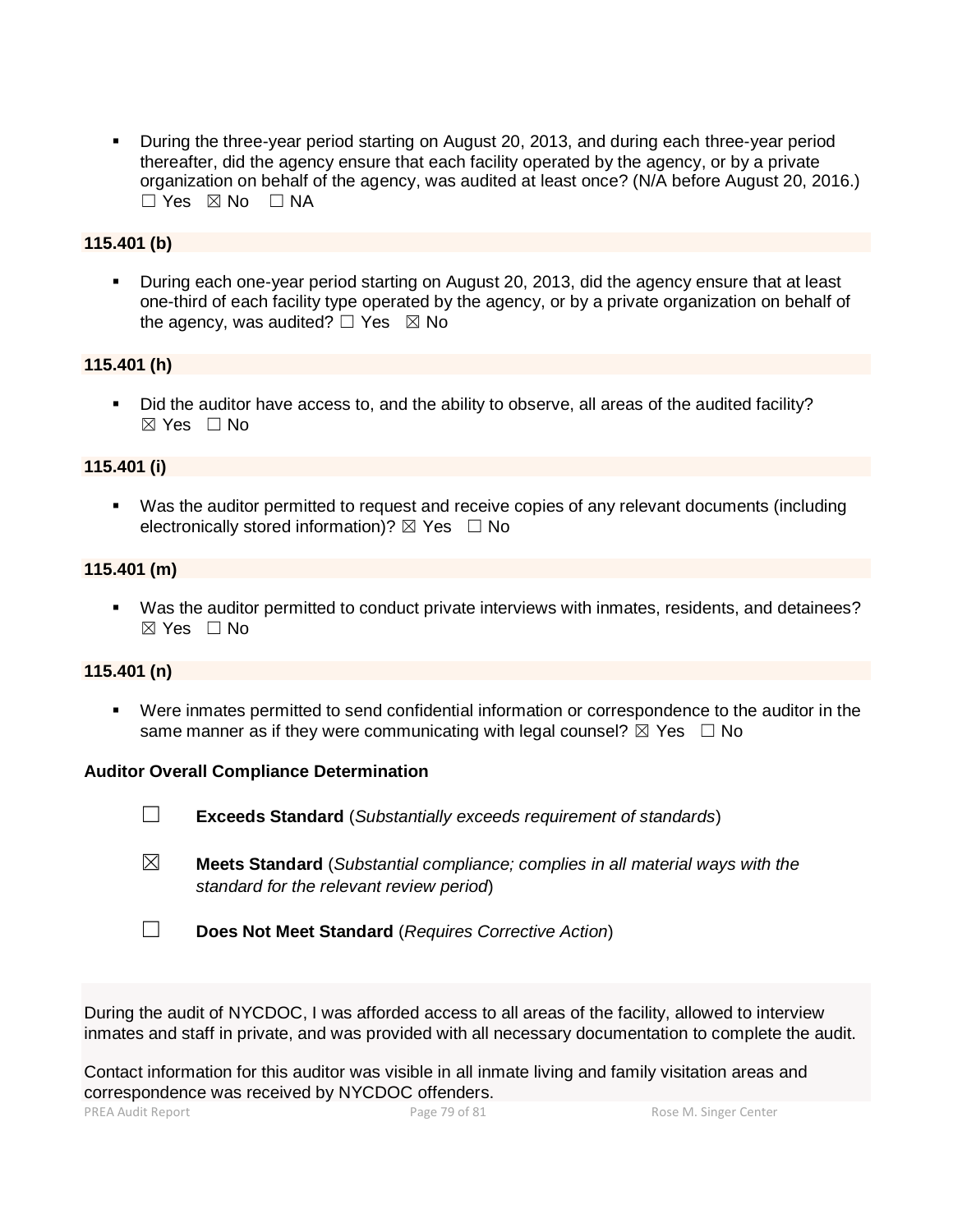- During the three-year period starting on August 20, 2013, and during each three-year period thereafter, did the agency ensure that each facility operated by the agency, or by a private organization on behalf of the agency, was audited at least once? (N/A before August 20, 2016.) ☐ Yes ☒ No ☐ NA

**115.401 (b)**

- During each one-year period starting on August 20, 2013, did the agency ensure that at least one-third of each facility type operated by the agency, or by a private organization on behalf of the agency, was audited? ☐ Yes ☒ No

**115.401 (h)**

- Did the auditor have access to, and the ability to observe, all areas of the audited facility? ☒ Yes ☐ No

**115.401 (i)**

- Was the auditor permitted to request and receive copies of any relevant documents (including electronically stored information)? ☒ Yes ☐ No

**115.401 (m)**

- Was the auditor permitted to conduct private interviews with inmates, residents, and detainees? ☒ Yes ☐ No

**115.401 (n)**

- Were inmates permitted to send confidential information or correspondence to the auditor in the same manner as if they were communicating with legal counsel? ☒ Yes ☐ No

**Auditor Overall Compliance Determination**

☐ **Exceeds Standard** (*Substantially exceeds requirement of standards*)

☒ **Meets Standard** (*Substantial compliance; complies in all material ways with the standard for the relevant review period*)

☐ **Does Not Meet Standard** (*Requires Corrective Action*)

During the audit of NYCDOC, I was afforded access to all areas of the facility, allowed to interview inmates and staff in private, and was provided with all necessary documentation to complete the audit.

Contact information for this auditor was visible in all inmate living and family visitation areas and correspondence was received by NYCDOC offenders.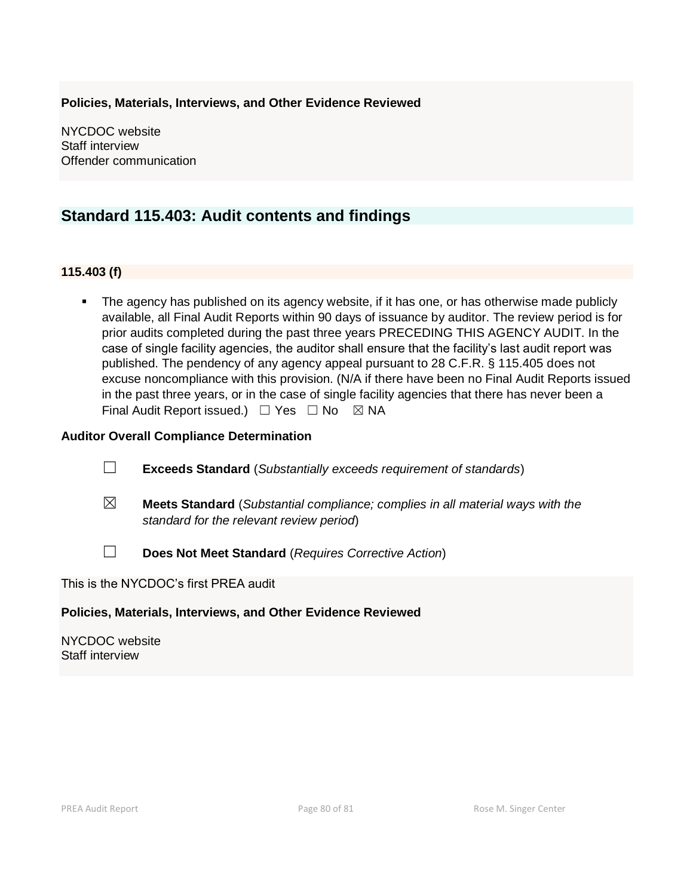**Policies, Materials, Interviews, and Other Evidence Reviewed**

NYCDOC website
Staff interview
Offender communication

## Standard 115.403: Audit contents and findings

### 115.403 (f)

- The agency has published on its agency website, if it has one, or has otherwise made publicly available, all Final Audit Reports within 90 days of issuance by auditor. The review period is for prior audits completed during the past three years PRECEDING THIS AGENCY AUDIT. In the case of single facility agencies, the auditor shall ensure that the facility's last audit report was published. The pendency of any agency appeal pursuant to 28 C.F.R. § 115.405 does not excuse noncompliance with this provision. (N/A if there have been no Final Audit Reports issued in the past three years, or in the case of single facility agencies that there has never been a Final Audit Report issued.) ☐ Yes ☐ No ☒ NA

**Auditor Overall Compliance Determination**

☐ **Exceeds Standard** (*Substantially exceeds requirement of standards*)

☒ **Meets Standard** (*Substantial compliance; complies in all material ways with the standard for the relevant review period*)

☐ **Does Not Meet Standard** (*Requires Corrective Action*)

This is the NYCDOC's first PREA audit

**Policies, Materials, Interviews, and Other Evidence Reviewed**

NYCDOC website
Staff interview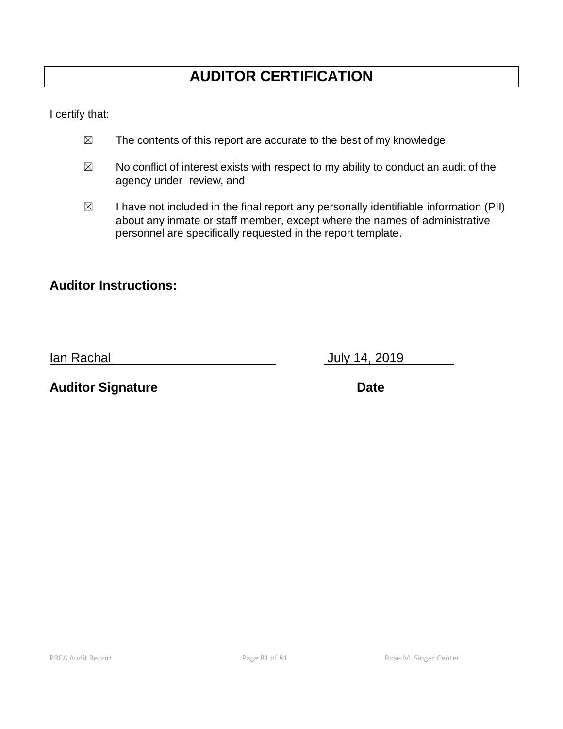# AUDITOR CERTIFICATION

I certify that:

☒ The contents of this report are accurate to the best of my knowledge.

☒ No conflict of interest exists with respect to my ability to conduct an audit of the agency under review, and

☒ I have not included in the final report any personally identifiable information (PII) about any inmate or staff member, except where the names of administrative personnel are specifically requested in the report template.

**Auditor Instructions:**

Ian Rachal                                July 14, 2019

**Auditor Signature**                                **Date**